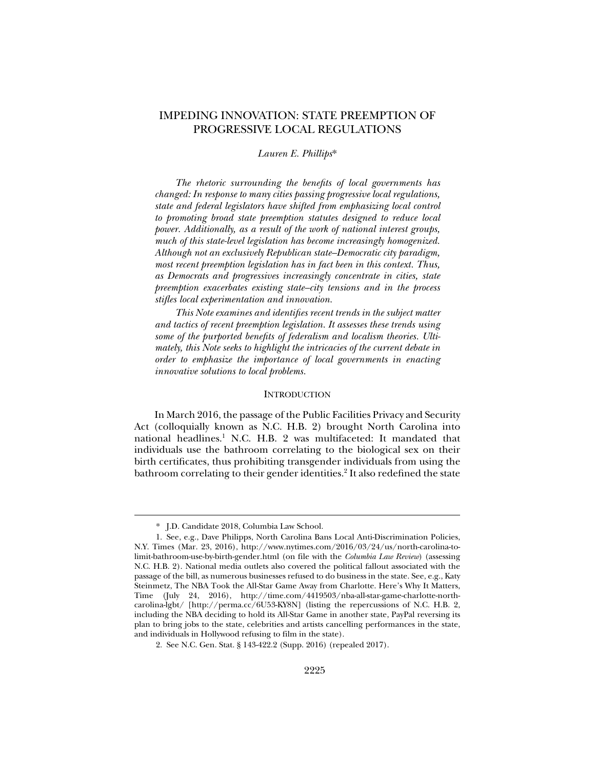# IMPEDING INNOVATION: STATE PREEMPTION OF PROGRESSIVE LOCAL REGULATIONS

*Lauren E. Phillips**

*The rhetoric surrounding the benefits of local governments has changed: In response to many cities passing progressive local regulations, state and federal legislators have shifted from emphasizing local control to promoting broad state preemption statutes designed to reduce local power. Additionally, as a result of the work of national interest groups, much of this state-level legislation has become increasingly homogenized. Although not an exclusively Republican state–Democratic city paradigm, most recent preemption legislation has in fact been in this context. Thus, as Democrats and progressives increasingly concentrate in cities, state preemption exacerbates existing state–city tensions and in the process stifles local experimentation and innovation.*

*This Note examines and identifies recent trends in the subject matter and tactics of recent preemption legislation. It assesses these trends using some of the purported benefits of federalism and localism theories. Ultimately, this Note seeks to highlight the intricacies of the current debate in order to emphasize the importance of local governments in enacting innovative solutions to local problems.*

## INTRODUCTION

In March 2016, the passage of the Public Facilities Privacy and Security Act (colloquially known as N.C. H.B. 2) brought North Carolina into national headlines.[1] N.C. H.B. 2 was multifaceted: It mandated that individuals use the bathroom correlating to the biological sex on their birth certificates, thus prohibiting transgender individuals from using the bathroom correlating to their gender identities.[2] It also redefined the state

---

\* J.D. Candidate 2018, Columbia Law School.

1. See, e.g., Dave Philipps, North Carolina Bans Local Anti-Discrimination Policies, N.Y. Times (Mar. 23, 2016), http://www.nytimes.com/2016/03/24/us/north-carolina-to-limit-bathroom-use-by-birth-gender.html (on file with the *Columbia Law Review*) (assessing N.C. H.B. 2). National media outlets also covered the political fallout associated with the passage of the bill, as numerous businesses refused to do business in the state. See, e.g., Katy Steinmetz, The NBA Took the All-Star Game Away from Charlotte. Here's Why It Matters, Time (July 24, 2016), http://time.com/4419503/nba-all-star-game-charlotte-north-carolina-lgbt/ [http://perma.cc/6U53-KY8N] (listing the repercussions of N.C. H.B. 2, including the NBA deciding to hold its All-Star Game in another state, PayPal reversing its plan to bring jobs to the state, celebrities and artists cancelling performances in the state, and individuals in Hollywood refusing to film in the state).

2. See N.C. Gen. Stat. § 143-422.2 (Supp. 2016) (repealed 2017).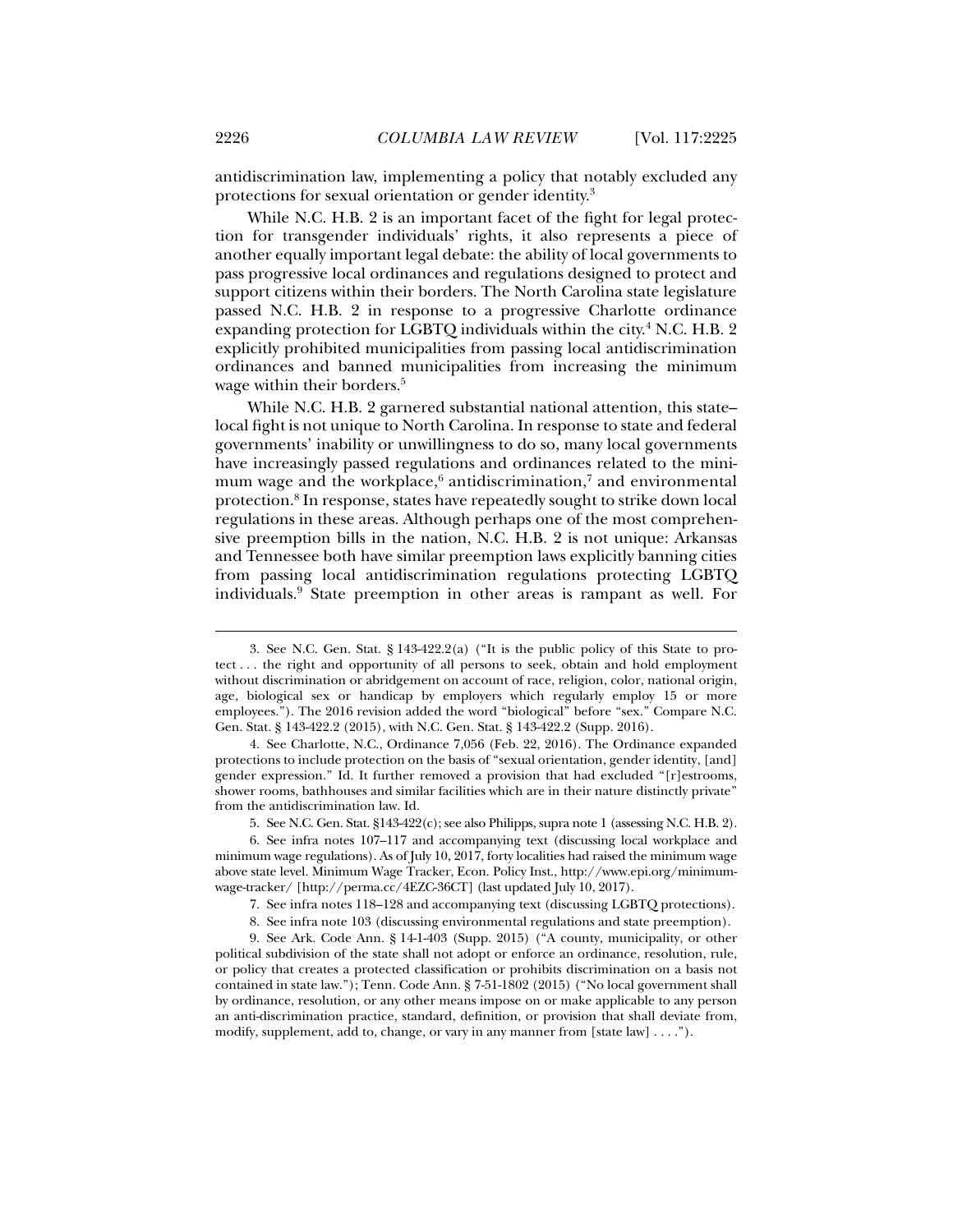antidiscrimination law, implementing a policy that notably excluded any protections for sexual orientation or gender identity.[3]

While N.C. H.B. 2 is an important facet of the fight for legal protection for transgender individuals' rights, it also represents a piece of another equally important legal debate: the ability of local governments to pass progressive local ordinances and regulations designed to protect and support citizens within their borders. The North Carolina state legislature passed N.C. H.B. 2 in response to a progressive Charlotte ordinance expanding protection for LGBTQ individuals within the city.[4] N.C. H.B. 2 explicitly prohibited municipalities from passing local antidiscrimination ordinances and banned municipalities from increasing the minimum wage within their borders.[5]

While N.C. H.B. 2 garnered substantial national attention, this state–local fight is not unique to North Carolina. In response to state and federal governments' inability or unwillingness to do so, many local governments have increasingly passed regulations and ordinances related to the minimum wage and the workplace,[6] antidiscrimination,[7] and environmental protection.[8] In response, states have repeatedly sought to strike down local regulations in these areas. Although perhaps one of the most comprehensive preemption bills in the nation, N.C. H.B. 2 is not unique: Arkansas and Tennessee both have similar preemption laws explicitly banning cities from passing local antidiscrimination regulations protecting LGBTQ individuals.[9] State preemption in other areas is rampant as well. For

---

3. See N.C. Gen. Stat. § 143-422.2(a) ("It is the public policy of this State to protect . . . the right and opportunity of all persons to seek, obtain and hold employment without discrimination or abridgement on account of race, religion, color, national origin, age, biological sex or handicap by employers which regularly employ 15 or more employees."). The 2016 revision added the word "biological" before "sex." Compare N.C. Gen. Stat. § 143-422.2 (2015), with N.C. Gen. Stat. § 143-422.2 (Supp. 2016).

4. See Charlotte, N.C., Ordinance 7,056 (Feb. 22, 2016). The Ordinance expanded protections to include protection on the basis of "sexual orientation, gender identity, [and] gender expression." Id. It further removed a provision that had excluded "[r]estrooms, shower rooms, bathhouses and similar facilities which are in their nature distinctly private" from the antidiscrimination law. Id.

5. See N.C. Gen. Stat. §143-422(c); see also Philipps, supra note 1 (assessing N.C. H.B. 2).

6. See infra notes 107–117 and accompanying text (discussing local workplace and minimum wage regulations). As of July 10, 2017, forty localities had raised the minimum wage above state level. Minimum Wage Tracker, Econ. Policy Inst., http://www.epi.org/minimum-wage-tracker/ [http://perma.cc/4EZC-36CT] (last updated July 10, 2017).

7. See infra notes 118–128 and accompanying text (discussing LGBTQ protections).

8. See infra note 103 (discussing environmental regulations and state preemption).

9. See Ark. Code Ann. § 14-1-403 (Supp. 2015) ("A county, municipality, or other political subdivision of the state shall not adopt or enforce an ordinance, resolution, rule, or policy that creates a protected classification or prohibits discrimination on a basis not contained in state law."); Tenn. Code Ann. § 7-51-1802 (2015) ("No local government shall by ordinance, resolution, or any other means impose on or make applicable to any person an anti-discrimination practice, standard, definition, or provision that shall deviate from, modify, supplement, add to, change, or vary in any manner from [state law] . . . .").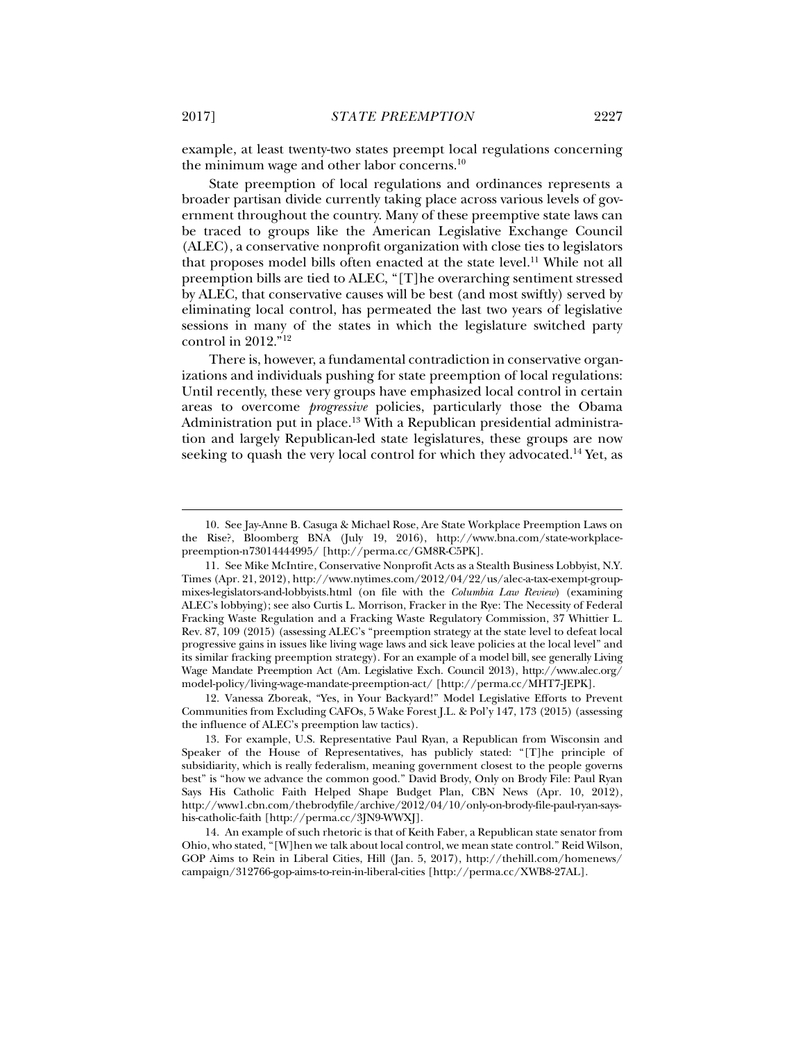example, at least twenty-two states preempt local regulations concerning the minimum wage and other labor concerns.[10]

State preemption of local regulations and ordinances represents a broader partisan divide currently taking place across various levels of government throughout the country. Many of these preemptive state laws can be traced to groups like the American Legislative Exchange Council (ALEC), a conservative nonprofit organization with close ties to legislators that proposes model bills often enacted at the state level.[11] While not all preemption bills are tied to ALEC, "[T]he overarching sentiment stressed by ALEC, that conservative causes will be best (and most swiftly) served by eliminating local control, has permeated the last two years of legislative sessions in many of the states in which the legislature switched party control in 2012."[12]

There is, however, a fundamental contradiction in conservative organizations and individuals pushing for state preemption of local regulations: Until recently, these very groups have emphasized local control in certain areas to overcome *progressive* policies, particularly those the Obama Administration put in place.[13] With a Republican presidential administration and largely Republican-led state legislatures, these groups are now seeking to quash the very local control for which they advocated.[14] Yet, as

---

10. See Jay-Anne B. Casuga & Michael Rose, Are State Workplace Preemption Laws on the Rise?, Bloomberg BNA (July 19, 2016), http://www.bna.com/state-workplace-preemption-n73014444995/ [http://perma.cc/GM8R-C5PK].

11. See Mike McIntire, Conservative Nonprofit Acts as a Stealth Business Lobbyist, N.Y. Times (Apr. 21, 2012), http://www.nytimes.com/2012/04/22/us/alec-a-tax-exempt-group-mixes-legislators-and-lobbyists.html (on file with the *Columbia Law Review*) (examining ALEC's lobbying); see also Curtis L. Morrison, Fracker in the Rye: The Necessity of Federal Fracking Waste Regulation and a Fracking Waste Regulatory Commission, 37 Whittier L. Rev. 87, 109 (2015) (assessing ALEC's "preemption strategy at the state level to defeat local progressive gains in issues like living wage laws and sick leave policies at the local level" and its similar fracking preemption strategy). For an example of a model bill, see generally Living Wage Mandate Preemption Act (Am. Legislative Exch. Council 2013), http://www.alec.org/model-policy/living-wage-mandate-preemption-act/ [http://perma.cc/MHT7-JEPK].

12. Vanessa Zboreak, "Yes, in Your Backyard!" Model Legislative Efforts to Prevent Communities from Excluding CAFOs, 5 Wake Forest J.L. & Pol'y 147, 173 (2015) (assessing the influence of ALEC's preemption law tactics).

13. For example, U.S. Representative Paul Ryan, a Republican from Wisconsin and Speaker of the House of Representatives, has publicly stated: "[T]he principle of subsidiarity, which is really federalism, meaning government closest to the people governs best" is "how we advance the common good." David Brody, Only on Brody File: Paul Ryan Says His Catholic Faith Helped Shape Budget Plan, CBN News (Apr. 10, 2012), http://www1.cbn.com/thebrodyfile/archive/2012/04/10/only-on-brody-file-paul-ryan-says-his-catholic-faith [http://perma.cc/3JN9-WWXJ].

14. An example of such rhetoric is that of Keith Faber, a Republican state senator from Ohio, who stated, "[W]hen we talk about local control, we mean state control." Reid Wilson, GOP Aims to Rein in Liberal Cities, Hill (Jan. 5, 2017), http://thehill.com/homenews/campaign/312766-gop-aims-to-rein-in-liberal-cities [http://perma.cc/XWB8-27AL].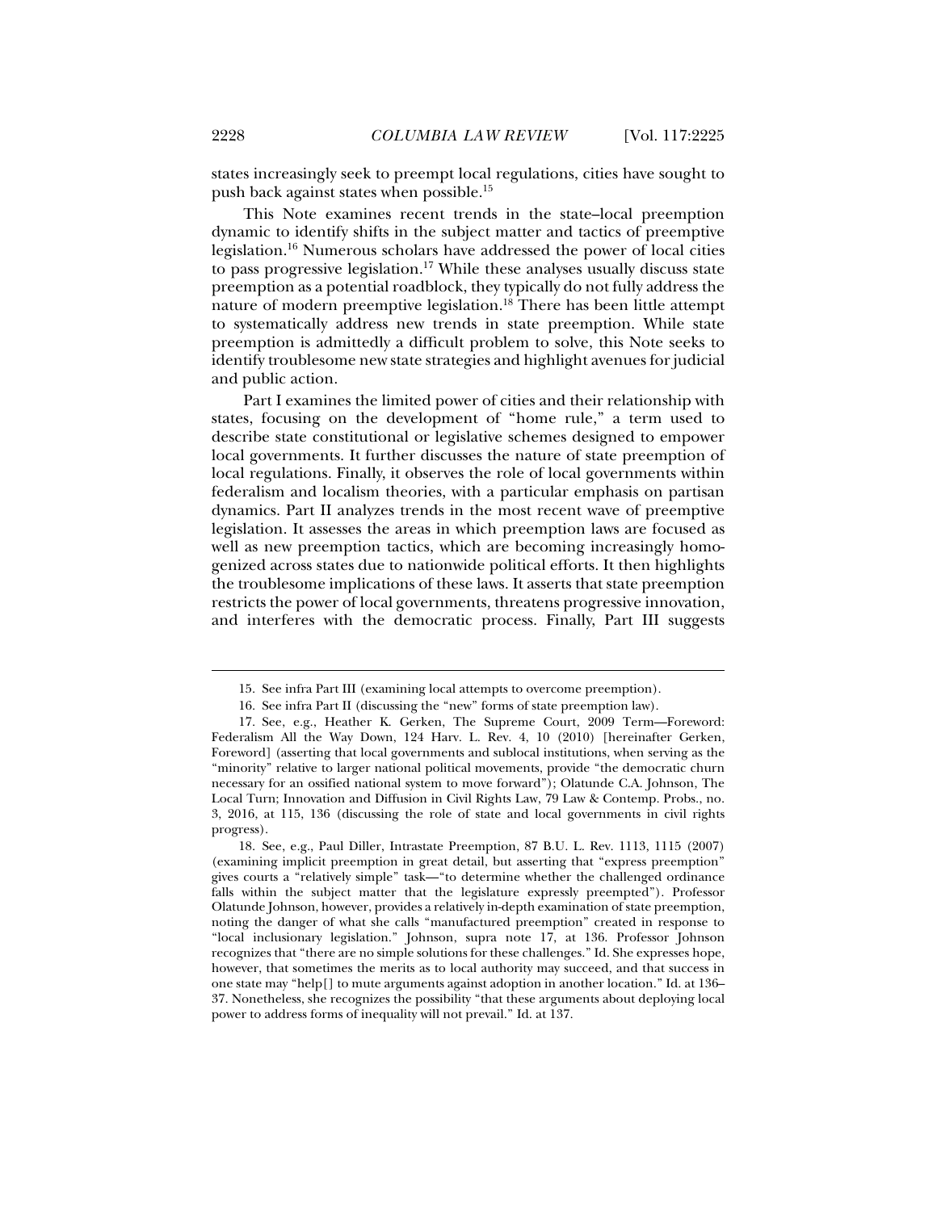states increasingly seek to preempt local regulations, cities have sought to push back against states when possible.[15]

This Note examines recent trends in the state–local preemption dynamic to identify shifts in the subject matter and tactics of preemptive legislation.[16] Numerous scholars have addressed the power of local cities to pass progressive legislation.[17] While these analyses usually discuss state preemption as a potential roadblock, they typically do not fully address the nature of modern preemptive legislation.[18] There has been little attempt to systematically address new trends in state preemption. While state preemption is admittedly a difficult problem to solve, this Note seeks to identify troublesome new state strategies and highlight avenues for judicial and public action.

Part I examines the limited power of cities and their relationship with states, focusing on the development of "home rule," a term used to describe state constitutional or legislative schemes designed to empower local governments. It further discusses the nature of state preemption of local regulations. Finally, it observes the role of local governments within federalism and localism theories, with a particular emphasis on partisan dynamics. Part II analyzes trends in the most recent wave of preemptive legislation. It assesses the areas in which preemption laws are focused as well as new preemption tactics, which are becoming increasingly homogenized across states due to nationwide political efforts. It then highlights the troublesome implications of these laws. It asserts that state preemption restricts the power of local governments, threatens progressive innovation, and interferes with the democratic process. Finally, Part III suggests

---

15. See infra Part III (examining local attempts to overcome preemption).

16. See infra Part II (discussing the "new" forms of state preemption law).

17. See, e.g., Heather K. Gerken, The Supreme Court, 2009 Term—Foreword: Federalism All the Way Down, 124 Harv. L. Rev. 4, 10 (2010) [hereinafter Gerken, Foreword] (asserting that local governments and sublocal institutions, when serving as the "minority" relative to larger national political movements, provide "the democratic churn necessary for an ossified national system to move forward"); Olatunde C.A. Johnson, The Local Turn; Innovation and Diffusion in Civil Rights Law, 79 Law & Contemp. Probs., no. 3, 2016, at 115, 136 (discussing the role of state and local governments in civil rights progress).

18. See, e.g., Paul Diller, Intrastate Preemption, 87 B.U. L. Rev. 1113, 1115 (2007) (examining implicit preemption in great detail, but asserting that "express preemption" gives courts a "relatively simple" task—"to determine whether the challenged ordinance falls within the subject matter that the legislature expressly preempted"). Professor Olatunde Johnson, however, provides a relatively in-depth examination of state preemption, noting the danger of what she calls "manufactured preemption" created in response to "local inclusionary legislation." Johnson, supra note 17, at 136. Professor Johnson recognizes that "there are no simple solutions for these challenges." Id. She expresses hope, however, that sometimes the merits as to local authority may succeed, and that success in one state may "help[] to mute arguments against adoption in another location." Id. at 136–37. Nonetheless, she recognizes the possibility "that these arguments about deploying local power to address forms of inequality will not prevail." Id. at 137.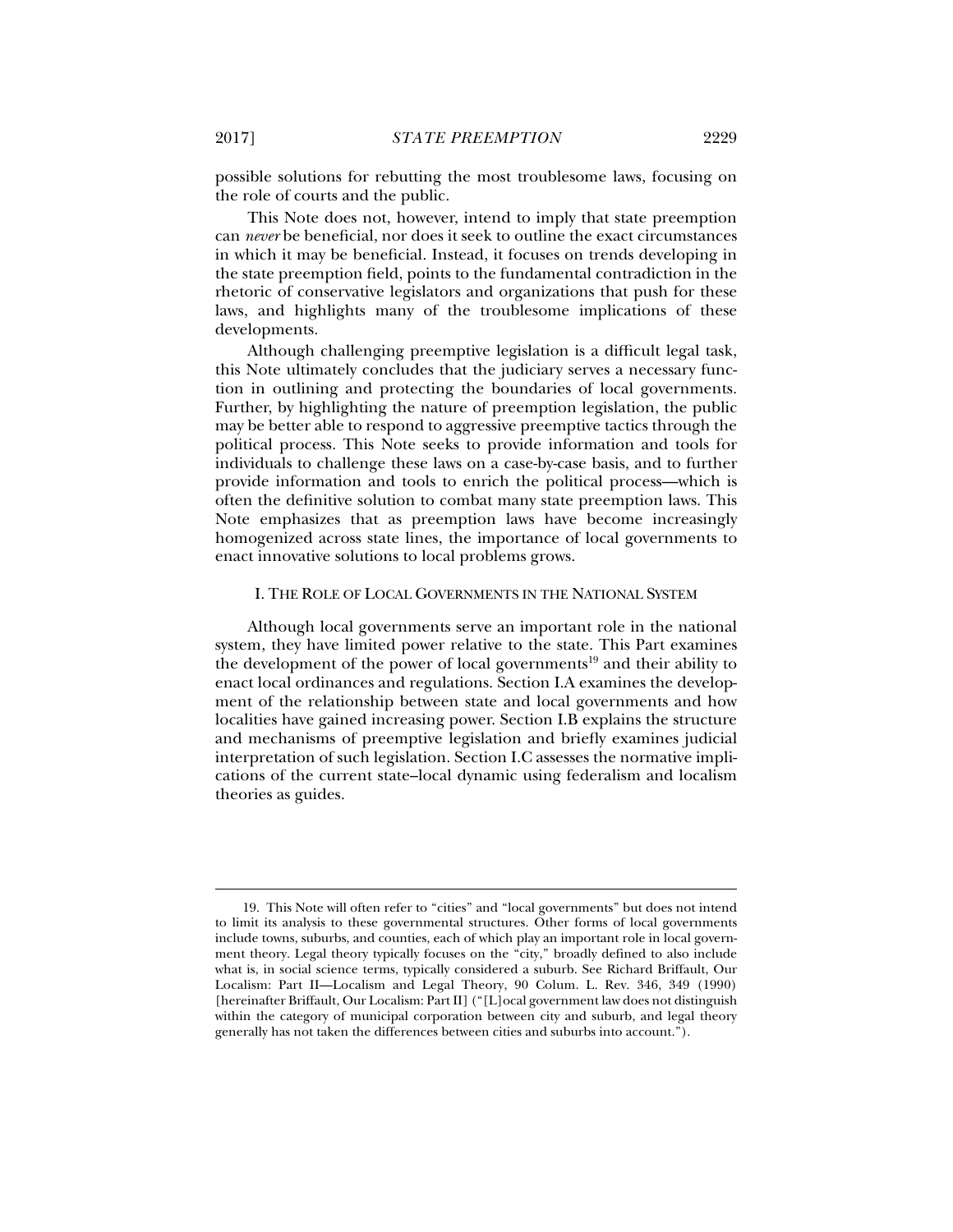possible solutions for rebutting the most troublesome laws, focusing on the role of courts and the public.

This Note does not, however, intend to imply that state preemption can *never* be beneficial, nor does it seek to outline the exact circumstances in which it may be beneficial. Instead, it focuses on trends developing in the state preemption field, points to the fundamental contradiction in the rhetoric of conservative legislators and organizations that push for these laws, and highlights many of the troublesome implications of these developments.

Although challenging preemptive legislation is a difficult legal task, this Note ultimately concludes that the judiciary serves a necessary function in outlining and protecting the boundaries of local governments. Further, by highlighting the nature of preemption legislation, the public may be better able to respond to aggressive preemptive tactics through the political process. This Note seeks to provide information and tools for individuals to challenge these laws on a case-by-case basis, and to further provide information and tools to enrich the political process—which is often the definitive solution to combat many state preemption laws. This Note emphasizes that as preemption laws have become increasingly homogenized across state lines, the importance of local governments to enact innovative solutions to local problems grows.

## I. THE ROLE OF LOCAL GOVERNMENTS IN THE NATIONAL SYSTEM

Although local governments serve an important role in the national system, they have limited power relative to the state. This Part examines the development of the power of local governments[19] and their ability to enact local ordinances and regulations. Section I.A examines the development of the relationship between state and local governments and how localities have gained increasing power. Section I.B explains the structure and mechanisms of preemptive legislation and briefly examines judicial interpretation of such legislation. Section I.C assesses the normative implications of the current state–local dynamic using federalism and localism theories as guides.

---

19. This Note will often refer to "cities" and "local governments" but does not intend to limit its analysis to these governmental structures. Other forms of local governments include towns, suburbs, and counties, each of which play an important role in local government theory. Legal theory typically focuses on the "city," broadly defined to also include what is, in social science terms, typically considered a suburb. See Richard Briffault, Our Localism: Part II—Localism and Legal Theory, 90 Colum. L. Rev. 346, 349 (1990) [hereinafter Briffault, Our Localism: Part II] ("[L]ocal government law does not distinguish within the category of municipal corporation between city and suburb, and legal theory generally has not taken the differences between cities and suburbs into account.").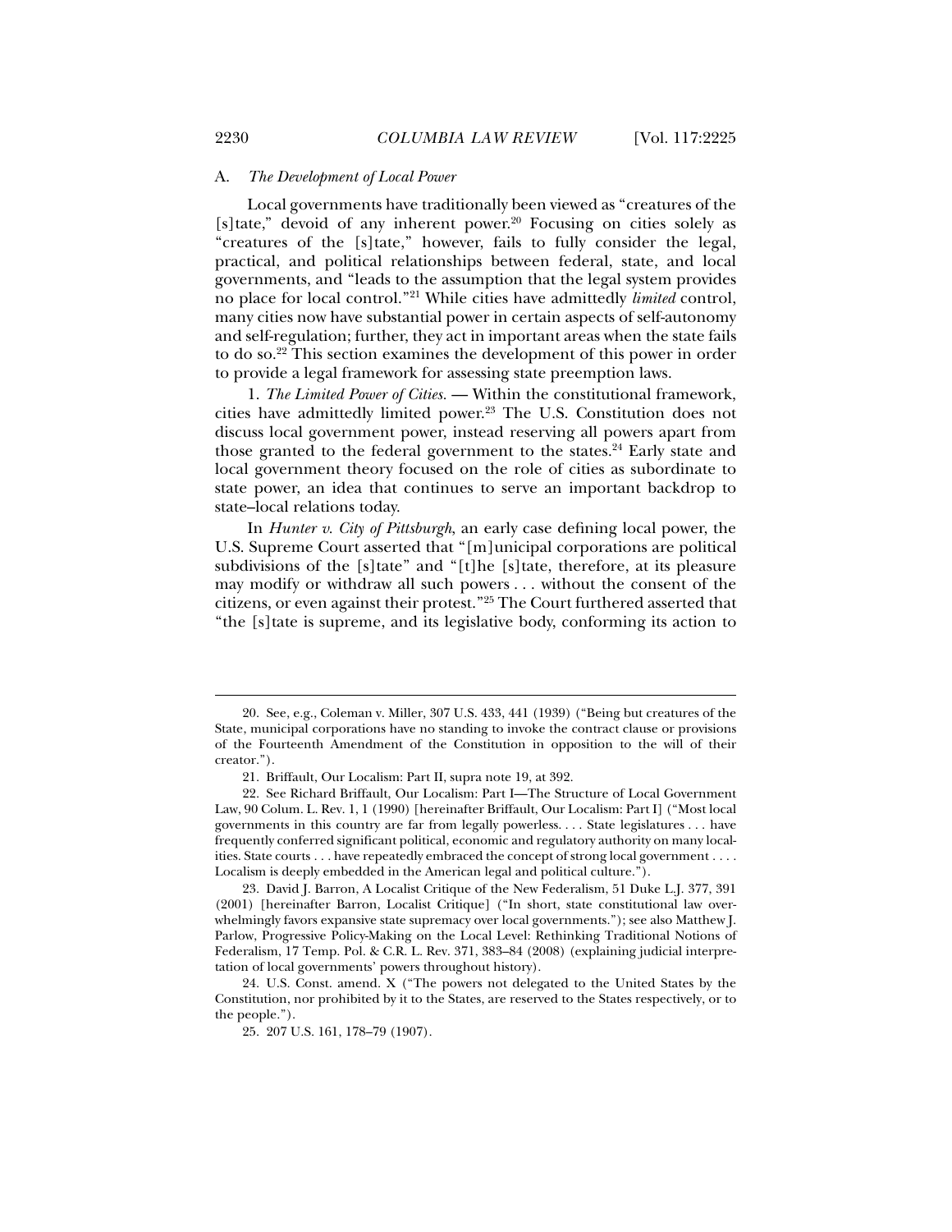### A. *The Development of Local Power*

Local governments have traditionally been viewed as "creatures of the [s]tate," devoid of any inherent power.[20] Focusing on cities solely as "creatures of the [s]tate," however, fails to fully consider the legal, practical, and political relationships between federal, state, and local governments, and "leads to the assumption that the legal system provides no place for local control."[21] While cities have admittedly *limited* control, many cities now have substantial power in certain aspects of self-autonomy and self-regulation; further, they act in important areas when the state fails to do so.[22] This section examines the development of this power in order to provide a legal framework for assessing state preemption laws.

1. *The Limited Power of Cities.* — Within the constitutional framework, cities have admittedly limited power.[23] The U.S. Constitution does not discuss local government power, instead reserving all powers apart from those granted to the federal government to the states.[24] Early state and local government theory focused on the role of cities as subordinate to state power, an idea that continues to serve an important backdrop to state–local relations today.

In *Hunter v. City of Pittsburgh*, an early case defining local power, the U.S. Supreme Court asserted that "[m]unicipal corporations are political subdivisions of the [s]tate" and "[t]he [s]tate, therefore, at its pleasure may modify or withdraw all such powers . . . without the consent of the citizens, or even against their protest."[25] The Court furthered asserted that "the [s]tate is supreme, and its legislative body, conforming its action to

---

20. See, e.g., Coleman v. Miller, 307 U.S. 433, 441 (1939) ("Being but creatures of the State, municipal corporations have no standing to invoke the contract clause or provisions of the Fourteenth Amendment of the Constitution in opposition to the will of their creator.").

21. Briffault, Our Localism: Part II, supra note 19, at 392.

22. See Richard Briffault, Our Localism: Part I—The Structure of Local Government Law, 90 Colum. L. Rev. 1, 1 (1990) [hereinafter Briffault, Our Localism: Part I] ("Most local governments in this country are far from legally powerless. . . . State legislatures . . . have frequently conferred significant political, economic and regulatory authority on many localities. State courts . . . have repeatedly embraced the concept of strong local government . . . . Localism is deeply embedded in the American legal and political culture.").

23. David J. Barron, A Localist Critique of the New Federalism, 51 Duke L.J. 377, 391 (2001) [hereinafter Barron, Localist Critique] ("In short, state constitutional law overwhelmingly favors expansive state supremacy over local governments."); see also Matthew J. Parlow, Progressive Policy-Making on the Local Level: Rethinking Traditional Notions of Federalism, 17 Temp. Pol. & C.R. L. Rev. 371, 383–84 (2008) (explaining judicial interpretation of local governments' powers throughout history).

24. U.S. Const. amend. X ("The powers not delegated to the United States by the Constitution, nor prohibited by it to the States, are reserved to the States respectively, or to the people.").

25. 207 U.S. 161, 178–79 (1907).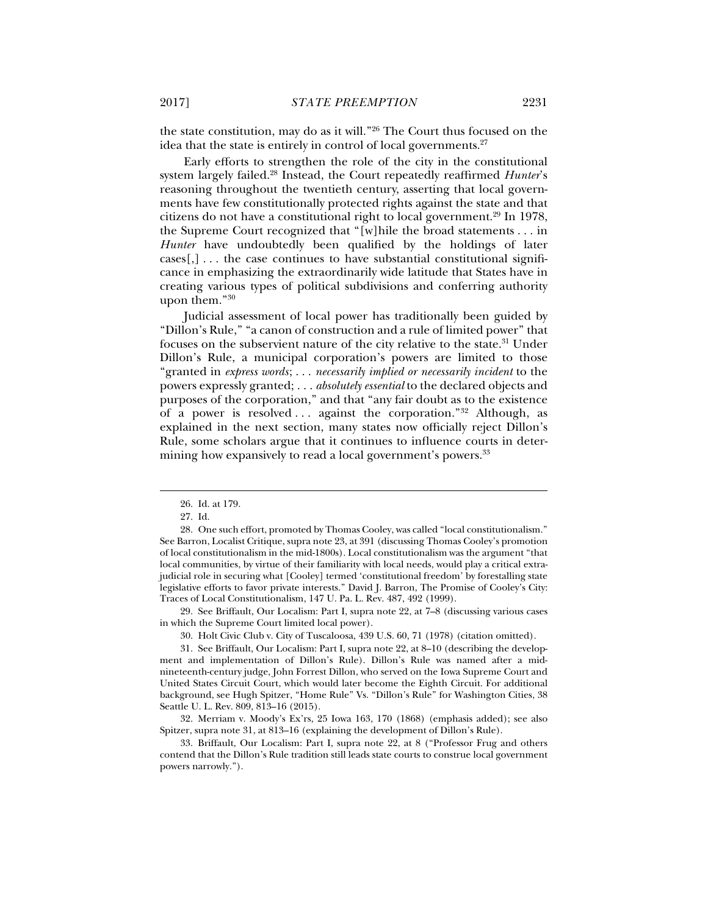the state constitution, may do as it will."[26] The Court thus focused on the idea that the state is entirely in control of local governments.[27]

Early efforts to strengthen the role of the city in the constitutional system largely failed.[28] Instead, the Court repeatedly reaffirmed *Hunter*'s reasoning throughout the twentieth century, asserting that local governments have few constitutionally protected rights against the state and that citizens do not have a constitutional right to local government.[29] In 1978, the Supreme Court recognized that "[w]hile the broad statements . . . in *Hunter* have undoubtedly been qualified by the holdings of later cases[,] . . . the case continues to have substantial constitutional significance in emphasizing the extraordinarily wide latitude that States have in creating various types of political subdivisions and conferring authority upon them."[30]

Judicial assessment of local power has traditionally been guided by "Dillon's Rule," "a canon of construction and a rule of limited power" that focuses on the subservient nature of the city relative to the state.[31] Under Dillon's Rule, a municipal corporation's powers are limited to those "granted in *express words*; . . . *necessarily implied or necessarily incident* to the powers expressly granted; . . . *absolutely essential* to the declared objects and purposes of the corporation," and that "any fair doubt as to the existence of a power is resolved . . . against the corporation."[32] Although, as explained in the next section, many states now officially reject Dillon's Rule, some scholars argue that it continues to influence courts in determining how expansively to read a local government's powers.[33]

---

26. Id. at 179.

27. Id.

28. One such effort, promoted by Thomas Cooley, was called "local constitutionalism." See Barron, Localist Critique, supra note 23, at 391 (discussing Thomas Cooley's promotion of local constitutionalism in the mid-1800s). Local constitutionalism was the argument "that local communities, by virtue of their familiarity with local needs, would play a critical extrajudicial role in securing what [Cooley] termed 'constitutional freedom' by forestalling state legislative efforts to favor private interests." David J. Barron, The Promise of Cooley's City: Traces of Local Constitutionalism, 147 U. Pa. L. Rev. 487, 492 (1999).

29. See Briffault, Our Localism: Part I, supra note 22, at 7–8 (discussing various cases in which the Supreme Court limited local power).

30. Holt Civic Club v. City of Tuscaloosa, 439 U.S. 60, 71 (1978) (citation omitted).

31. See Briffault, Our Localism: Part I, supra note 22, at 8–10 (describing the development and implementation of Dillon's Rule). Dillon's Rule was named after a mid-nineteenth-century judge, John Forrest Dillon, who served on the Iowa Supreme Court and United States Circuit Court, which would later become the Eighth Circuit. For additional background, see Hugh Spitzer, "Home Rule" Vs. "Dillon's Rule" for Washington Cities, 38 Seattle U. L. Rev. 809, 813–16 (2015).

32. Merriam v. Moody's Ex'rs, 25 Iowa 163, 170 (1868) (emphasis added); see also Spitzer, supra note 31, at 813–16 (explaining the development of Dillon's Rule).

33. Briffault, Our Localism: Part I, supra note 22, at 8 ("Professor Frug and others contend that the Dillon's Rule tradition still leads state courts to construe local government powers narrowly.").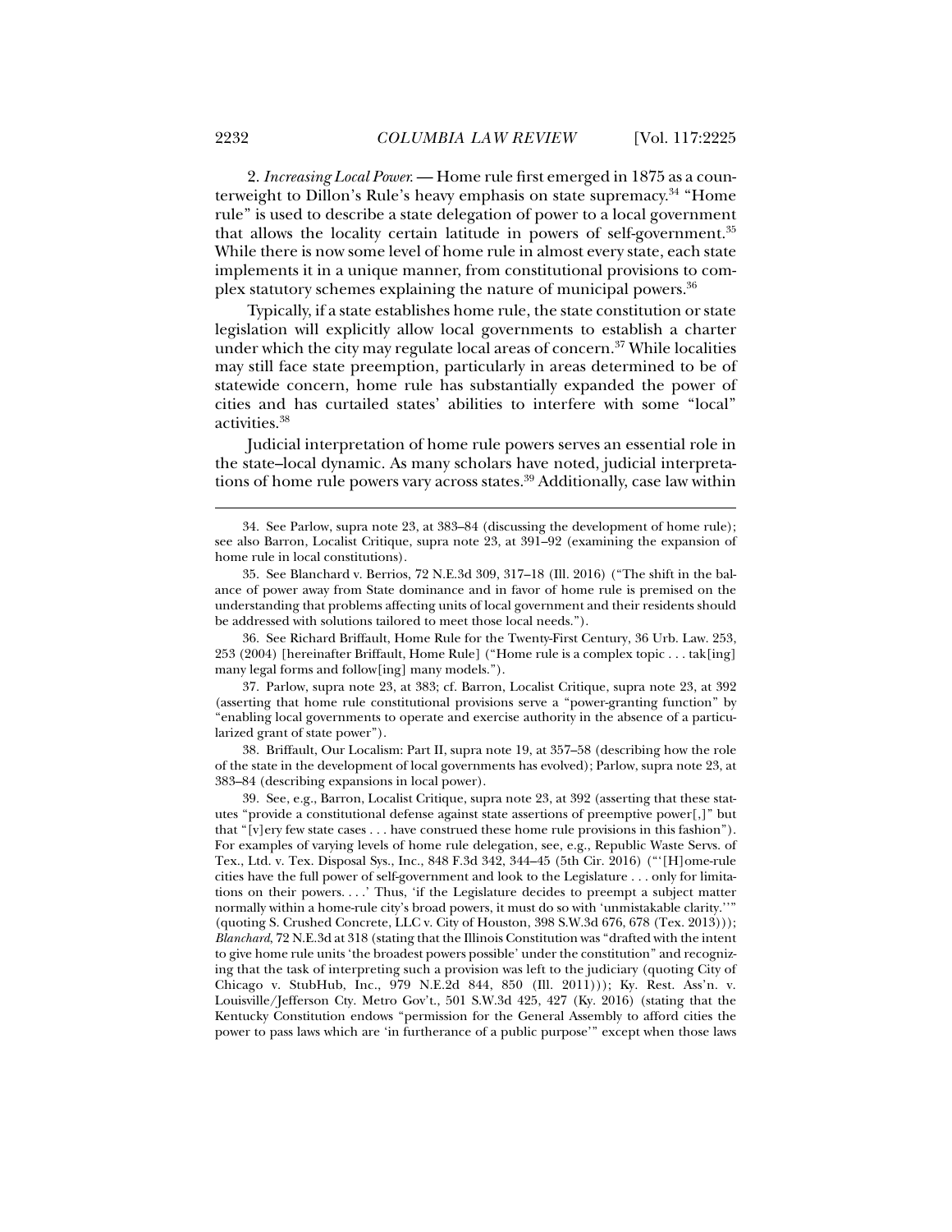2. *Increasing Local Power.* — Home rule first emerged in 1875 as a counterweight to Dillon's Rule's heavy emphasis on state supremacy.[34] "Home rule" is used to describe a state delegation of power to a local government that allows the locality certain latitude in powers of self-government.[35] While there is now some level of home rule in almost every state, each state implements it in a unique manner, from constitutional provisions to complex statutory schemes explaining the nature of municipal powers.[36]

Typically, if a state establishes home rule, the state constitution or state legislation will explicitly allow local governments to establish a charter under which the city may regulate local areas of concern.[37] While localities may still face state preemption, particularly in areas determined to be of statewide concern, home rule has substantially expanded the power of cities and has curtailed states' abilities to interfere with some "local" activities.[38]

Judicial interpretation of home rule powers serves an essential role in the state–local dynamic. As many scholars have noted, judicial interpretations of home rule powers vary across states.[39] Additionally, case law within

---

34. See Parlow, supra note 23, at 383–84 (discussing the development of home rule); see also Barron, Localist Critique, supra note 23, at 391–92 (examining the expansion of home rule in local constitutions).

35. See Blanchard v. Berrios, 72 N.E.3d 309, 317–18 (Ill. 2016) ("The shift in the balance of power away from State dominance and in favor of home rule is premised on the understanding that problems affecting units of local government and their residents should be addressed with solutions tailored to meet those local needs.").

36. See Richard Briffault, Home Rule for the Twenty-First Century, 36 Urb. Law. 253, 253 (2004) [hereinafter Briffault, Home Rule] ("Home rule is a complex topic . . . tak[ing] many legal forms and follow[ing] many models.").

37. Parlow, supra note 23, at 383; cf. Barron, Localist Critique, supra note 23, at 392 (asserting that home rule constitutional provisions serve a "power-granting function" by "enabling local governments to operate and exercise authority in the absence of a particularized grant of state power").

38. Briffault, Our Localism: Part II, supra note 19, at 357–58 (describing how the role of the state in the development of local governments has evolved); Parlow, supra note 23, at 383–84 (describing expansions in local power).

39. See, e.g., Barron, Localist Critique, supra note 23, at 392 (asserting that these statutes "provide a constitutional defense against state assertions of preemptive power[,]" but that "[v]ery few state cases . . . have construed these home rule provisions in this fashion"). For examples of varying levels of home rule delegation, see, e.g., Republic Waste Servs. of Tex., Ltd. v. Tex. Disposal Sys., Inc., 848 F.3d 342, 344–45 (5th Cir. 2016) ("'[H]ome-rule cities have the full power of self-government and look to the Legislature . . . only for limitations on their powers. . . .' Thus, 'if the Legislature decides to preempt a subject matter normally within a home-rule city's broad powers, it must do so with 'unmistakable clarity.''" (quoting S. Crushed Concrete, LLC v. City of Houston, 398 S.W.3d 676, 678 (Tex. 2013))); *Blanchard*, 72 N.E.3d at 318 (stating that the Illinois Constitution was "drafted with the intent to give home rule units 'the broadest powers possible' under the constitution" and recognizing that the task of interpreting such a provision was left to the judiciary (quoting City of Chicago v. StubHub, Inc., 979 N.E.2d 844, 850 (Ill. 2011))); Ky. Rest. Ass'n. v. Louisville/Jefferson Cty. Metro Gov't., 501 S.W.3d 425, 427 (Ky. 2016) (stating that the Kentucky Constitution endows "permission for the General Assembly to afford cities the power to pass laws which are 'in furtherance of a public purpose'" except when those laws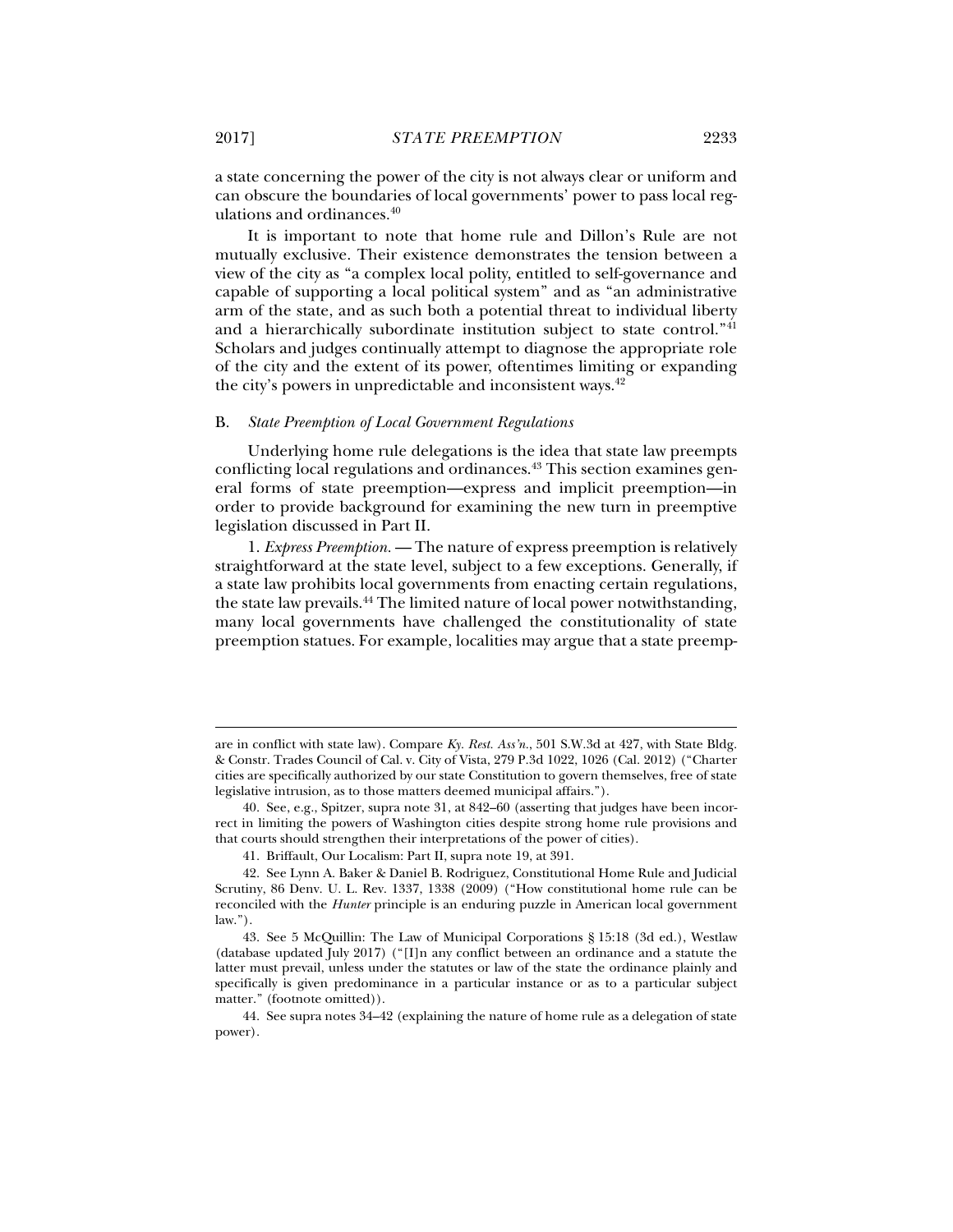a state concerning the power of the city is not always clear or uniform and can obscure the boundaries of local governments' power to pass local regulations and ordinances.[40]

It is important to note that home rule and Dillon's Rule are not mutually exclusive. Their existence demonstrates the tension between a view of the city as "a complex local polity, entitled to self-governance and capable of supporting a local political system" and as "an administrative arm of the state, and as such both a potential threat to individual liberty and a hierarchically subordinate institution subject to state control."[41] Scholars and judges continually attempt to diagnose the appropriate role of the city and the extent of its power, oftentimes limiting or expanding the city's powers in unpredictable and inconsistent ways.[42]

### B. *State Preemption of Local Government Regulations*

Underlying home rule delegations is the idea that state law preempts conflicting local regulations and ordinances.[43] This section examines general forms of state preemption—express and implicit preemption—in order to provide background for examining the new turn in preemptive legislation discussed in Part II.

1. *Express Preemption.* — The nature of express preemption is relatively straightforward at the state level, subject to a few exceptions. Generally, if a state law prohibits local governments from enacting certain regulations, the state law prevails.[44] The limited nature of local power notwithstanding, many local governments have challenged the constitutionality of state preemption statues. For example, localities may argue that a state preemp-

---

are in conflict with state law). Compare *Ky. Rest. Ass'n.*, 501 S.W.3d at 427, with State Bldg. & Constr. Trades Council of Cal. v. City of Vista, 279 P.3d 1022, 1026 (Cal. 2012) ("Charter cities are specifically authorized by our state Constitution to govern themselves, free of state legislative intrusion, as to those matters deemed municipal affairs.").

40. See, e.g., Spitzer, supra note 31, at 842–60 (asserting that judges have been incorrect in limiting the powers of Washington cities despite strong home rule provisions and that courts should strengthen their interpretations of the power of cities).

41. Briffault, Our Localism: Part II, supra note 19, at 391.

42. See Lynn A. Baker & Daniel B. Rodriguez, Constitutional Home Rule and Judicial Scrutiny, 86 Denv. U. L. Rev. 1337, 1338 (2009) ("How constitutional home rule can be reconciled with the *Hunter* principle is an enduring puzzle in American local government law.").

43. See 5 McQuillin: The Law of Municipal Corporations § 15:18 (3d ed.), Westlaw (database updated July 2017) ("[I]n any conflict between an ordinance and a statute the latter must prevail, unless under the statutes or law of the state the ordinance plainly and specifically is given predominance in a particular instance or as to a particular subject matter." (footnote omitted)).

44. See supra notes 34–42 (explaining the nature of home rule as a delegation of state power).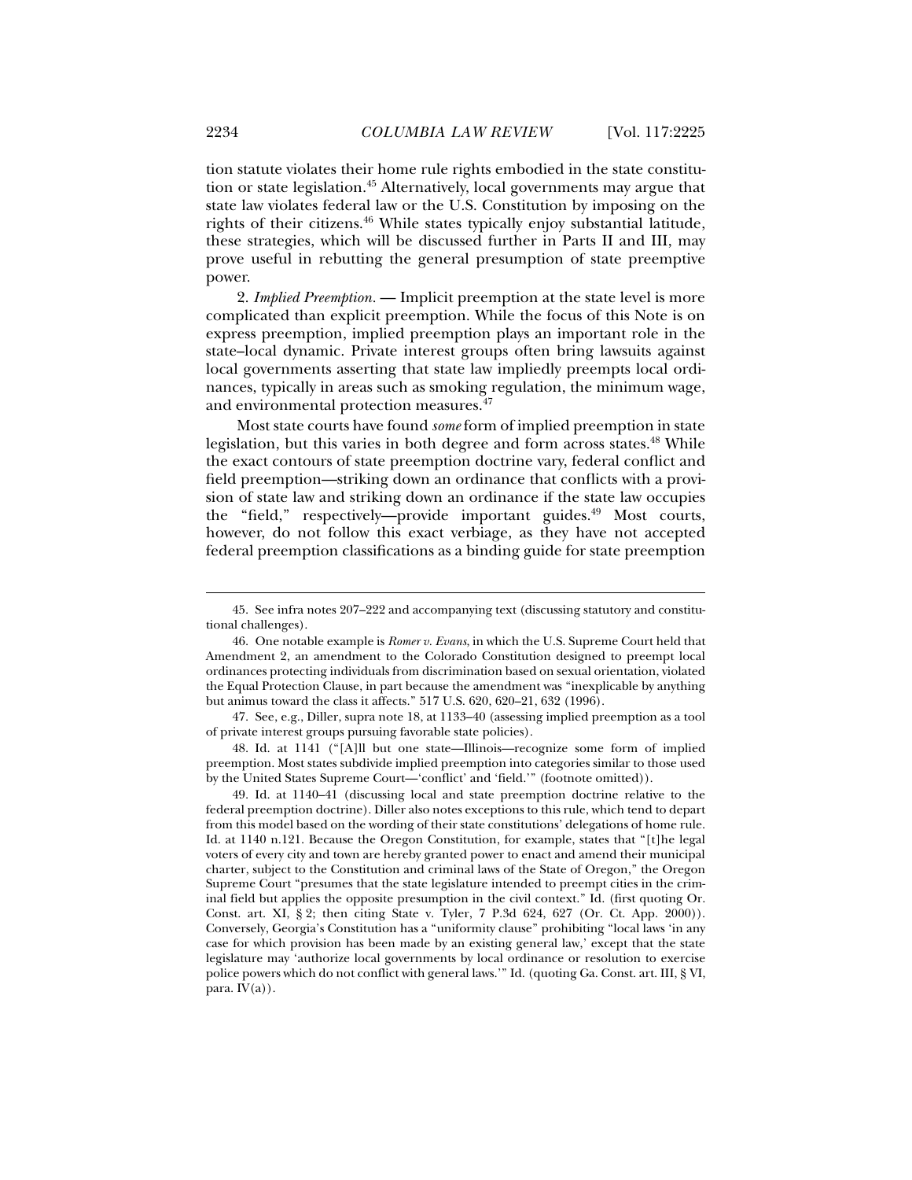tion statute violates their home rule rights embodied in the state constitution or state legislation.[45] Alternatively, local governments may argue that state law violates federal law or the U.S. Constitution by imposing on the rights of their citizens.[46] While states typically enjoy substantial latitude, these strategies, which will be discussed further in Parts II and III, may prove useful in rebutting the general presumption of state preemptive power.

2. *Implied Preemption.* — Implicit preemption at the state level is more complicated than explicit preemption. While the focus of this Note is on express preemption, implied preemption plays an important role in the state–local dynamic. Private interest groups often bring lawsuits against local governments asserting that state law impliedly preempts local ordinances, typically in areas such as smoking regulation, the minimum wage, and environmental protection measures.[47]

Most state courts have found *some* form of implied preemption in state legislation, but this varies in both degree and form across states.[48] While the exact contours of state preemption doctrine vary, federal conflict and field preemption—striking down an ordinance that conflicts with a provision of state law and striking down an ordinance if the state law occupies the "field," respectively—provide important guides.[49] Most courts, however, do not follow this exact verbiage, as they have not accepted federal preemption classifications as a binding guide for state preemption

---

45. See infra notes 207–222 and accompanying text (discussing statutory and constitutional challenges).

46. One notable example is *Romer v. Evans*, in which the U.S. Supreme Court held that Amendment 2, an amendment to the Colorado Constitution designed to preempt local ordinances protecting individuals from discrimination based on sexual orientation, violated the Equal Protection Clause, in part because the amendment was "inexplicable by anything but animus toward the class it affects." 517 U.S. 620, 620–21, 632 (1996).

47. See, e.g., Diller, supra note 18, at 1133–40 (assessing implied preemption as a tool of private interest groups pursuing favorable state policies).

48. Id. at 1141 ("[A]ll but one state—Illinois—recognize some form of implied preemption. Most states subdivide implied preemption into categories similar to those used by the United States Supreme Court—'conflict' and 'field.'" (footnote omitted)).

49. Id. at 1140–41 (discussing local and state preemption doctrine relative to the federal preemption doctrine). Diller also notes exceptions to this rule, which tend to depart from this model based on the wording of their state constitutions' delegations of home rule. Id. at 1140 n.121. Because the Oregon Constitution, for example, states that "[t]he legal voters of every city and town are hereby granted power to enact and amend their municipal charter, subject to the Constitution and criminal laws of the State of Oregon," the Oregon Supreme Court "presumes that the state legislature intended to preempt cities in the criminal field but applies the opposite presumption in the civil context." Id. (first quoting Or. Const. art. XI, § 2; then citing State v. Tyler, 7 P.3d 624, 627 (Or. Ct. App. 2000)). Conversely, Georgia's Constitution has a "uniformity clause" prohibiting "local laws 'in any case for which provision has been made by an existing general law,' except that the state legislature may 'authorize local governments by local ordinance or resolution to exercise police powers which do not conflict with general laws.'" Id. (quoting Ga. Const. art. III, § VI, para. IV(a)).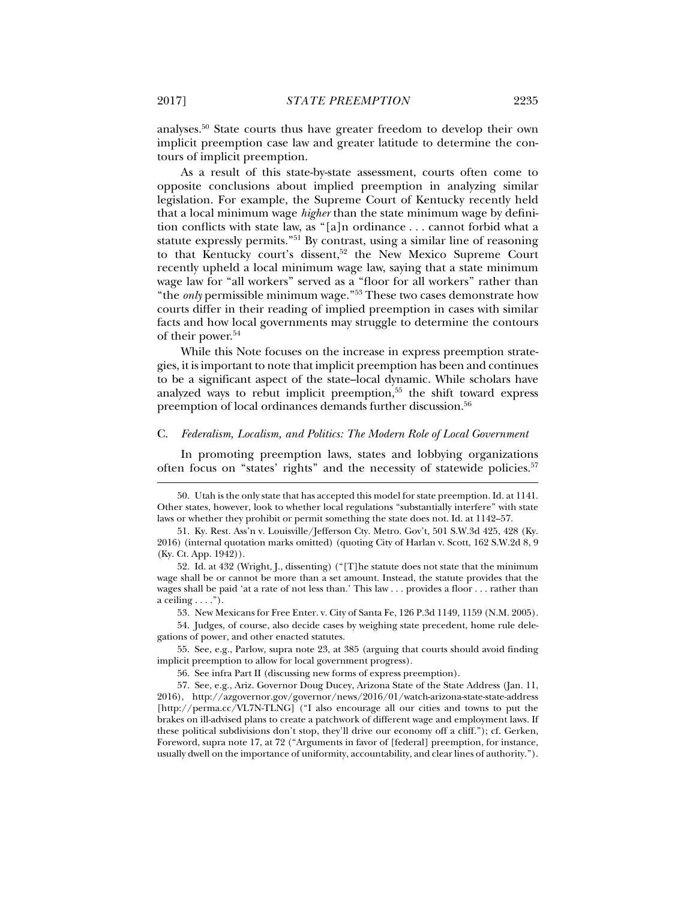analyses.[50] State courts thus have greater freedom to develop their own implicit preemption case law and greater latitude to determine the contours of implicit preemption.

As a result of this state-by-state assessment, courts often come to opposite conclusions about implied preemption in analyzing similar legislation. For example, the Supreme Court of Kentucky recently held that a local minimum wage *higher* than the state minimum wage by definition conflicts with state law, as "[a]n ordinance . . . cannot forbid what a statute expressly permits."[51] By contrast, using a similar line of reasoning to that Kentucky court's dissent,[52] the New Mexico Supreme Court recently upheld a local minimum wage law, saying that a state minimum wage law for "all workers" served as a "floor for all workers" rather than "the *only* permissible minimum wage."[53] These two cases demonstrate how courts differ in their reading of implied preemption in cases with similar facts and how local governments may struggle to determine the contours of their power.[54]

While this Note focuses on the increase in express preemption strategies, it is important to note that implicit preemption has been and continues to be a significant aspect of the state–local dynamic. While scholars have analyzed ways to rebut implicit preemption,[55] the shift toward express preemption of local ordinances demands further discussion.[56]

### C. *Federalism, Localism, and Politics: The Modern Role of Local Government*

In promoting preemption laws, states and lobbying organizations often focus on "states' rights" and the necessity of statewide policies.[57]

---

50. Utah is the only state that has accepted this model for state preemption. Id. at 1141. Other states, however, look to whether local regulations "substantially interfere" with state laws or whether they prohibit or permit something the state does not. Id. at 1142–57.

51. Ky. Rest. Ass'n v. Louisville/Jefferson Cty. Metro. Gov't, 501 S.W.3d 425, 428 (Ky. 2016) (internal quotation marks omitted) (quoting City of Harlan v. Scott, 162 S.W.2d 8, 9 (Ky. Ct. App. 1942)).

52. Id. at 432 (Wright, J., dissenting) ("[T]he statute does not state that the minimum wage shall be or cannot be more than a set amount. Instead, the statute provides that the wages shall be paid 'at a rate of not less than.' This law . . . provides a floor . . . rather than a ceiling . . . .").

53. New Mexicans for Free Enter. v. City of Santa Fe, 126 P.3d 1149, 1159 (N.M. 2005).

54. Judges, of course, also decide cases by weighing state precedent, home rule delegations of power, and other enacted statutes.

55. See, e.g., Parlow, supra note 23, at 385 (arguing that courts should avoid finding implicit preemption to allow for local government progress).

56. See infra Part II (discussing new forms of express preemption).

57. See, e.g., Ariz. Governor Doug Ducey, Arizona State of the State Address (Jan. 11, 2016), http://azgovernor.gov/governor/news/2016/01/watch-arizona-state-state-address [http://perma.cc/VL7N-TLNG] ("I also encourage all our cities and towns to put the brakes on ill-advised plans to create a patchwork of different wage and employment laws. If these political subdivisions don't stop, they'll drive our economy off a cliff."); cf. Gerken, Foreword, supra note 17, at 72 ("Arguments in favor of [federal] preemption, for instance, usually dwell on the importance of uniformity, accountability, and clear lines of authority.").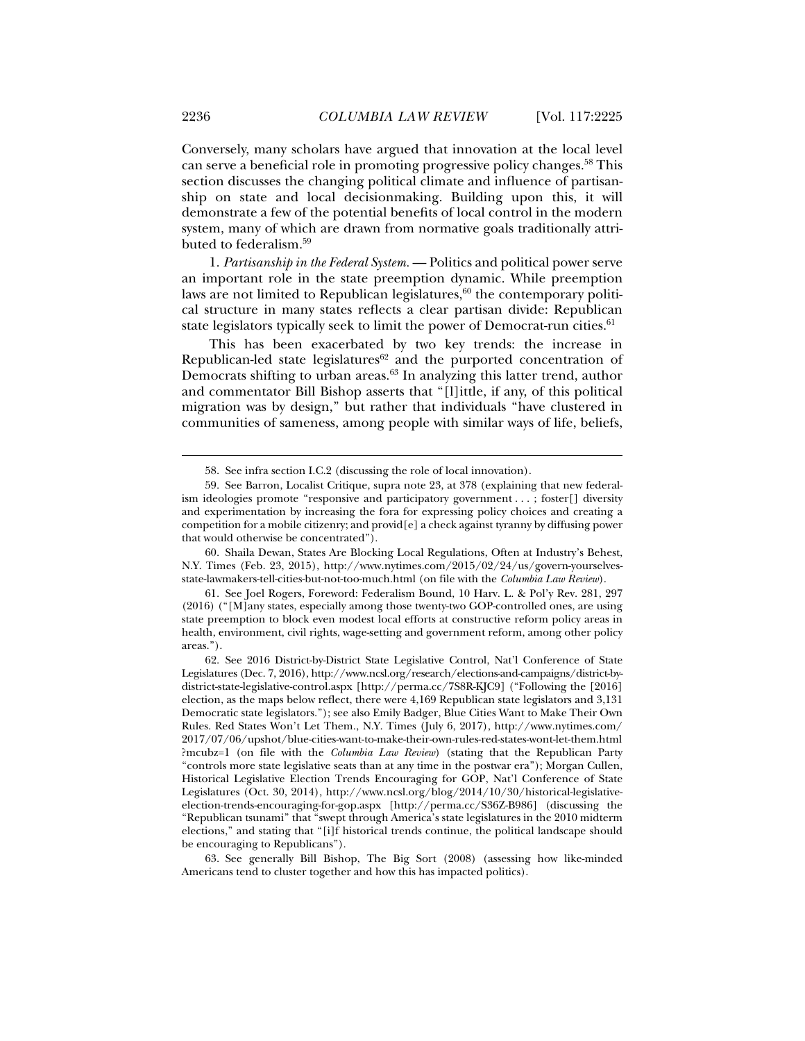Conversely, many scholars have argued that innovation at the local level can serve a beneficial role in promoting progressive policy changes.[58] This section discusses the changing political climate and influence of partisanship on state and local decisionmaking. Building upon this, it will demonstrate a few of the potential benefits of local control in the modern system, many of which are drawn from normative goals traditionally attributed to federalism.[59]

1. *Partisanship in the Federal System.* — Politics and political power serve an important role in the state preemption dynamic. While preemption laws are not limited to Republican legislatures,[60] the contemporary political structure in many states reflects a clear partisan divide: Republican state legislators typically seek to limit the power of Democrat-run cities.[61]

This has been exacerbated by two key trends: the increase in Republican-led state legislatures[62] and the purported concentration of Democrats shifting to urban areas.[63] In analyzing this latter trend, author and commentator Bill Bishop asserts that "[l]ittle, if any, of this political migration was by design," but rather that individuals "have clustered in communities of sameness, among people with similar ways of life, beliefs,

---

58. See infra section I.C.2 (discussing the role of local innovation).

59. See Barron, Localist Critique, supra note 23, at 378 (explaining that new federalism ideologies promote "responsive and participatory government . . . ; foster[] diversity and experimentation by increasing the fora for expressing policy choices and creating a competition for a mobile citizenry; and provid[e] a check against tyranny by diffusing power that would otherwise be concentrated").

60. Shaila Dewan, States Are Blocking Local Regulations, Often at Industry's Behest, N.Y. Times (Feb. 23, 2015), http://www.nytimes.com/2015/02/24/us/govern-yourselves-state-lawmakers-tell-cities-but-not-too-much.html (on file with the *Columbia Law Review*).

61. See Joel Rogers, Foreword: Federalism Bound, 10 Harv. L. & Pol'y Rev. 281, 297 (2016) ("[M]any states, especially among those twenty-two GOP-controlled ones, are using state preemption to block even modest local efforts at constructive reform policy areas in health, environment, civil rights, wage-setting and government reform, among other policy areas.").

62. See 2016 District-by-District State Legislative Control, Nat'l Conference of State Legislatures (Dec. 7, 2016), http://www.ncsl.org/research/elections-and-campaigns/district-by-district-state-legislative-control.aspx [http://perma.cc/7S8R-KJC9] ("Following the [2016] election, as the maps below reflect, there were 4,169 Republican state legislators and 3,131 Democratic state legislators."); see also Emily Badger, Blue Cities Want to Make Their Own Rules. Red States Won't Let Them., N.Y. Times (July 6, 2017), http://www.nytimes.com/2017/07/06/upshot/blue-cities-want-to-make-their-own-rules-red-states-wont-let-them.html?mcubz=1 (on file with the *Columbia Law Review*) (stating that the Republican Party "controls more state legislative seats than at any time in the postwar era"); Morgan Cullen, Historical Legislative Election Trends Encouraging for GOP, Nat'l Conference of State Legislatures (Oct. 30, 2014), http://www.ncsl.org/blog/2014/10/30/historical-legislative-election-trends-encouraging-for-gop.aspx [http://perma.cc/S36Z-B986] (discussing the "Republican tsunami" that "swept through America's state legislatures in the 2010 midterm elections," and stating that "[i]f historical trends continue, the political landscape should be encouraging to Republicans").

63. See generally Bill Bishop, The Big Sort (2008) (assessing how like-minded Americans tend to cluster together and how this has impacted politics).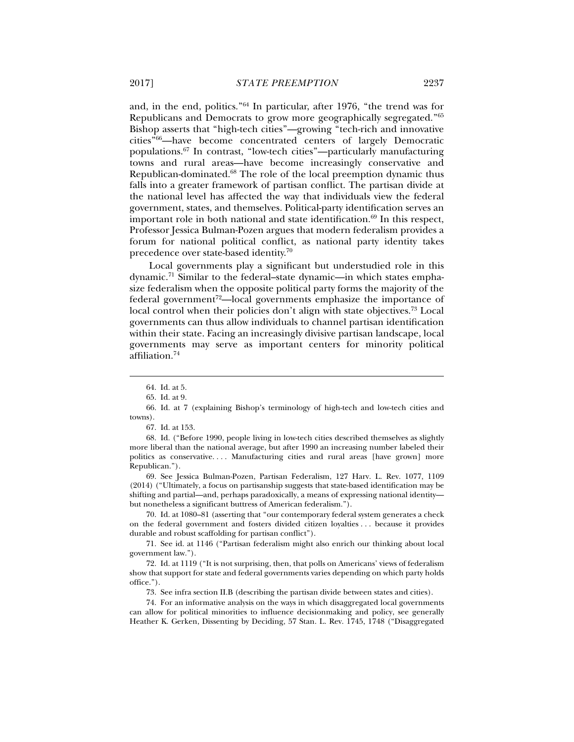and, in the end, politics."[64] In particular, after 1976, "the trend was for Republicans and Democrats to grow more geographically segregated."[65] Bishop asserts that "high-tech cities"—growing "tech-rich and innovative cities"[66]—have become concentrated centers of largely Democratic populations.[67] In contrast, "low-tech cities"—particularly manufacturing towns and rural areas—have become increasingly conservative and Republican-dominated.[68] The role of the local preemption dynamic thus falls into a greater framework of partisan conflict. The partisan divide at the national level has affected the way that individuals view the federal government, states, and themselves. Political-party identification serves an important role in both national and state identification.[69] In this respect, Professor Jessica Bulman-Pozen argues that modern federalism provides a forum for national political conflict, as national party identity takes precedence over state-based identity.[70]

Local governments play a significant but understudied role in this dynamic.[71] Similar to the federal–state dynamic—in which states emphasize federalism when the opposite political party forms the majority of the federal government[72]—local governments emphasize the importance of local control when their policies don't align with state objectives.[73] Local governments can thus allow individuals to channel partisan identification within their state. Facing an increasingly divisive partisan landscape, local governments may serve as important centers for minority political affiliation.[74]

---

64. Id. at 5.

65. Id. at 9.

66. Id. at 7 (explaining Bishop's terminology of high-tech and low-tech cities and towns).

67. Id. at 153.

68. Id. ("Before 1990, people living in low-tech cities described themselves as slightly more liberal than the national average, but after 1990 an increasing number labeled their politics as conservative. . . . Manufacturing cities and rural areas [have grown] more Republican.").

69. See Jessica Bulman-Pozen, Partisan Federalism, 127 Harv. L. Rev. 1077, 1109 (2014) ("Ultimately, a focus on partisanship suggests that state-based identification may be shifting and partial—and, perhaps paradoxically, a means of expressing national identity—but nonetheless a significant buttress of American federalism.").

70. Id. at 1080–81 (asserting that "our contemporary federal system generates a check on the federal government and fosters divided citizen loyalties . . . because it provides durable and robust scaffolding for partisan conflict").

71. See id. at 1146 ("Partisan federalism might also enrich our thinking about local government law.").

72. Id. at 1119 ("It is not surprising, then, that polls on Americans' views of federalism show that support for state and federal governments varies depending on which party holds office.").

73. See infra section II.B (describing the partisan divide between states and cities).

74. For an informative analysis on the ways in which disaggregated local governments can allow for political minorities to influence decisionmaking and policy, see generally Heather K. Gerken, Dissenting by Deciding, 57 Stan. L. Rev. 1745, 1748 ("Disaggregated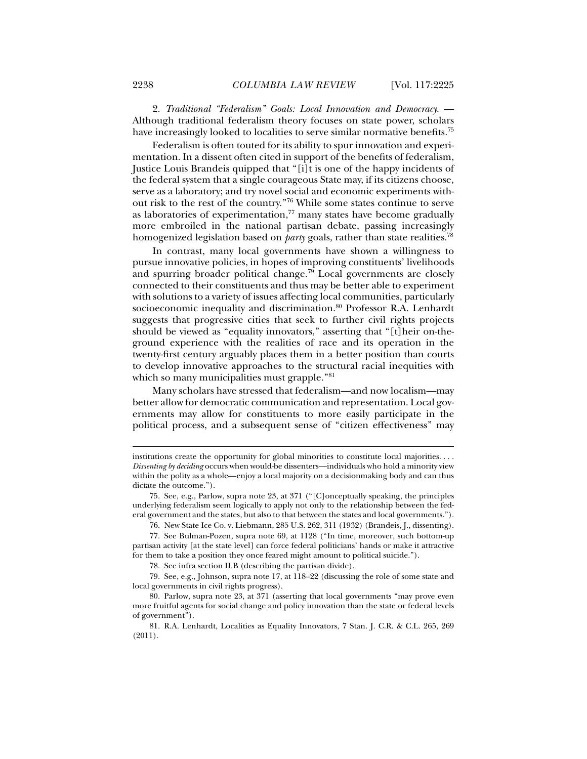2. *Traditional "Federalism" Goals: Local Innovation and Democracy.* — Although traditional federalism theory focuses on state power, scholars have increasingly looked to localities to serve similar normative benefits.[75]

Federalism is often touted for its ability to spur innovation and experimentation. In a dissent often cited in support of the benefits of federalism, Justice Louis Brandeis quipped that "[i]t is one of the happy incidents of the federal system that a single courageous State may, if its citizens choose, serve as a laboratory; and try novel social and economic experiments without risk to the rest of the country."[76] While some states continue to serve as laboratories of experimentation,[77] many states have become gradually more embroiled in the national partisan debate, passing increasingly homogenized legislation based on *party* goals, rather than state realities.[78]

In contrast, many local governments have shown a willingness to pursue innovative policies, in hopes of improving constituents' livelihoods and spurring broader political change.[79] Local governments are closely connected to their constituents and thus may be better able to experiment with solutions to a variety of issues affecting local communities, particularly socioeconomic inequality and discrimination.[80] Professor R.A. Lenhardt suggests that progressive cities that seek to further civil rights projects should be viewed as "equality innovators," asserting that "[t]heir on-the-ground experience with the realities of race and its operation in the twenty-first century arguably places them in a better position than courts to develop innovative approaches to the structural racial inequities with which so many municipalities must grapple."[81]

Many scholars have stressed that federalism—and now localism—may better allow for democratic communication and representation. Local governments may allow for constituents to more easily participate in the political process, and a subsequent sense of "citizen effectiveness" may

---

institutions create the opportunity for global minorities to constitute local majorities. . . . *Dissenting by deciding* occurs when would-be dissenters—individuals who hold a minority view within the polity as a whole—enjoy a local majority on a decisionmaking body and can thus dictate the outcome.").

75. See, e.g., Parlow, supra note 23, at 371 ("[C]onceptually speaking, the principles underlying federalism seem logically to apply not only to the relationship between the federal government and the states, but also to that between the states and local governments.").

76. New State Ice Co. v. Liebmann, 285 U.S. 262, 311 (1932) (Brandeis, J., dissenting).

77. See Bulman-Pozen, supra note 69, at 1128 ("In time, moreover, such bottom-up partisan activity [at the state level] can force federal politicians' hands or make it attractive for them to take a position they once feared might amount to political suicide.").

78. See infra section II.B (describing the partisan divide).

79. See, e.g., Johnson, supra note 17, at 118–22 (discussing the role of some state and local governments in civil rights progress).

80. Parlow, supra note 23, at 371 (asserting that local governments "may prove even more fruitful agents for social change and policy innovation than the state or federal levels of government").

81. R.A. Lenhardt, Localities as Equality Innovators, 7 Stan. J. C.R. & C.L. 265, 269 (2011).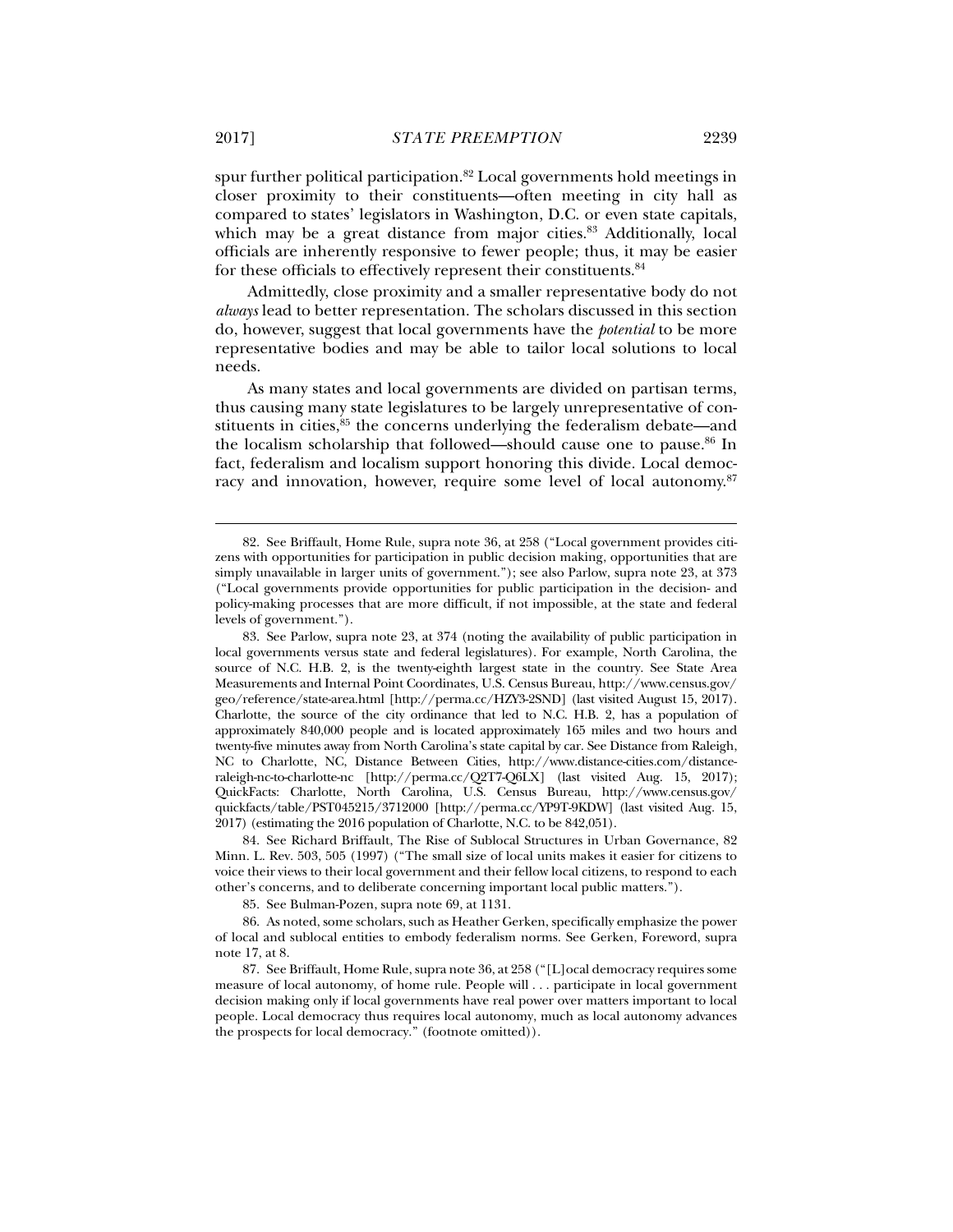spur further political participation.[82] Local governments hold meetings in closer proximity to their constituents—often meeting in city hall as compared to states' legislators in Washington, D.C. or even state capitals, which may be a great distance from major cities.[83] Additionally, local officials are inherently responsive to fewer people; thus, it may be easier for these officials to effectively represent their constituents.[84]

Admittedly, close proximity and a smaller representative body do not *always* lead to better representation. The scholars discussed in this section do, however, suggest that local governments have the *potential* to be more representative bodies and may be able to tailor local solutions to local needs.

As many states and local governments are divided on partisan terms, thus causing many state legislatures to be largely unrepresentative of constituents in cities,[85] the concerns underlying the federalism debate—and the localism scholarship that followed—should cause one to pause.[86] In fact, federalism and localism support honoring this divide. Local democracy and innovation, however, require some level of local autonomy.[87]

---

82. See Briffault, Home Rule, supra note 36, at 258 ("Local government provides citizens with opportunities for participation in public decision making, opportunities that are simply unavailable in larger units of government."); see also Parlow, supra note 23, at 373 ("Local governments provide opportunities for public participation in the decision- and policy-making processes that are more difficult, if not impossible, at the state and federal levels of government.").

83. See Parlow, supra note 23, at 374 (noting the availability of public participation in local governments versus state and federal legislatures). For example, North Carolina, the source of N.C. H.B. 2, is the twenty-eighth largest state in the country. See State Area Measurements and Internal Point Coordinates, U.S. Census Bureau, http://www.census.gov/geo/reference/state-area.html [http://perma.cc/HZY3-2SND] (last visited August 15, 2017). Charlotte, the source of the city ordinance that led to N.C. H.B. 2, has a population of approximately 840,000 people and is located approximately 165 miles and two hours and twenty-five minutes away from North Carolina's state capital by car. See Distance from Raleigh, NC to Charlotte, NC, Distance Between Cities, http://www.distance-cities.com/distance-raleigh-nc-to-charlotte-nc [http://perma.cc/Q2T7-Q6LX] (last visited Aug. 15, 2017); QuickFacts: Charlotte, North Carolina, U.S. Census Bureau, http://www.census.gov/quickfacts/table/PST045215/3712000 [http://perma.cc/YP9T-9KDW] (last visited Aug. 15, 2017) (estimating the 2016 population of Charlotte, N.C. to be 842,051).

84. See Richard Briffault, The Rise of Sublocal Structures in Urban Governance, 82 Minn. L. Rev. 503, 505 (1997) ("The small size of local units makes it easier for citizens to voice their views to their local government and their fellow local citizens, to respond to each other's concerns, and to deliberate concerning important local public matters.").

85. See Bulman-Pozen, supra note 69, at 1131.

86. As noted, some scholars, such as Heather Gerken, specifically emphasize the power of local and sublocal entities to embody federalism norms. See Gerken, Foreword, supra note 17, at 8.

87. See Briffault, Home Rule, supra note 36, at 258 ("[L]ocal democracy requires some measure of local autonomy, of home rule. People will . . . participate in local government decision making only if local governments have real power over matters important to local people. Local democracy thus requires local autonomy, much as local autonomy advances the prospects for local democracy." (footnote omitted)).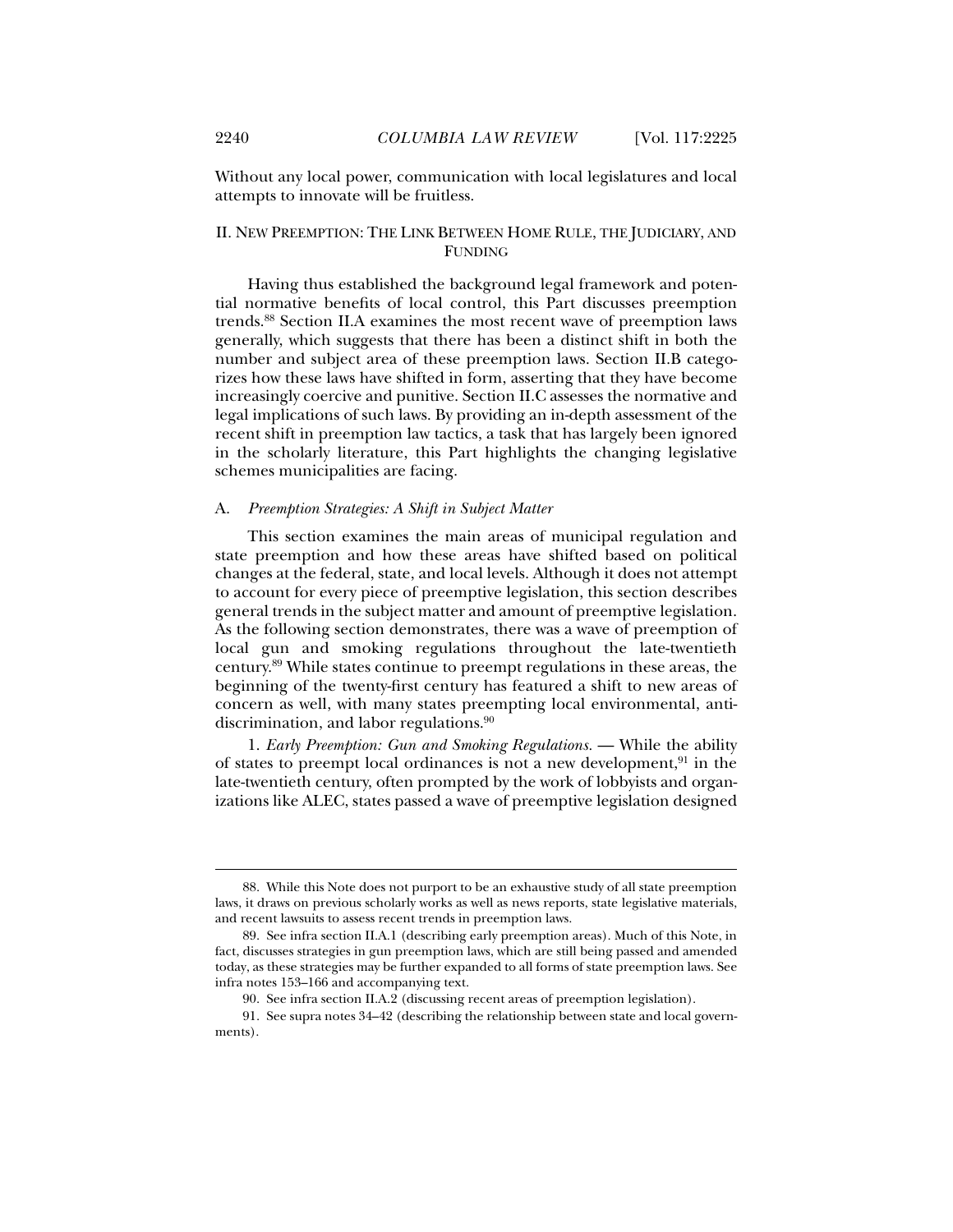Without any local power, communication with local legislatures and local attempts to innovate will be fruitless.

## II. NEW PREEMPTION: THE LINK BETWEEN HOME RULE, THE JUDICIARY, AND FUNDING

Having thus established the background legal framework and potential normative benefits of local control, this Part discusses preemption trends.[88] Section II.A examines the most recent wave of preemption laws generally, which suggests that there has been a distinct shift in both the number and subject area of these preemption laws. Section II.B categorizes how these laws have shifted in form, asserting that they have become increasingly coercive and punitive. Section II.C assesses the normative and legal implications of such laws. By providing an in-depth assessment of the recent shift in preemption law tactics, a task that has largely been ignored in the scholarly literature, this Part highlights the changing legislative schemes municipalities are facing.

### A. *Preemption Strategies: A Shift in Subject Matter*

This section examines the main areas of municipal regulation and state preemption and how these areas have shifted based on political changes at the federal, state, and local levels. Although it does not attempt to account for every piece of preemptive legislation, this section describes general trends in the subject matter and amount of preemptive legislation. As the following section demonstrates, there was a wave of preemption of local gun and smoking regulations throughout the late-twentieth century.[89] While states continue to preempt regulations in these areas, the beginning of the twenty-first century has featured a shift to new areas of concern as well, with many states preempting local environmental, anti-discrimination, and labor regulations.[90]

1. *Early Preemption: Gun and Smoking Regulations.* — While the ability of states to preempt local ordinances is not a new development,[91] in the late-twentieth century, often prompted by the work of lobbyists and organizations like ALEC, states passed a wave of preemptive legislation designed

---

88. While this Note does not purport to be an exhaustive study of all state preemption laws, it draws on previous scholarly works as well as news reports, state legislative materials, and recent lawsuits to assess recent trends in preemption laws.

89. See infra section II.A.1 (describing early preemption areas). Much of this Note, in fact, discusses strategies in gun preemption laws, which are still being passed and amended today, as these strategies may be further expanded to all forms of state preemption laws. See infra notes 153–166 and accompanying text.

90. See infra section II.A.2 (discussing recent areas of preemption legislation).

91. See supra notes 34–42 (describing the relationship between state and local governments).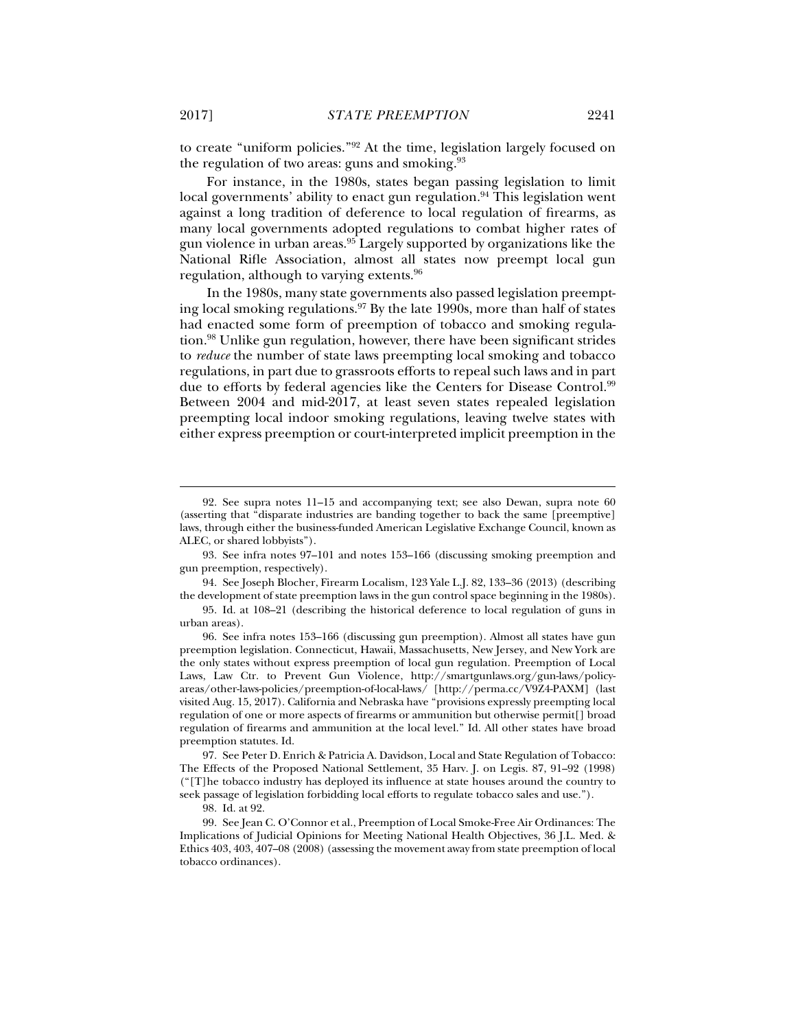to create "uniform policies."[92] At the time, legislation largely focused on the regulation of two areas: guns and smoking.[93]

For instance, in the 1980s, states began passing legislation to limit local governments' ability to enact gun regulation.[94] This legislation went against a long tradition of deference to local regulation of firearms, as many local governments adopted regulations to combat higher rates of gun violence in urban areas.[95] Largely supported by organizations like the National Rifle Association, almost all states now preempt local gun regulation, although to varying extents.[96]

In the 1980s, many state governments also passed legislation preempting local smoking regulations.[97] By the late 1990s, more than half of states had enacted some form of preemption of tobacco and smoking regulation.[98] Unlike gun regulation, however, there have been significant strides to *reduce* the number of state laws preempting local smoking and tobacco regulations, in part due to grassroots efforts to repeal such laws and in part due to efforts by federal agencies like the Centers for Disease Control.[99] Between 2004 and mid-2017, at least seven states repealed legislation preempting local indoor smoking regulations, leaving twelve states with either express preemption or court-interpreted implicit preemption in the

---

92. See supra notes 11–15 and accompanying text; see also Dewan, supra note 60 (asserting that "disparate industries are banding together to back the same [preemptive] laws, through either the business-funded American Legislative Exchange Council, known as ALEC, or shared lobbyists").

93. See infra notes 97–101 and notes 153–166 (discussing smoking preemption and gun preemption, respectively).

94. See Joseph Blocher, Firearm Localism, 123 Yale L.J. 82, 133–36 (2013) (describing the development of state preemption laws in the gun control space beginning in the 1980s).

95. Id. at 108–21 (describing the historical deference to local regulation of guns in urban areas).

96. See infra notes 153–166 (discussing gun preemption). Almost all states have gun preemption legislation. Connecticut, Hawaii, Massachusetts, New Jersey, and New York are the only states without express preemption of local gun regulation. Preemption of Local Laws, Law Ctr. to Prevent Gun Violence, http://smartgunlaws.org/gun-laws/policy-areas/other-laws-policies/preemption-of-local-laws/ [http://perma.cc/V9Z4-PAXM] (last visited Aug. 15, 2017). California and Nebraska have "provisions expressly preempting local regulation of one or more aspects of firearms or ammunition but otherwise permit[] broad regulation of firearms and ammunition at the local level." Id. All other states have broad preemption statutes. Id.

97. See Peter D. Enrich & Patricia A. Davidson, Local and State Regulation of Tobacco: The Effects of the Proposed National Settlement, 35 Harv. J. on Legis. 87, 91–92 (1998) ("[T]he tobacco industry has deployed its influence at state houses around the country to seek passage of legislation forbidding local efforts to regulate tobacco sales and use.").

98. Id. at 92.

99. See Jean C. O'Connor et al., Preemption of Local Smoke-Free Air Ordinances: The Implications of Judicial Opinions for Meeting National Health Objectives, 36 J.L. Med. & Ethics 403, 403, 407–08 (2008) (assessing the movement away from state preemption of local tobacco ordinances).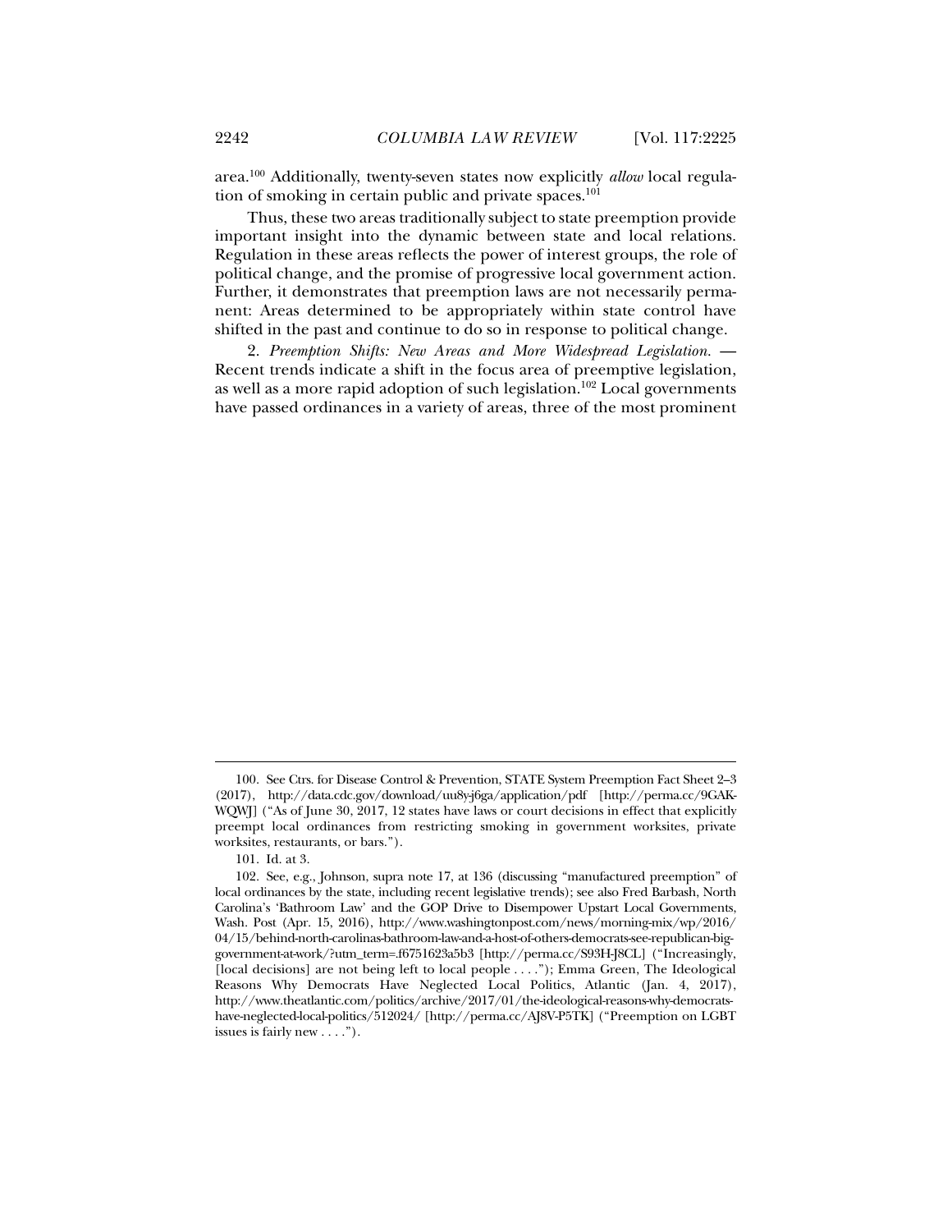area.[100] Additionally, twenty-seven states now explicitly *allow* local regulation of smoking in certain public and private spaces.[101]

Thus, these two areas traditionally subject to state preemption provide important insight into the dynamic between state and local relations. Regulation in these areas reflects the power of interest groups, the role of political change, and the promise of progressive local government action. Further, it demonstrates that preemption laws are not necessarily permanent: Areas determined to be appropriately within state control have shifted in the past and continue to do so in response to political change.

2. *Preemption Shifts: New Areas and More Widespread Legislation.* — Recent trends indicate a shift in the focus area of preemptive legislation, as well as a more rapid adoption of such legislation.[102] Local governments have passed ordinances in a variety of areas, three of the most prominent

---

100. See Ctrs. for Disease Control & Prevention, STATE System Preemption Fact Sheet 2–3 (2017), http://data.cdc.gov/download/uu8y-j6ga/application/pdf [http://perma.cc/9GAK-WQWJ] ("As of June 30, 2017, 12 states have laws or court decisions in effect that explicitly preempt local ordinances from restricting smoking in government worksites, private worksites, restaurants, or bars.").

101. Id. at 3.

102. See, e.g., Johnson, supra note 17, at 136 (discussing "manufactured preemption" of local ordinances by the state, including recent legislative trends); see also Fred Barbash, North Carolina's 'Bathroom Law' and the GOP Drive to Disempower Upstart Local Governments, Wash. Post (Apr. 15, 2016), http://www.washingtonpost.com/news/morning-mix/wp/2016/04/15/behind-north-carolinas-bathroom-law-and-a-host-of-others-democrats-see-republican-big-government-at-work/?utm_term=.f6751623a5b3 [http://perma.cc/S93H-J8CL] ("Increasingly, [local decisions] are not being left to local people . . . ."); Emma Green, The Ideological Reasons Why Democrats Have Neglected Local Politics, Atlantic (Jan. 4, 2017), http://www.theatlantic.com/politics/archive/2017/01/the-ideological-reasons-why-democrats-have-neglected-local-politics/512024/ [http://perma.cc/AJ8V-P5TK] ("Preemption on LGBT issues is fairly new . . . .").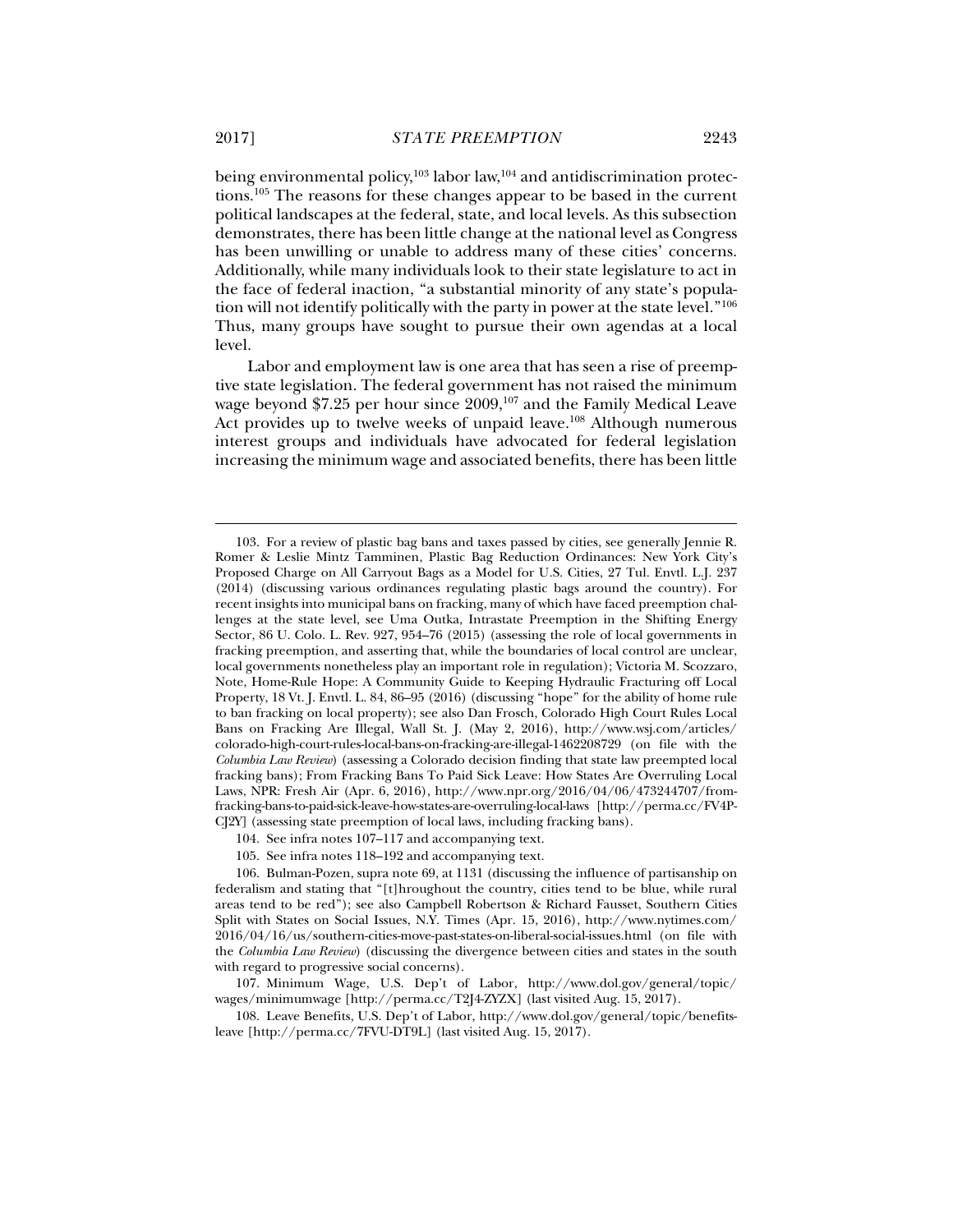being environmental policy,[103] labor law,[104] and antidiscrimination protections.[105] The reasons for these changes appear to be based in the current political landscapes at the federal, state, and local levels. As this subsection demonstrates, there has been little change at the national level as Congress has been unwilling or unable to address many of these cities' concerns. Additionally, while many individuals look to their state legislature to act in the face of federal inaction, "a substantial minority of any state's population will not identify politically with the party in power at the state level."[106] Thus, many groups have sought to pursue their own agendas at a local level.

Labor and employment law is one area that has seen a rise of preemptive state legislation. The federal government has not raised the minimum wage beyond $7.25 per hour since 2009,[107] and the Family Medical Leave Act provides up to twelve weeks of unpaid leave.[108] Although numerous interest groups and individuals have advocated for federal legislation increasing the minimum wage and associated benefits, there has been little

---

103. For a review of plastic bag bans and taxes passed by cities, see generally Jennie R. Romer & Leslie Mintz Tamminen, Plastic Bag Reduction Ordinances: New York City's Proposed Charge on All Carryout Bags as a Model for U.S. Cities, 27 Tul. Envtl. L.J. 237 (2014) (discussing various ordinances regulating plastic bags around the country). For recent insights into municipal bans on fracking, many of which have faced preemption challenges at the state level, see Uma Outka, Intrastate Preemption in the Shifting Energy Sector, 86 U. Colo. L. Rev. 927, 954–76 (2015) (assessing the role of local governments in fracking preemption, and asserting that, while the boundaries of local control are unclear, local governments nonetheless play an important role in regulation); Victoria M. Scozzaro, Note, Home-Rule Hope: A Community Guide to Keeping Hydraulic Fracturing off Local Property, 18 Vt. J. Envtl. L. 84, 86–95 (2016) (discussing "hope" for the ability of home rule to ban fracking on local property); see also Dan Frosch, Colorado High Court Rules Local Bans on Fracking Are Illegal, Wall St. J. (May 2, 2016), http://www.wsj.com/articles/colorado-high-court-rules-local-bans-on-fracking-are-illegal-1462208729 (on file with the *Columbia Law Review*) (assessing a Colorado decision finding that state law preempted local fracking bans); From Fracking Bans To Paid Sick Leave: How States Are Overruling Local Laws, NPR: Fresh Air (Apr. 6, 2016), http://www.npr.org/2016/04/06/473244707/from-fracking-bans-to-paid-sick-leave-how-states-are-overruling-local-laws [http://perma.cc/FV4P-CJ2Y] (assessing state preemption of local laws, including fracking bans).

104. See infra notes 107–117 and accompanying text.

105. See infra notes 118–192 and accompanying text.

106. Bulman-Pozen, supra note 69, at 1131 (discussing the influence of partisanship on federalism and stating that "[t]hroughout the country, cities tend to be blue, while rural areas tend to be red"); see also Campbell Robertson & Richard Fausset, Southern Cities Split with States on Social Issues, N.Y. Times (Apr. 15, 2016), http://www.nytimes.com/2016/04/16/us/southern-cities-move-past-states-on-liberal-social-issues.html (on file with the *Columbia Law Review*) (discussing the divergence between cities and states in the south with regard to progressive social concerns).

107. Minimum Wage, U.S. Dep't of Labor, http://www.dol.gov/general/topic/wages/minimumwage [http://perma.cc/T2J4-ZYZX] (last visited Aug. 15, 2017).

108. Leave Benefits, U.S. Dep't of Labor, http://www.dol.gov/general/topic/benefits-leave [http://perma.cc/7FVU-DT9L] (last visited Aug. 15, 2017).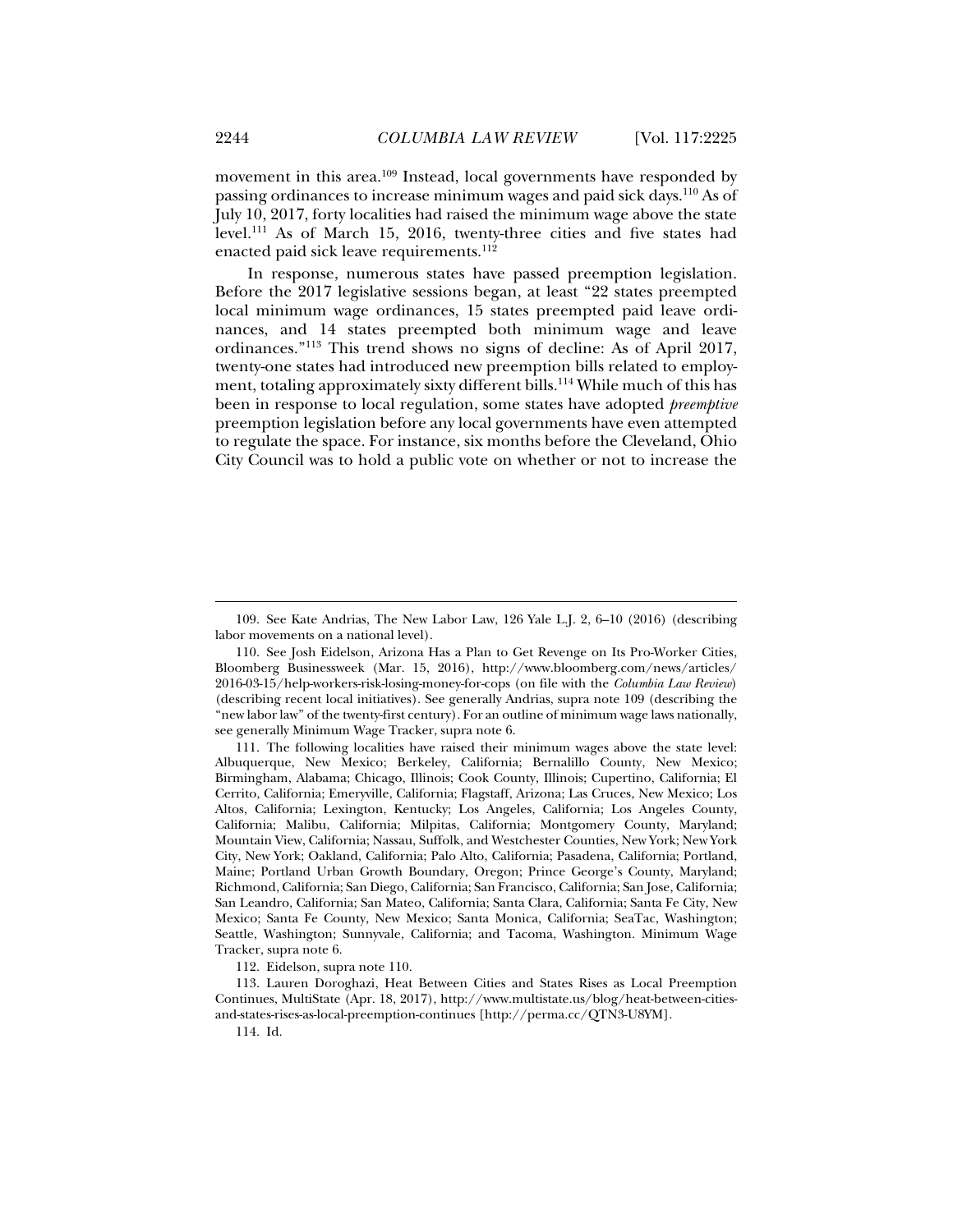movement in this area.[109] Instead, local governments have responded by passing ordinances to increase minimum wages and paid sick days.[110] As of July 10, 2017, forty localities had raised the minimum wage above the state level.[111] As of March 15, 2016, twenty-three cities and five states had enacted paid sick leave requirements.[112]

In response, numerous states have passed preemption legislation. Before the 2017 legislative sessions began, at least "22 states preempted local minimum wage ordinances, 15 states preempted paid leave ordinances, and 14 states preempted both minimum wage and leave ordinances."[113] This trend shows no signs of decline: As of April 2017, twenty-one states had introduced new preemption bills related to employment, totaling approximately sixty different bills.[114] While much of this has been in response to local regulation, some states have adopted *preemptive* preemption legislation before any local governments have even attempted to regulate the space. For instance, six months before the Cleveland, Ohio City Council was to hold a public vote on whether or not to increase the

---

109. See Kate Andrias, The New Labor Law, 126 Yale L.J. 2, 6–10 (2016) (describing labor movements on a national level).

110. See Josh Eidelson, Arizona Has a Plan to Get Revenge on Its Pro-Worker Cities, Bloomberg Businessweek (Mar. 15, 2016), http://www.bloomberg.com/news/articles/2016-03-15/help-workers-risk-losing-money-for-cops (on file with the *Columbia Law Review*) (describing recent local initiatives). See generally Andrias, supra note 109 (describing the "new labor law" of the twenty-first century). For an outline of minimum wage laws nationally, see generally Minimum Wage Tracker, supra note 6.

111. The following localities have raised their minimum wages above the state level: Albuquerque, New Mexico; Berkeley, California; Bernalillo County, New Mexico; Birmingham, Alabama; Chicago, Illinois; Cook County, Illinois; Cupertino, California; El Cerrito, California; Emeryville, California; Flagstaff, Arizona; Las Cruces, New Mexico; Los Altos, California; Lexington, Kentucky; Los Angeles, California; Los Angeles County, California; Malibu, California; Milpitas, California; Montgomery County, Maryland; Mountain View, California; Nassau, Suffolk, and Westchester Counties, New York; New York City, New York; Oakland, California; Palo Alto, California; Pasadena, California; Portland, Maine; Portland Urban Growth Boundary, Oregon; Prince George's County, Maryland; Richmond, California; San Diego, California; San Francisco, California; San Jose, California; San Leandro, California; San Mateo, California; Santa Clara, California; Santa Fe City, New Mexico; Santa Fe County, New Mexico; Santa Monica, California; SeaTac, Washington; Seattle, Washington; Sunnyvale, California; and Tacoma, Washington. Minimum Wage Tracker, supra note 6.

112. Eidelson, supra note 110.

113. Lauren Doroghazi, Heat Between Cities and States Rises as Local Preemption Continues, MultiState (Apr. 18, 2017), http://www.multistate.us/blog/heat-between-cities-and-states-rises-as-local-preemption-continues [http://perma.cc/QTN3-U8YM].

114. Id.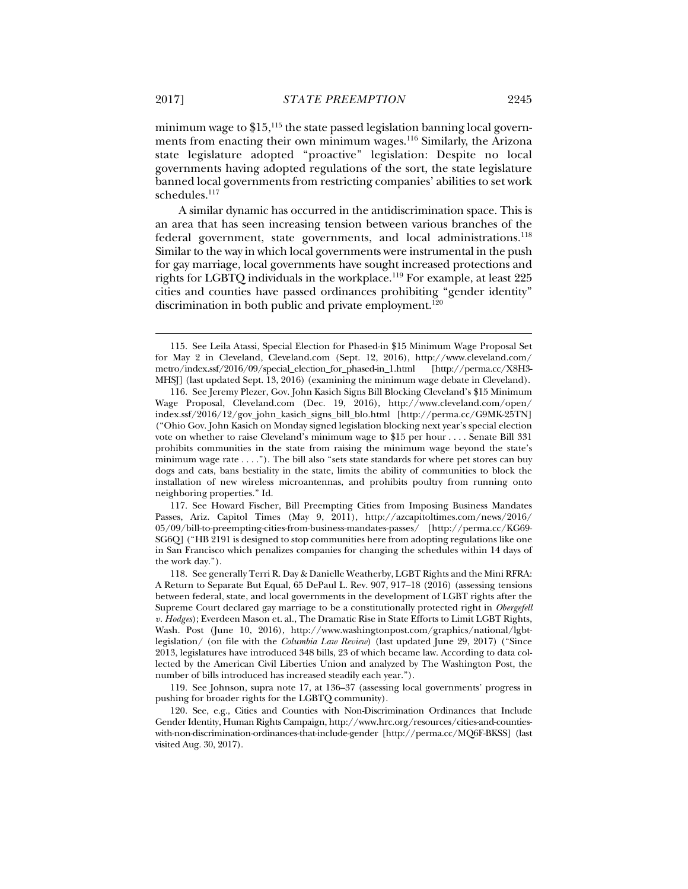minimum wage to $15,[115] the state passed legislation banning local governments from enacting their own minimum wages.[116] Similarly, the Arizona state legislature adopted "proactive" legislation: Despite no local governments having adopted regulations of the sort, the state legislature banned local governments from restricting companies' abilities to set work schedules.[117]

A similar dynamic has occurred in the antidiscrimination space. This is an area that has seen increasing tension between various branches of the federal government, state governments, and local administrations.[118] Similar to the way in which local governments were instrumental in the push for gay marriage, local governments have sought increased protections and rights for LGBTQ individuals in the workplace.[119] For example, at least 225 cities and counties have passed ordinances prohibiting "gender identity" discrimination in both public and private employment.[120]

---

115. See Leila Atassi, Special Election for Phased-in $15 Minimum Wage Proposal Set for May 2 in Cleveland, Cleveland.com (Sept. 12, 2016), http://www.cleveland.com/metro/index.ssf/2016/09/special_election_for_phased-in_1.html [http://perma.cc/X8H3-MHSJ] (last updated Sept. 13, 2016) (examining the minimum wage debate in Cleveland).

116. See Jeremy Plezer, Gov. John Kasich Signs Bill Blocking Cleveland's $15 Minimum Wage Proposal, Cleveland.com (Dec. 19, 2016), http://www.cleveland.com/open/index.ssf/2016/12/gov_john_kasich_signs_bill_blo.html [http://perma.cc/G9MK-25TN] ("Ohio Gov. John Kasich on Monday signed legislation blocking next year's special election vote on whether to raise Cleveland's minimum wage to $15 per hour . . . . Senate Bill 331 prohibits communities in the state from raising the minimum wage beyond the state's minimum wage rate . . . ."). The bill also "sets state standards for where pet stores can buy dogs and cats, bans bestiality in the state, limits the ability of communities to block the installation of new wireless microantennas, and prohibits poultry from running onto neighboring properties." Id.

117. See Howard Fischer, Bill Preempting Cities from Imposing Business Mandates Passes, Ariz. Capitol Times (May 9, 2011), http://azcapitoltimes.com/news/2016/05/09/bill-to-preempting-cities-from-business-mandates-passes/ [http://perma.cc/KG69-SG6Q] ("HB 2191 is designed to stop communities here from adopting regulations like one in San Francisco which penalizes companies for changing the schedules within 14 days of the work day.").

118. See generally Terri R. Day & Danielle Weatherby, LGBT Rights and the Mini RFRA: A Return to Separate But Equal, 65 DePaul L. Rev. 907, 917–18 (2016) (assessing tensions between federal, state, and local governments in the development of LGBT rights after the Supreme Court declared gay marriage to be a constitutionally protected right in *Obergefell v. Hodges*); Everdeen Mason et. al., The Dramatic Rise in State Efforts to Limit LGBT Rights, Wash. Post (June 10, 2016), http://www.washingtonpost.com/graphics/national/lgbt-legislation/ (on file with the *Columbia Law Review*) (last updated June 29, 2017) ("Since 2013, legislatures have introduced 348 bills, 23 of which became law. According to data collected by the American Civil Liberties Union and analyzed by The Washington Post, the number of bills introduced has increased steadily each year.").

119. See Johnson, supra note 17, at 136–37 (assessing local governments' progress in pushing for broader rights for the LGBTQ community).

120. See, e.g., Cities and Counties with Non-Discrimination Ordinances that Include Gender Identity, Human Rights Campaign, http://www.hrc.org/resources/cities-and-counties-with-non-discrimination-ordinances-that-include-gender [http://perma.cc/MQ6F-BKSS] (last visited Aug. 30, 2017).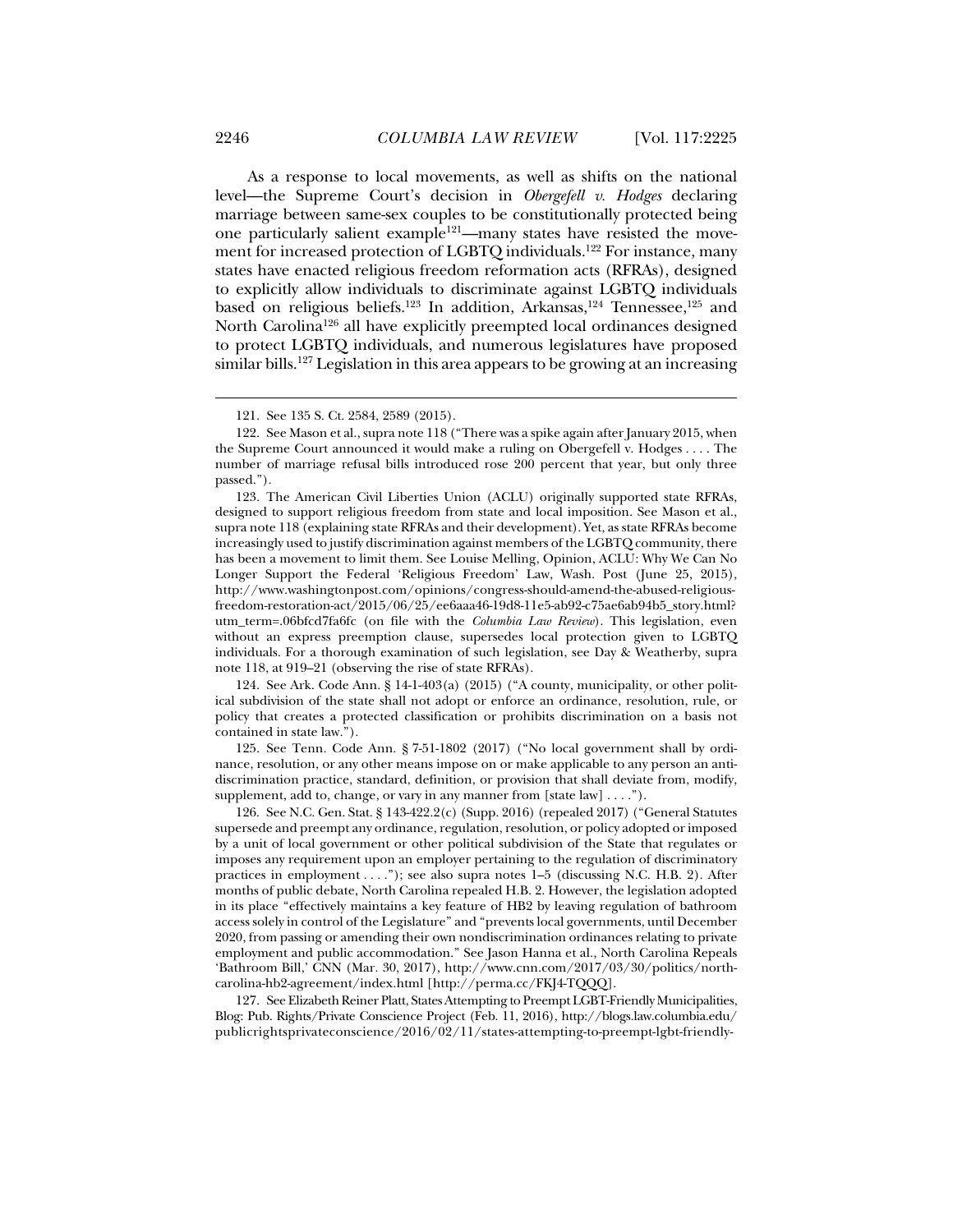As a response to local movements, as well as shifts on the national level—the Supreme Court's decision in *Obergefell v. Hodges* declaring marriage between same-sex couples to be constitutionally protected being one particularly salient example[121]—many states have resisted the movement for increased protection of LGBTQ individuals.[122] For instance, many states have enacted religious freedom reformation acts (RFRAs), designed to explicitly allow individuals to discriminate against LGBTQ individuals based on religious beliefs.[123] In addition, Arkansas,[124] Tennessee,[125] and North Carolina[126] all have explicitly preempted local ordinances designed to protect LGBTQ individuals, and numerous legislatures have proposed similar bills.[127] Legislation in this area appears to be growing at an increasing

---

121. See 135 S. Ct. 2584, 2589 (2015).

122. See Mason et al., supra note 118 ("There was a spike again after January 2015, when the Supreme Court announced it would make a ruling on Obergefell v. Hodges . . . . The number of marriage refusal bills introduced rose 200 percent that year, but only three passed.").

123. The American Civil Liberties Union (ACLU) originally supported state RFRAs, designed to support religious freedom from state and local imposition. See Mason et al., supra note 118 (explaining state RFRAs and their development). Yet, as state RFRAs become increasingly used to justify discrimination against members of the LGBTQ community, there has been a movement to limit them. See Louise Melling, Opinion, ACLU: Why We Can No Longer Support the Federal 'Religious Freedom' Law, Wash. Post (June 25, 2015), http://www.washingtonpost.com/opinions/congress-should-amend-the-abused-religious-freedom-restoration-act/2015/06/25/ee6aaa46-19d8-11e5-ab92-c75ae6ab94b5_story.html?utm_term=.06bfcd7fa6fc (on file with the *Columbia Law Review*). This legislation, even without an express preemption clause, supersedes local protection given to LGBTQ individuals. For a thorough examination of such legislation, see Day & Weatherby, supra note 118, at 919–21 (observing the rise of state RFRAs).

124. See Ark. Code Ann. § 14-1-403(a) (2015) ("A county, municipality, or other political subdivision of the state shall not adopt or enforce an ordinance, resolution, rule, or policy that creates a protected classification or prohibits discrimination on a basis not contained in state law.").

125. See Tenn. Code Ann. § 7-51-1802 (2017) ("No local government shall by ordinance, resolution, or any other means impose on or make applicable to any person an anti-discrimination practice, standard, definition, or provision that shall deviate from, modify, supplement, add to, change, or vary in any manner from [state law] . . . .").

126. See N.C. Gen. Stat. § 143-422.2(c) (Supp. 2016) (repealed 2017) ("General Statutes supersede and preempt any ordinance, regulation, resolution, or policy adopted or imposed by a unit of local government or other political subdivision of the State that regulates or imposes any requirement upon an employer pertaining to the regulation of discriminatory practices in employment . . . ."); see also supra notes 1–5 (discussing N.C. H.B. 2). After months of public debate, North Carolina repealed H.B. 2. However, the legislation adopted in its place "effectively maintains a key feature of HB2 by leaving regulation of bathroom access solely in control of the Legislature" and "prevents local governments, until December 2020, from passing or amending their own nondiscrimination ordinances relating to private employment and public accommodation." See Jason Hanna et al., North Carolina Repeals 'Bathroom Bill,' CNN (Mar. 30, 2017), http://www.cnn.com/2017/03/30/politics/north-carolina-hb2-agreement/index.html [http://perma.cc/FKJ4-TQQQ].

127. See Elizabeth Reiner Platt, States Attempting to Preempt LGBT-Friendly Municipalities, Blog: Pub. Rights/Private Conscience Project (Feb. 11, 2016), http://blogs.law.columbia.edu/publicrightsprivateconscience/2016/02/11/states-attempting-to-preempt-lgbt-friendly-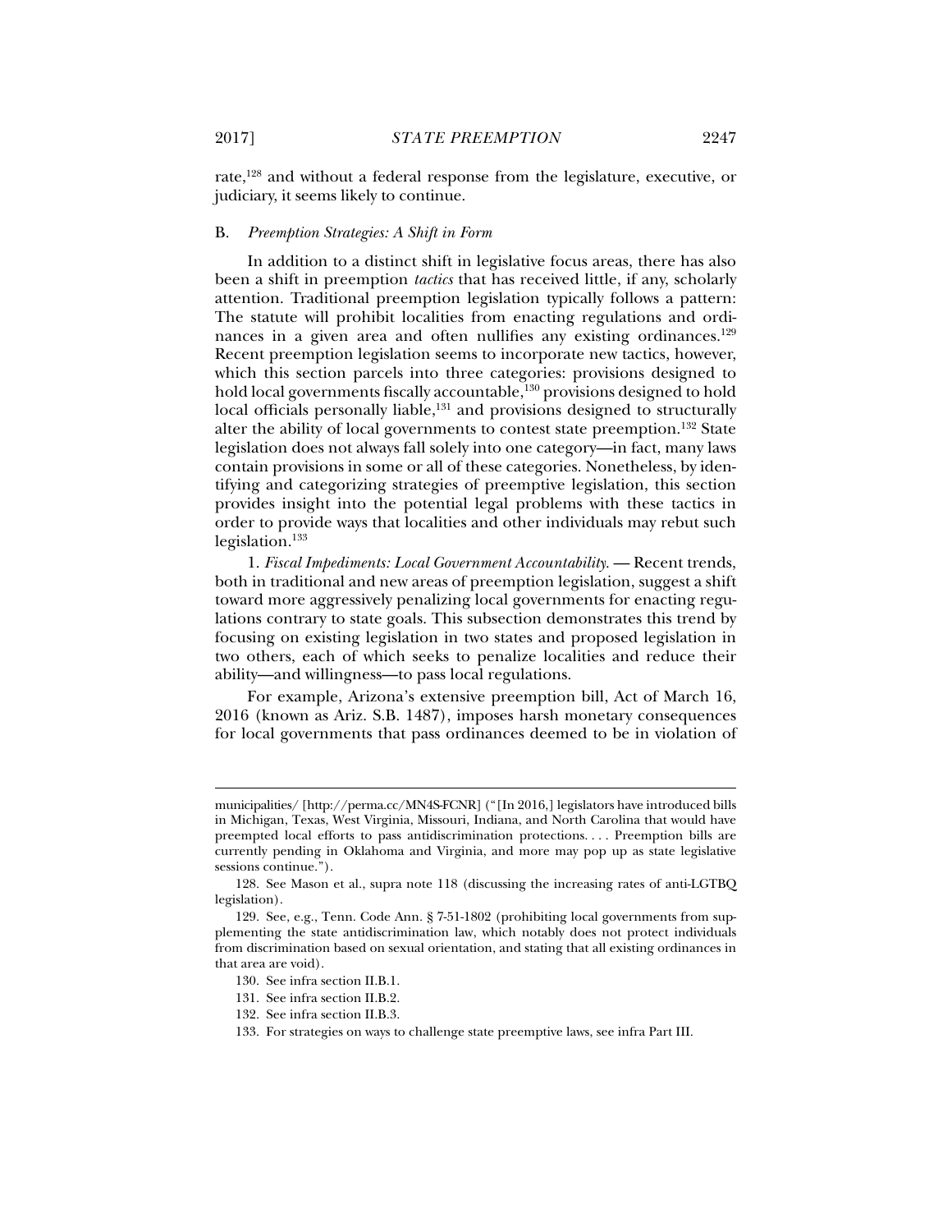rate,[128] and without a federal response from the legislature, executive, or judiciary, it seems likely to continue.

### B. *Preemption Strategies: A Shift in Form*

In addition to a distinct shift in legislative focus areas, there has also been a shift in preemption *tactics* that has received little, if any, scholarly attention. Traditional preemption legislation typically follows a pattern: The statute will prohibit localities from enacting regulations and ordinances in a given area and often nullifies any existing ordinances.[129] Recent preemption legislation seems to incorporate new tactics, however, which this section parcels into three categories: provisions designed to hold local governments fiscally accountable,[130] provisions designed to hold local officials personally liable,[131] and provisions designed to structurally alter the ability of local governments to contest state preemption.[132] State legislation does not always fall solely into one category—in fact, many laws contain provisions in some or all of these categories. Nonetheless, by identifying and categorizing strategies of preemptive legislation, this section provides insight into the potential legal problems with these tactics in order to provide ways that localities and other individuals may rebut such legislation.[133]

1. *Fiscal Impediments: Local Government Accountability.* — Recent trends, both in traditional and new areas of preemption legislation, suggest a shift toward more aggressively penalizing local governments for enacting regulations contrary to state goals. This subsection demonstrates this trend by focusing on existing legislation in two states and proposed legislation in two others, each of which seeks to penalize localities and reduce their ability—and willingness—to pass local regulations.

For example, Arizona's extensive preemption bill, Act of March 16, 2016 (known as Ariz. S.B. 1487), imposes harsh monetary consequences for local governments that pass ordinances deemed to be in violation of

---

municipalities/ [http://perma.cc/MN4S-FCNR] ("[In 2016,] legislators have introduced bills in Michigan, Texas, West Virginia, Missouri, Indiana, and North Carolina that would have preempted local efforts to pass antidiscrimination protections. . . . Preemption bills are currently pending in Oklahoma and Virginia, and more may pop up as state legislative sessions continue.").

128. See Mason et al., supra note 118 (discussing the increasing rates of anti-LGTBQ legislation).

129. See, e.g., Tenn. Code Ann. § 7-51-1802 (prohibiting local governments from supplementing the state antidiscrimination law, which notably does not protect individuals from discrimination based on sexual orientation, and stating that all existing ordinances in that area are void).

130. See infra section II.B.1.

131. See infra section II.B.2.

132. See infra section II.B.3.

133. For strategies on ways to challenge state preemptive laws, see infra Part III.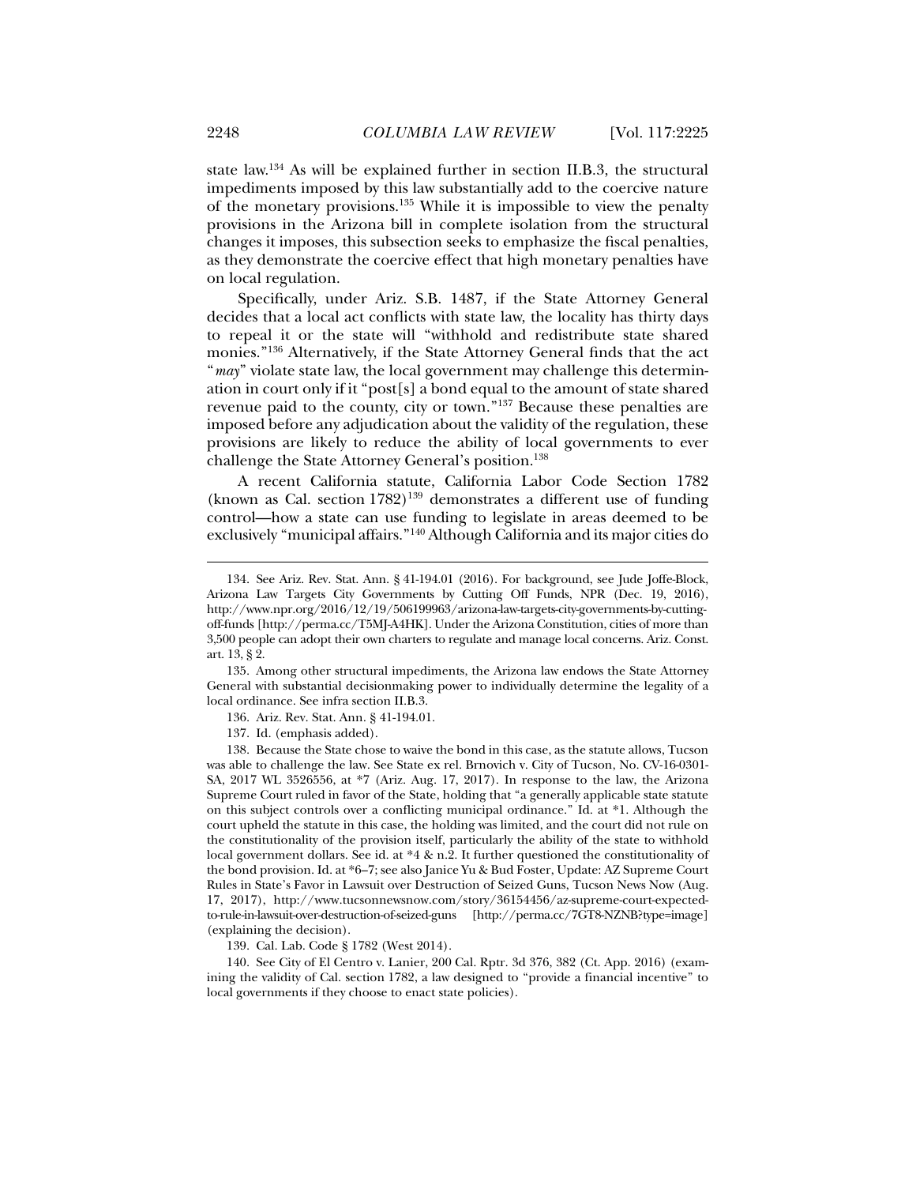state law.[134] As will be explained further in section II.B.3, the structural impediments imposed by this law substantially add to the coercive nature of the monetary provisions.[135] While it is impossible to view the penalty provisions in the Arizona bill in complete isolation from the structural changes it imposes, this subsection seeks to emphasize the fiscal penalties, as they demonstrate the coercive effect that high monetary penalties have on local regulation.

Specifically, under Ariz. S.B. 1487, if the State Attorney General decides that a local act conflicts with state law, the locality has thirty days to repeal it or the state will "withhold and redistribute state shared monies."[136] Alternatively, if the State Attorney General finds that the act "*may*" violate state law, the local government may challenge this determination in court only if it "post[s] a bond equal to the amount of state shared revenue paid to the county, city or town."[137] Because these penalties are imposed before any adjudication about the validity of the regulation, these provisions are likely to reduce the ability of local governments to ever challenge the State Attorney General's position.[138]

A recent California statute, California Labor Code Section 1782 (known as Cal. section 1782)[139] demonstrates a different use of funding control—how a state can use funding to legislate in areas deemed to be exclusively "municipal affairs."[140] Although California and its major cities do

---

134. See Ariz. Rev. Stat. Ann. § 41-194.01 (2016). For background, see Jude Joffe-Block, Arizona Law Targets City Governments by Cutting Off Funds, NPR (Dec. 19, 2016), http://www.npr.org/2016/12/19/506199963/arizona-law-targets-city-governments-by-cutting-off-funds [http://perma.cc/T5MJ-A4HK]. Under the Arizona Constitution, cities of more than 3,500 people can adopt their own charters to regulate and manage local concerns. Ariz. Const. art. 13, § 2.

135. Among other structural impediments, the Arizona law endows the State Attorney General with substantial decisionmaking power to individually determine the legality of a local ordinance. See infra section II.B.3.

136. Ariz. Rev. Stat. Ann. § 41-194.01.

137. Id. (emphasis added).

138. Because the State chose to waive the bond in this case, as the statute allows, Tucson was able to challenge the law. See State ex rel. Brnovich v. City of Tucson, No. CV-16-0301-SA, 2017 WL 3526556, at *7 (Ariz. Aug. 17, 2017). In response to the law, the Arizona Supreme Court ruled in favor of the State, holding that "a generally applicable state statute on this subject controls over a conflicting municipal ordinance." Id. at *1. Although the court upheld the statute in this case, the holding was limited, and the court did not rule on the constitutionality of the provision itself, particularly the ability of the state to withhold local government dollars. See id. at *4 & n.2. It further questioned the constitutionality of the bond provision. Id. at *6–7; see also Janice Yu & Bud Foster, Update: AZ Supreme Court Rules in State's Favor in Lawsuit over Destruction of Seized Guns, Tucson News Now (Aug. 17, 2017), http://www.tucsonnewsnow.com/story/36154456/az-supreme-court-expected-to-rule-in-lawsuit-over-destruction-of-seized-guns [http://perma.cc/7GT8-NZNB?type=image] (explaining the decision).

139. Cal. Lab. Code § 1782 (West 2014).

140. See City of El Centro v. Lanier, 200 Cal. Rptr. 3d 376, 382 (Ct. App. 2016) (examining the validity of Cal. section 1782, a law designed to "provide a financial incentive" to local governments if they choose to enact state policies).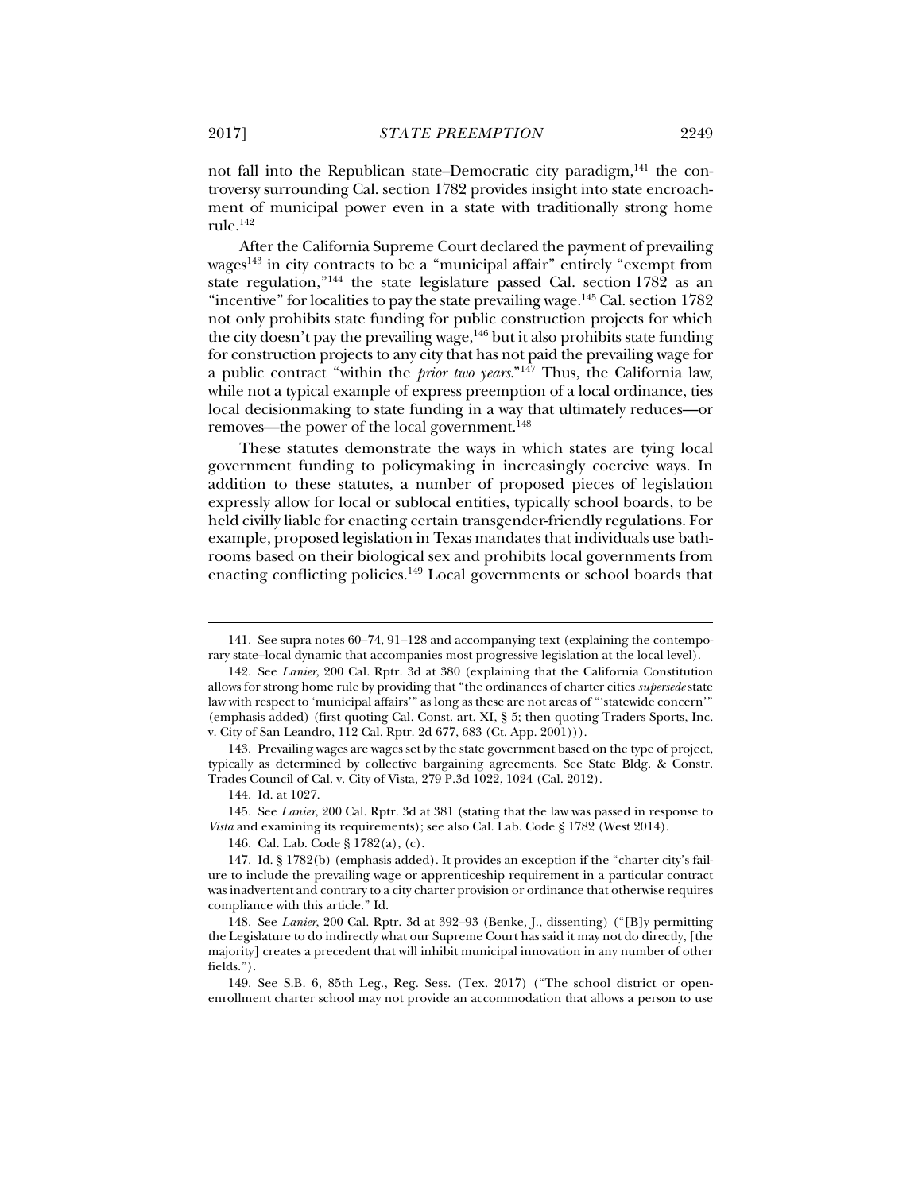not fall into the Republican state–Democratic city paradigm,[141] the controversy surrounding Cal. section 1782 provides insight into state encroachment of municipal power even in a state with traditionally strong home rule.[142]

After the California Supreme Court declared the payment of prevailing wages[143] in city contracts to be a "municipal affair" entirely "exempt from state regulation,"[144] the state legislature passed Cal. section 1782 as an "incentive" for localities to pay the state prevailing wage.[145] Cal. section 1782 not only prohibits state funding for public construction projects for which the city doesn't pay the prevailing wage,[146] but it also prohibits state funding for construction projects to any city that has not paid the prevailing wage for a public contract "within the *prior two years*."[147] Thus, the California law, while not a typical example of express preemption of a local ordinance, ties local decisionmaking to state funding in a way that ultimately reduces—or removes—the power of the local government.[148]

These statutes demonstrate the ways in which states are tying local government funding to policymaking in increasingly coercive ways. In addition to these statutes, a number of proposed pieces of legislation expressly allow for local or sublocal entities, typically school boards, to be held civilly liable for enacting certain transgender-friendly regulations. For example, proposed legislation in Texas mandates that individuals use bathrooms based on their biological sex and prohibits local governments from enacting conflicting policies.[149] Local governments or school boards that

---

141. See supra notes 60–74, 91–128 and accompanying text (explaining the contemporary state–local dynamic that accompanies most progressive legislation at the local level).

142. See *Lanier*, 200 Cal. Rptr. 3d at 380 (explaining that the California Constitution allows for strong home rule by providing that "the ordinances of charter cities *supersede* state law with respect to 'municipal affairs'" as long as these are not areas of "'statewide concern'" (emphasis added) (first quoting Cal. Const. art. XI, § 5; then quoting Traders Sports, Inc. v. City of San Leandro, 112 Cal. Rptr. 2d 677, 683 (Ct. App. 2001))).

143. Prevailing wages are wages set by the state government based on the type of project, typically as determined by collective bargaining agreements. See State Bldg. & Constr. Trades Council of Cal. v. City of Vista, 279 P.3d 1022, 1024 (Cal. 2012).

144. Id. at 1027.

145. See *Lanier*, 200 Cal. Rptr. 3d at 381 (stating that the law was passed in response to *Vista* and examining its requirements); see also Cal. Lab. Code § 1782 (West 2014).

146. Cal. Lab. Code § 1782(a), (c).

147. Id. § 1782(b) (emphasis added). It provides an exception if the "charter city's failure to include the prevailing wage or apprenticeship requirement in a particular contract was inadvertent and contrary to a city charter provision or ordinance that otherwise requires compliance with this article." Id.

148. See *Lanier*, 200 Cal. Rptr. 3d at 392–93 (Benke, J., dissenting) ("[B]y permitting the Legislature to do indirectly what our Supreme Court has said it may not do directly, [the majority] creates a precedent that will inhibit municipal innovation in any number of other fields.").

149. See S.B. 6, 85th Leg., Reg. Sess. (Tex. 2017) ("The school district or open-enrollment charter school may not provide an accommodation that allows a person to use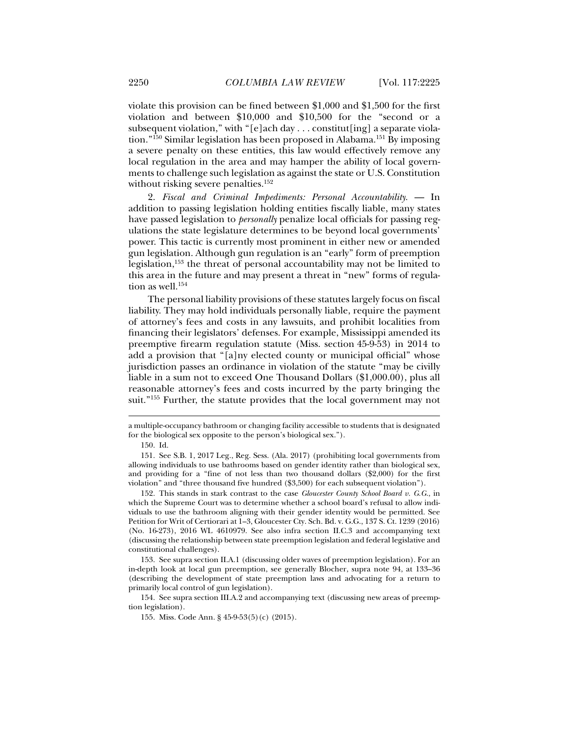violate this provision can be fined between $1,000 and $1,500 for the first violation and between $10,000 and $10,500 for the "second or a subsequent violation," with "[e]ach day . . . constitut[ing] a separate violation."[150] Similar legislation has been proposed in Alabama.[151] By imposing a severe penalty on these entities, this law would effectively remove any local regulation in the area and may hamper the ability of local governments to challenge such legislation as against the state or U.S. Constitution without risking severe penalties.[152]

2. *Fiscal and Criminal Impediments: Personal Accountability.* — In addition to passing legislation holding entities fiscally liable, many states have passed legislation to *personally* penalize local officials for passing regulations the state legislature determines to be beyond local governments' power. This tactic is currently most prominent in either new or amended gun legislation. Although gun regulation is an "early" form of preemption legislation,[153] the threat of personal accountability may not be limited to this area in the future and may present a threat in "new" forms of regulation as well.[154]

The personal liability provisions of these statutes largely focus on fiscal liability. They may hold individuals personally liable, require the payment of attorney's fees and costs in any lawsuits, and prohibit localities from financing their legislators' defenses. For example, Mississippi amended its preemptive firearm regulation statute (Miss. section 45-9-53) in 2014 to add a provision that "[a]ny elected county or municipal official" whose jurisdiction passes an ordinance in violation of the statute "may be civilly liable in a sum not to exceed One Thousand Dollars ($1,000.00), plus all reasonable attorney's fees and costs incurred by the party bringing the suit."[155] Further, the statute provides that the local government may not

---

a multiple-occupancy bathroom or changing facility accessible to students that is designated for the biological sex opposite to the person's biological sex.").

150. Id.

151. See S.B. 1, 2017 Leg., Reg. Sess. (Ala. 2017) (prohibiting local governments from allowing individuals to use bathrooms based on gender identity rather than biological sex, and providing for a "fine of not less than two thousand dollars ($2,000) for the first violation" and "three thousand five hundred ($3,500) for each subsequent violation").

152. This stands in stark contrast to the case *Gloucester County School Board v. G.G.*, in which the Supreme Court was to determine whether a school board's refusal to allow individuals to use the bathroom aligning with their gender identity would be permitted. See Petition for Writ of Certiorari at 1–3, Gloucester Cty. Sch. Bd. v. G.G., 137 S. Ct. 1239 (2016) (No. 16-273), 2016 WL 4610979. See also infra section II.C.3 and accompanying text (discussing the relationship between state preemption legislation and federal legislative and constitutional challenges).

153. See supra section II.A.1 (discussing older waves of preemption legislation). For an in-depth look at local gun preemption, see generally Blocher, supra note 94, at 133–36 (describing the development of state preemption laws and advocating for a return to primarily local control of gun legislation).

154. See supra section III.A.2 and accompanying text (discussing new areas of preemption legislation).

155. Miss. Code Ann. § 45-9-53(5)(c) (2015).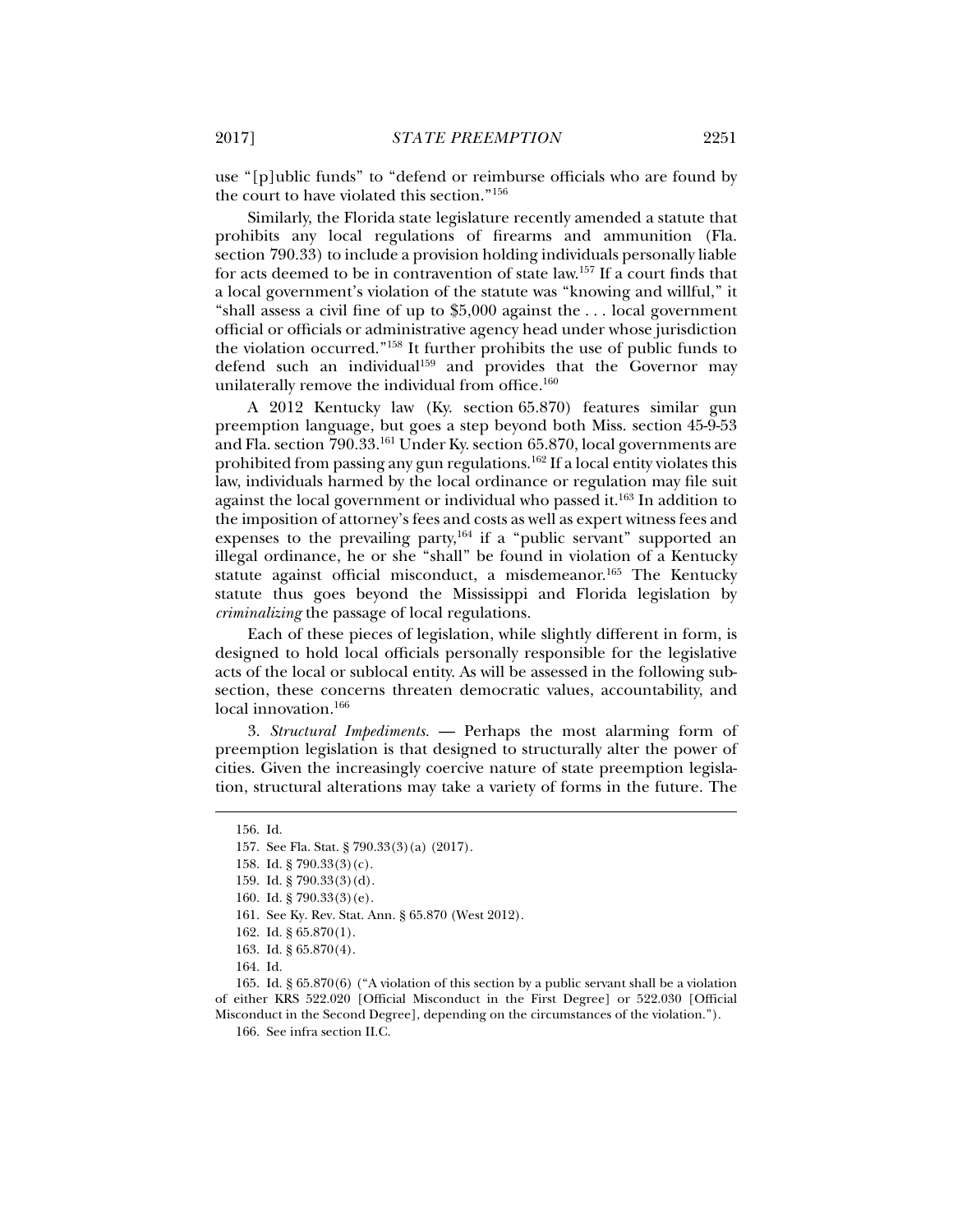use "[p]ublic funds" to "defend or reimburse officials who are found by the court to have violated this section."[156]

Similarly, the Florida state legislature recently amended a statute that prohibits any local regulations of firearms and ammunition (Fla. section 790.33) to include a provision holding individuals personally liable for acts deemed to be in contravention of state law.[157] If a court finds that a local government's violation of the statute was "knowing and willful," it "shall assess a civil fine of up to $5,000 against the . . . local government official or officials or administrative agency head under whose jurisdiction the violation occurred."[158] It further prohibits the use of public funds to defend such an individual[159] and provides that the Governor may unilaterally remove the individual from office.[160]

A 2012 Kentucky law (Ky. section 65.870) features similar gun preemption language, but goes a step beyond both Miss. section 45-9-53 and Fla. section 790.33.[161] Under Ky. section 65.870, local governments are prohibited from passing any gun regulations.[162] If a local entity violates this law, individuals harmed by the local ordinance or regulation may file suit against the local government or individual who passed it.[163] In addition to the imposition of attorney's fees and costs as well as expert witness fees and expenses to the prevailing party,[164] if a "public servant" supported an illegal ordinance, he or she "shall" be found in violation of a Kentucky statute against official misconduct, a misdemeanor.[165] The Kentucky statute thus goes beyond the Mississippi and Florida legislation by *criminalizing* the passage of local regulations.

Each of these pieces of legislation, while slightly different in form, is designed to hold local officials personally responsible for the legislative acts of the local or sublocal entity. As will be assessed in the following subsection, these concerns threaten democratic values, accountability, and local innovation.[166]

3. *Structural Impediments.* — Perhaps the most alarming form of preemption legislation is that designed to structurally alter the power of cities. Given the increasingly coercive nature of state preemption legislation, structural alterations may take a variety of forms in the future. The

---

156. Id.

157. See Fla. Stat. § 790.33(3)(a) (2017).

158. Id. § 790.33(3)(c).

159. Id. § 790.33(3)(d).

160. Id. § 790.33(3)(e).

161. See Ky. Rev. Stat. Ann. § 65.870 (West 2012).

162. Id. § 65.870(1).

163. Id. § 65.870(4).

164. Id.

165. Id. § 65.870(6) ("A violation of this section by a public servant shall be a violation of either KRS 522.020 [Official Misconduct in the First Degree] or 522.030 [Official Misconduct in the Second Degree], depending on the circumstances of the violation.").

166. See infra section II.C.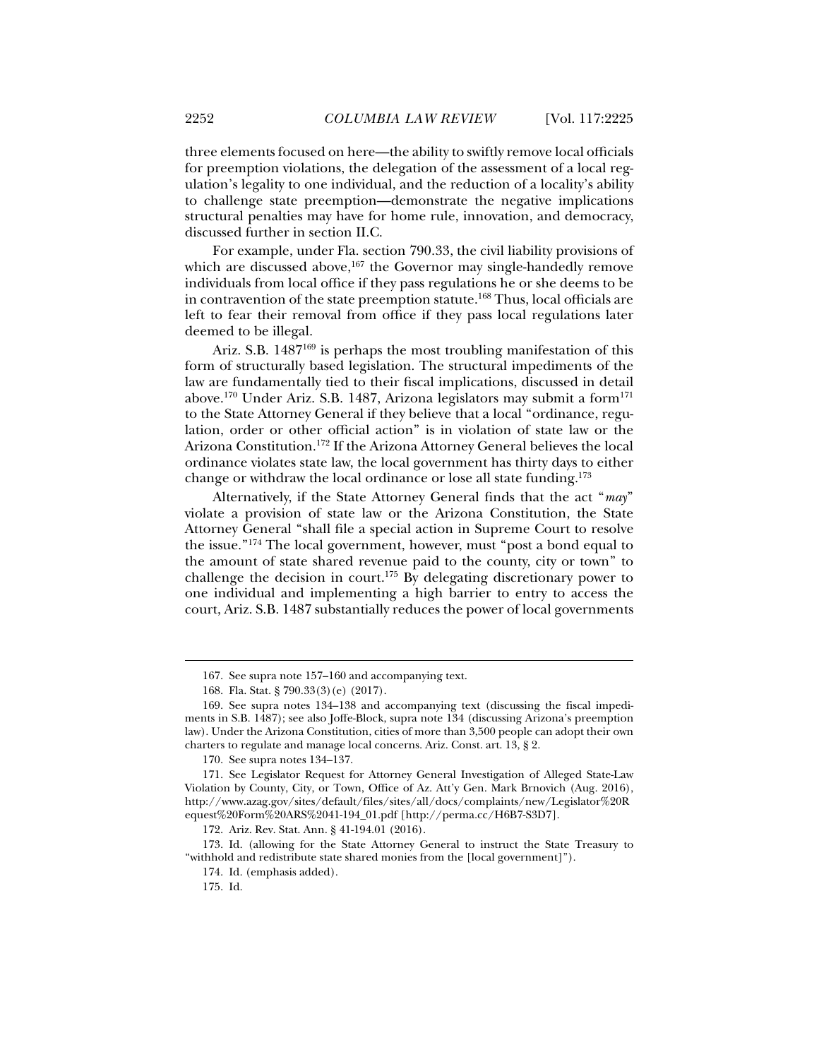three elements focused on here—the ability to swiftly remove local officials for preemption violations, the delegation of the assessment of a local regulation's legality to one individual, and the reduction of a locality's ability to challenge state preemption—demonstrate the negative implications structural penalties may have for home rule, innovation, and democracy, discussed further in section II.C.

For example, under Fla. section 790.33, the civil liability provisions of which are discussed above,[167] the Governor may single-handedly remove individuals from local office if they pass regulations he or she deems to be in contravention of the state preemption statute.[168] Thus, local officials are left to fear their removal from office if they pass local regulations later deemed to be illegal.

Ariz. S.B. 1487[169] is perhaps the most troubling manifestation of this form of structurally based legislation. The structural impediments of the law are fundamentally tied to their fiscal implications, discussed in detail above.[170] Under Ariz. S.B. 1487, Arizona legislators may submit a form[171] to the State Attorney General if they believe that a local "ordinance, regulation, order or other official action" is in violation of state law or the Arizona Constitution.[172] If the Arizona Attorney General believes the local ordinance violates state law, the local government has thirty days to either change or withdraw the local ordinance or lose all state funding.[173]

Alternatively, if the State Attorney General finds that the act "*may*" violate a provision of state law or the Arizona Constitution, the State Attorney General "shall file a special action in Supreme Court to resolve the issue."[174] The local government, however, must "post a bond equal to the amount of state shared revenue paid to the county, city or town" to challenge the decision in court.[175] By delegating discretionary power to one individual and implementing a high barrier to entry to access the court, Ariz. S.B. 1487 substantially reduces the power of local governments

---

167. See supra note 157–160 and accompanying text.

168. Fla. Stat. § 790.33(3)(e) (2017).

169. See supra notes 134–138 and accompanying text (discussing the fiscal impediments in S.B. 1487); see also Joffe-Block, supra note 134 (discussing Arizona's preemption law). Under the Arizona Constitution, cities of more than 3,500 people can adopt their own charters to regulate and manage local concerns. Ariz. Const. art. 13, § 2.

170. See supra notes 134–137.

171. See Legislator Request for Attorney General Investigation of Alleged State-Law Violation by County, City, or Town, Office of Az. Att'y Gen. Mark Brnovich (Aug. 2016), http://www.azag.gov/sites/default/files/sites/all/docs/complaints/new/Legislator%20Request%20Form%20ARS%2041-194_01.pdf [http://perma.cc/H6B7-S3D7].

172. Ariz. Rev. Stat. Ann. § 41-194.01 (2016).

173. Id. (allowing for the State Attorney General to instruct the State Treasury to "withhold and redistribute state shared monies from the [local government]").

174. Id. (emphasis added).

175. Id.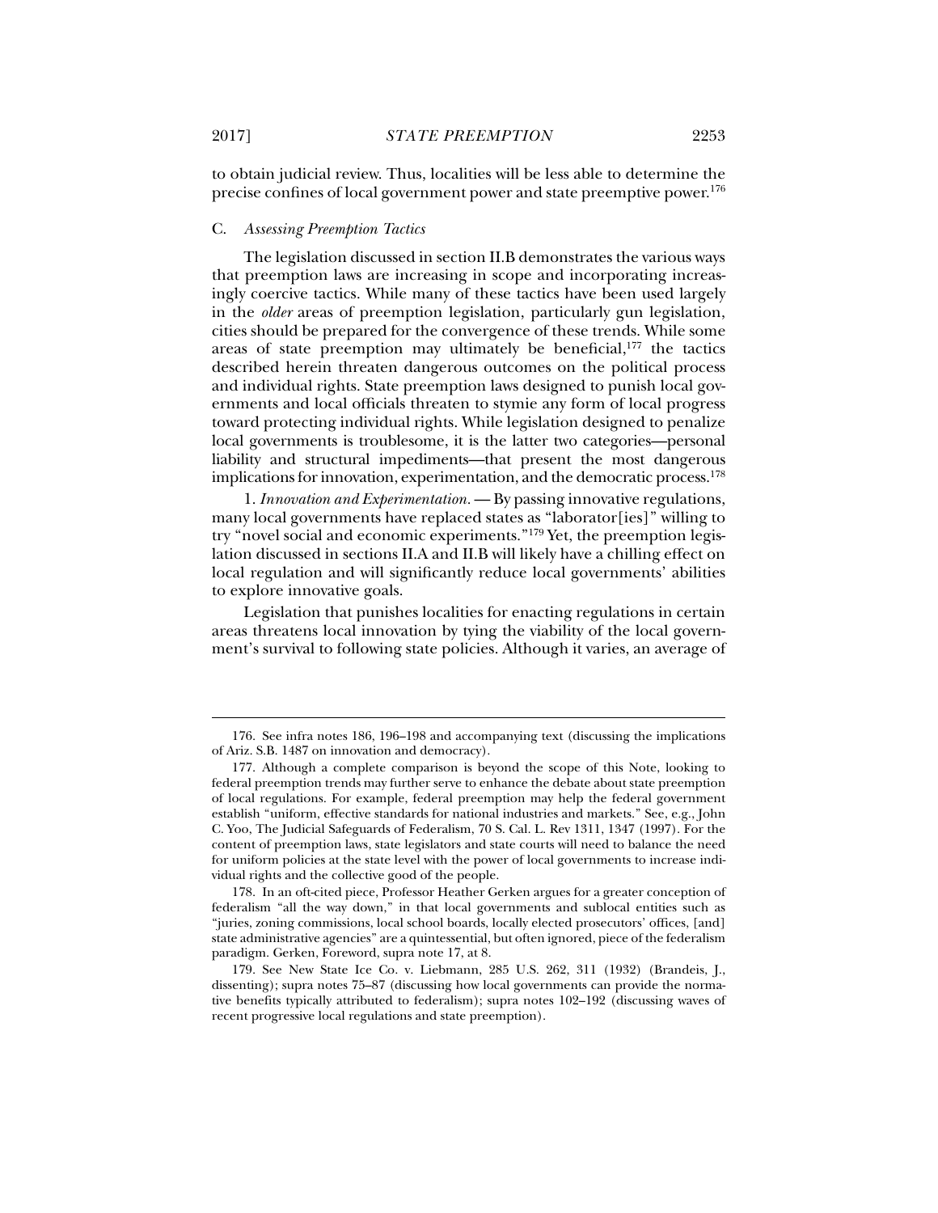to obtain judicial review. Thus, localities will be less able to determine the precise confines of local government power and state preemptive power.[176]

### C. *Assessing Preemption Tactics*

The legislation discussed in section II.B demonstrates the various ways that preemption laws are increasing in scope and incorporating increasingly coercive tactics. While many of these tactics have been used largely in the *older* areas of preemption legislation, particularly gun legislation, cities should be prepared for the convergence of these trends. While some areas of state preemption may ultimately be beneficial,[177] the tactics described herein threaten dangerous outcomes on the political process and individual rights. State preemption laws designed to punish local governments and local officials threaten to stymie any form of local progress toward protecting individual rights. While legislation designed to penalize local governments is troublesome, it is the latter two categories—personal liability and structural impediments—that present the most dangerous implications for innovation, experimentation, and the democratic process.[178]

1. *Innovation and Experimentation.* — By passing innovative regulations, many local governments have replaced states as "laborator[ies]" willing to try "novel social and economic experiments."[179] Yet, the preemption legislation discussed in sections II.A and II.B will likely have a chilling effect on local regulation and will significantly reduce local governments' abilities to explore innovative goals.

Legislation that punishes localities for enacting regulations in certain areas threatens local innovation by tying the viability of the local government's survival to following state policies. Although it varies, an average of

---

176. See infra notes 186, 196–198 and accompanying text (discussing the implications of Ariz. S.B. 1487 on innovation and democracy).

177. Although a complete comparison is beyond the scope of this Note, looking to federal preemption trends may further serve to enhance the debate about state preemption of local regulations. For example, federal preemption may help the federal government establish "uniform, effective standards for national industries and markets." See, e.g., John C. Yoo, The Judicial Safeguards of Federalism, 70 S. Cal. L. Rev 1311, 1347 (1997). For the content of preemption laws, state legislators and state courts will need to balance the need for uniform policies at the state level with the power of local governments to increase individual rights and the collective good of the people.

178. In an oft-cited piece, Professor Heather Gerken argues for a greater conception of federalism "all the way down," in that local governments and sublocal entities such as "juries, zoning commissions, local school boards, locally elected prosecutors' offices, [and] state administrative agencies" are a quintessential, but often ignored, piece of the federalism paradigm. Gerken, Foreword, supra note 17, at 8.

179. See New State Ice Co. v. Liebmann, 285 U.S. 262, 311 (1932) (Brandeis, J., dissenting); supra notes 75–87 (discussing how local governments can provide the normative benefits typically attributed to federalism); supra notes 102–192 (discussing waves of recent progressive local regulations and state preemption).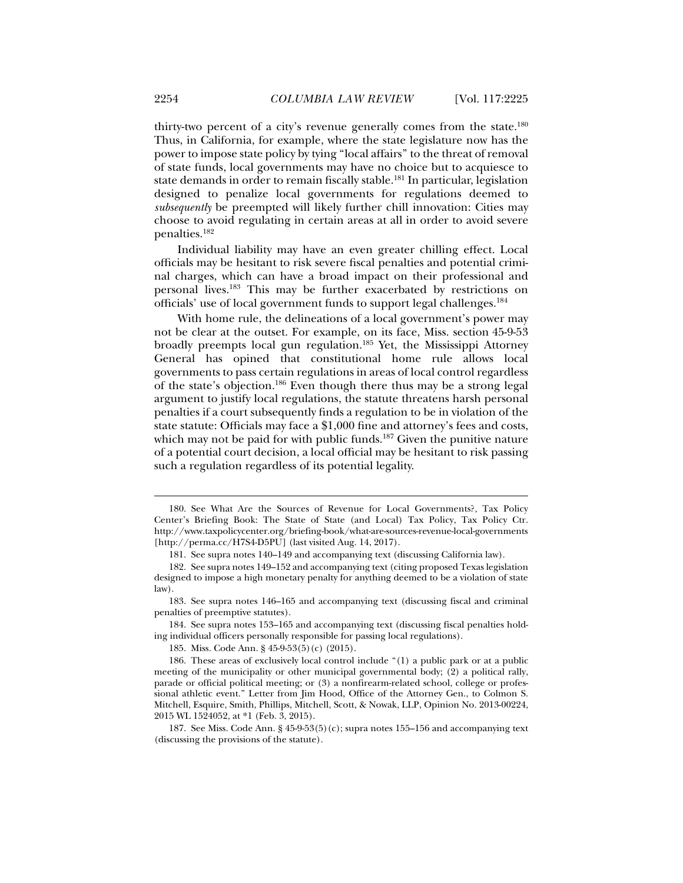thirty-two percent of a city's revenue generally comes from the state.[180] Thus, in California, for example, where the state legislature now has the power to impose state policy by tying "local affairs" to the threat of removal of state funds, local governments may have no choice but to acquiesce to state demands in order to remain fiscally stable.[181] In particular, legislation designed to penalize local governments for regulations deemed to *subsequently* be preempted will likely further chill innovation: Cities may choose to avoid regulating in certain areas at all in order to avoid severe penalties.[182]

Individual liability may have an even greater chilling effect. Local officials may be hesitant to risk severe fiscal penalties and potential criminal charges, which can have a broad impact on their professional and personal lives.[183] This may be further exacerbated by restrictions on officials' use of local government funds to support legal challenges.[184]

With home rule, the delineations of a local government's power may not be clear at the outset. For example, on its face, Miss. section 45-9-53 broadly preempts local gun regulation.[185] Yet, the Mississippi Attorney General has opined that constitutional home rule allows local governments to pass certain regulations in areas of local control regardless of the state's objection.[186] Even though there thus may be a strong legal argument to justify local regulations, the statute threatens harsh personal penalties if a court subsequently finds a regulation to be in violation of the state statute: Officials may face a $1,000 fine and attorney's fees and costs, which may not be paid for with public funds.[187] Given the punitive nature of a potential court decision, a local official may be hesitant to risk passing such a regulation regardless of its potential legality.

---

180. See What Are the Sources of Revenue for Local Governments?, Tax Policy Center's Briefing Book: The State of State (and Local) Tax Policy, Tax Policy Ctr. http://www.taxpolicycenter.org/briefing-book/what-are-sources-revenue-local-governments [http://perma.cc/H7S4-D5PU] (last visited Aug. 14, 2017).

181. See supra notes 140–149 and accompanying text (discussing California law).

182. See supra notes 149–152 and accompanying text (citing proposed Texas legislation designed to impose a high monetary penalty for anything deemed to be a violation of state law).

183. See supra notes 146–165 and accompanying text (discussing fiscal and criminal penalties of preemptive statutes).

184. See supra notes 153–165 and accompanying text (discussing fiscal penalties holding individual officers personally responsible for passing local regulations).

185. Miss. Code Ann. § 45-9-53(5)(c) (2015).

186. These areas of exclusively local control include "(1) a public park or at a public meeting of the municipality or other municipal governmental body; (2) a political rally, parade or official political meeting; or (3) a nonfirearm-related school, college or professional athletic event." Letter from Jim Hood, Office of the Attorney Gen., to Colmon S. Mitchell, Esquire, Smith, Phillips, Mitchell, Scott, & Nowak, LLP, Opinion No. 2013-00224, 2015 WL 1524052, at *1 (Feb. 3, 2015).

187. See Miss. Code Ann. § 45-9-53(5)(c); supra notes 155–156 and accompanying text (discussing the provisions of the statute).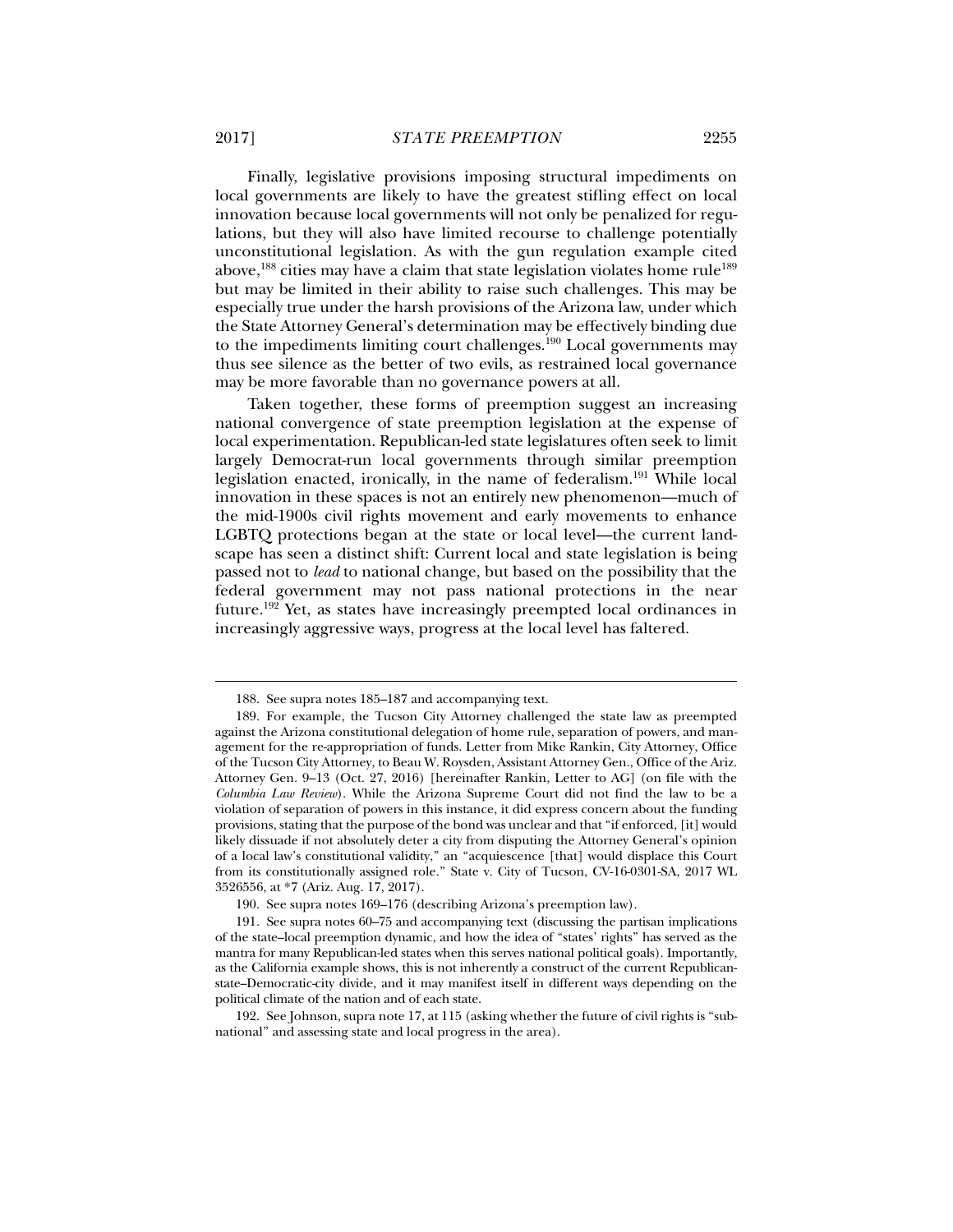Finally, legislative provisions imposing structural impediments on local governments are likely to have the greatest stifling effect on local innovation because local governments will not only be penalized for regulations, but they will also have limited recourse to challenge potentially unconstitutional legislation. As with the gun regulation example cited above,[188] cities may have a claim that state legislation violates home rule[189] but may be limited in their ability to raise such challenges. This may be especially true under the harsh provisions of the Arizona law, under which the State Attorney General's determination may be effectively binding due to the impediments limiting court challenges.[190] Local governments may thus see silence as the better of two evils, as restrained local governance may be more favorable than no governance powers at all.

Taken together, these forms of preemption suggest an increasing national convergence of state preemption legislation at the expense of local experimentation. Republican-led state legislatures often seek to limit largely Democrat-run local governments through similar preemption legislation enacted, ironically, in the name of federalism.[191] While local innovation in these spaces is not an entirely new phenomenon—much of the mid-1900s civil rights movement and early movements to enhance LGBTQ protections began at the state or local level—the current landscape has seen a distinct shift: Current local and state legislation is being passed not to *lead* to national change, but based on the possibility that the federal government may not pass national protections in the near future.[192] Yet, as states have increasingly preempted local ordinances in increasingly aggressive ways, progress at the local level has faltered.

---

188. See supra notes 185–187 and accompanying text.

189. For example, the Tucson City Attorney challenged the state law as preempted against the Arizona constitutional delegation of home rule, separation of powers, and management for the re-appropriation of funds. Letter from Mike Rankin, City Attorney, Office of the Tucson City Attorney, to Beau W. Roysden, Assistant Attorney Gen., Office of the Ariz. Attorney Gen. 9–13 (Oct. 27, 2016) [hereinafter Rankin, Letter to AG] (on file with the *Columbia Law Review*). While the Arizona Supreme Court did not find the law to be a violation of separation of powers in this instance, it did express concern about the funding provisions, stating that the purpose of the bond was unclear and that "if enforced, [it] would likely dissuade if not absolutely deter a city from disputing the Attorney General's opinion of a local law's constitutional validity," an "acquiescence [that] would displace this Court from its constitutionally assigned role." State v. City of Tucson, CV-16-0301-SA, 2017 WL 3526556, at *7 (Ariz. Aug. 17, 2017).

190. See supra notes 169–176 (describing Arizona's preemption law).

191. See supra notes 60–75 and accompanying text (discussing the partisan implications of the state–local preemption dynamic, and how the idea of "states' rights" has served as the mantra for many Republican-led states when this serves national political goals). Importantly, as the California example shows, this is not inherently a construct of the current Republican-state–Democratic-city divide, and it may manifest itself in different ways depending on the political climate of the nation and of each state.

192. See Johnson, supra note 17, at 115 (asking whether the future of civil rights is "subnational" and assessing state and local progress in the area).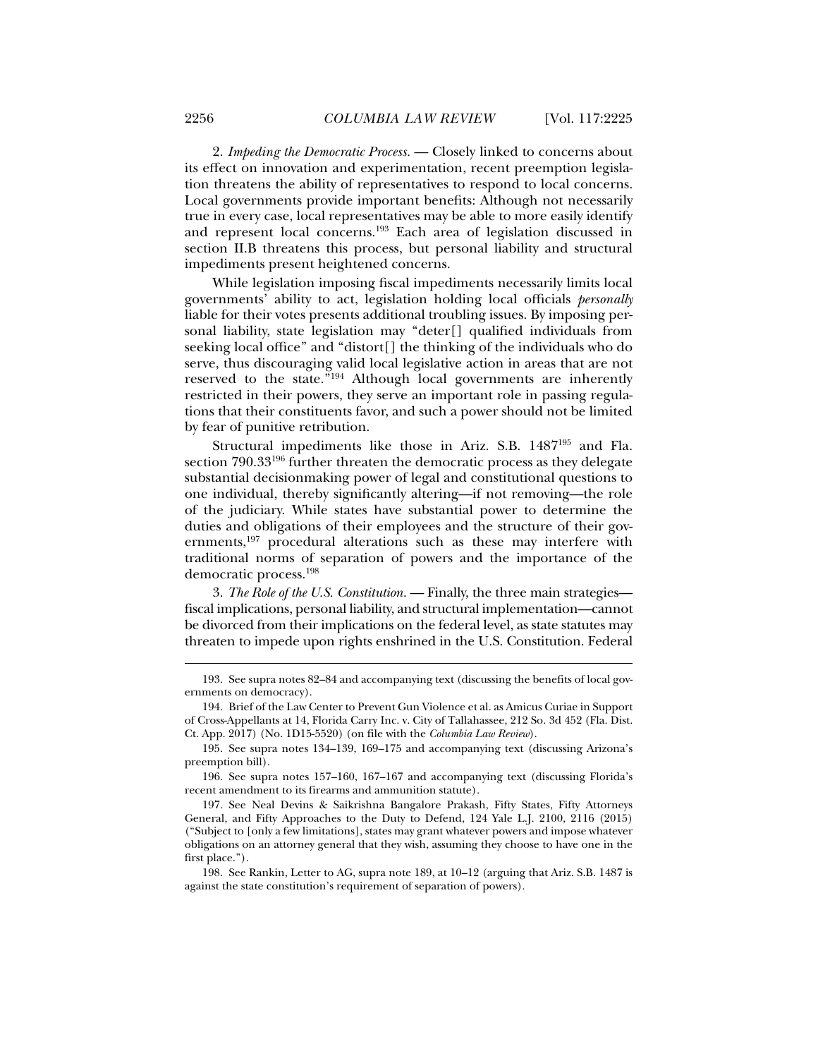2. *Impeding the Democratic Process.* — Closely linked to concerns about its effect on innovation and experimentation, recent preemption legislation threatens the ability of representatives to respond to local concerns. Local governments provide important benefits: Although not necessarily true in every case, local representatives may be able to more easily identify and represent local concerns.[193] Each area of legislation discussed in section II.B threatens this process, but personal liability and structural impediments present heightened concerns.

While legislation imposing fiscal impediments necessarily limits local governments' ability to act, legislation holding local officials *personally* liable for their votes presents additional troubling issues. By imposing personal liability, state legislation may "deter[] qualified individuals from seeking local office" and "distort[] the thinking of the individuals who do serve, thus discouraging valid local legislative action in areas that are not reserved to the state."[194] Although local governments are inherently restricted in their powers, they serve an important role in passing regulations that their constituents favor, and such a power should not be limited by fear of punitive retribution.

Structural impediments like those in Ariz. S.B. 1487[195] and Fla. section 790.33[196] further threaten the democratic process as they delegate substantial decisionmaking power of legal and constitutional questions to one individual, thereby significantly altering—if not removing—the role of the judiciary. While states have substantial power to determine the duties and obligations of their employees and the structure of their governments,[197] procedural alterations such as these may interfere with traditional norms of separation of powers and the importance of the democratic process.[198]

3. *The Role of the U.S. Constitution.* — Finally, the three main strategies—fiscal implications, personal liability, and structural implementation—cannot be divorced from their implications on the federal level, as state statutes may threaten to impede upon rights enshrined in the U.S. Constitution. Federal

---

193. See supra notes 82–84 and accompanying text (discussing the benefits of local governments on democracy).

194. Brief of the Law Center to Prevent Gun Violence et al. as Amicus Curiae in Support of Cross-Appellants at 14, Florida Carry Inc. v. City of Tallahassee, 212 So. 3d 452 (Fla. Dist. Ct. App. 2017) (No. 1D15-5520) (on file with the *Columbia Law Review*).

195. See supra notes 134–139, 169–175 and accompanying text (discussing Arizona's preemption bill).

196. See supra notes 157–160, 167–167 and accompanying text (discussing Florida's recent amendment to its firearms and ammunition statute).

197. See Neal Devins & Saikrishna Bangalore Prakash, Fifty States, Fifty Attorneys General, and Fifty Approaches to the Duty to Defend, 124 Yale L.J. 2100, 2116 (2015) ("Subject to [only a few limitations], states may grant whatever powers and impose whatever obligations on an attorney general that they wish, assuming they choose to have one in the first place.").

198. See Rankin, Letter to AG, supra note 189, at 10–12 (arguing that Ariz. S.B. 1487 is against the state constitution's requirement of separation of powers).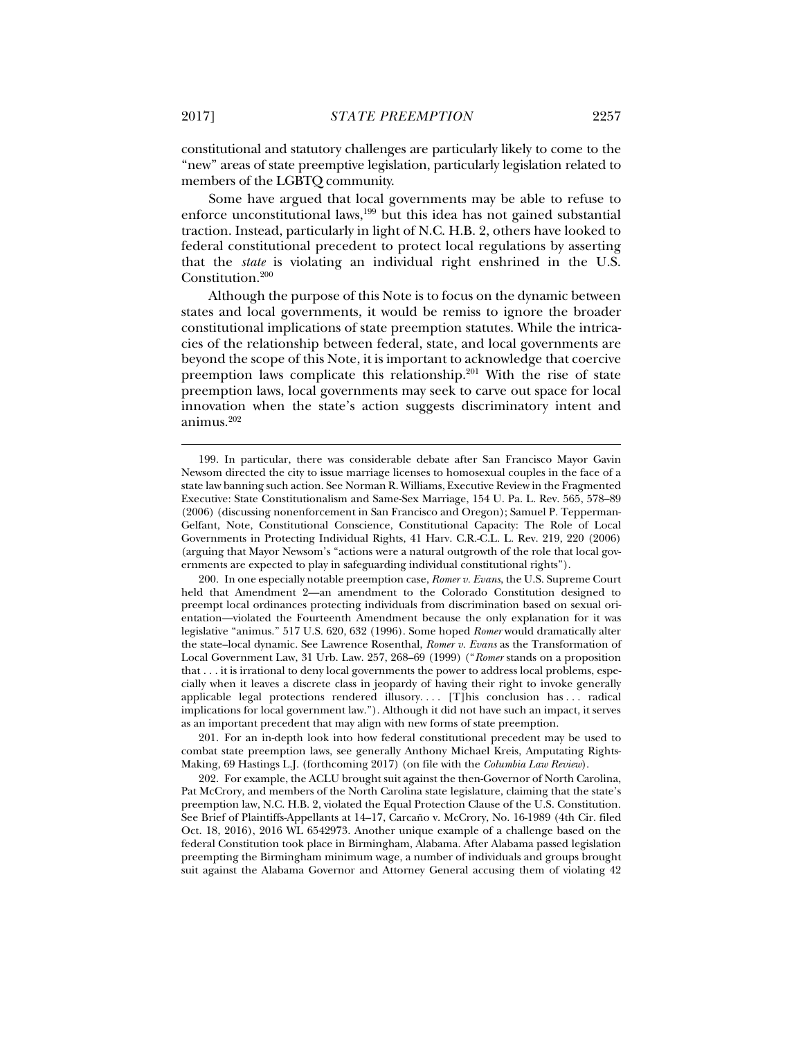constitutional and statutory challenges are particularly likely to come to the "new" areas of state preemptive legislation, particularly legislation related to members of the LGBTQ community.

Some have argued that local governments may be able to refuse to enforce unconstitutional laws,[199] but this idea has not gained substantial traction. Instead, particularly in light of N.C. H.B. 2, others have looked to federal constitutional precedent to protect local regulations by asserting that the *state* is violating an individual right enshrined in the U.S. Constitution.[200]

Although the purpose of this Note is to focus on the dynamic between states and local governments, it would be remiss to ignore the broader constitutional implications of state preemption statutes. While the intricacies of the relationship between federal, state, and local governments are beyond the scope of this Note, it is important to acknowledge that coercive preemption laws complicate this relationship.[201] With the rise of state preemption laws, local governments may seek to carve out space for local innovation when the state's action suggests discriminatory intent and animus.[202]

---

199. In particular, there was considerable debate after San Francisco Mayor Gavin Newsom directed the city to issue marriage licenses to homosexual couples in the face of a state law banning such action. See Norman R. Williams, Executive Review in the Fragmented Executive: State Constitutionalism and Same-Sex Marriage, 154 U. Pa. L. Rev. 565, 578–89 (2006) (discussing nonenforcement in San Francisco and Oregon); Samuel P. Tepperman-Gelfant, Note, Constitutional Conscience, Constitutional Capacity: The Role of Local Governments in Protecting Individual Rights, 41 Harv. C.R.-C.L. L. Rev. 219, 220 (2006) (arguing that Mayor Newsom's "actions were a natural outgrowth of the role that local governments are expected to play in safeguarding individual constitutional rights").

200. In one especially notable preemption case, *Romer v. Evans*, the U.S. Supreme Court held that Amendment 2—an amendment to the Colorado Constitution designed to preempt local ordinances protecting individuals from discrimination based on sexual orientation—violated the Fourteenth Amendment because the only explanation for it was legislative "animus." 517 U.S. 620, 632 (1996). Some hoped *Romer* would dramatically alter the state–local dynamic. See Lawrence Rosenthal, *Romer v. Evans* as the Transformation of Local Government Law, 31 Urb. Law. 257, 268–69 (1999) ("*Romer* stands on a proposition that . . . it is irrational to deny local governments the power to address local problems, especially when it leaves a discrete class in jeopardy of having their right to invoke generally applicable legal protections rendered illusory. . . . [T]his conclusion has . . . radical implications for local government law."). Although it did not have such an impact, it serves as an important precedent that may align with new forms of state preemption.

201. For an in-depth look into how federal constitutional precedent may be used to combat state preemption laws, see generally Anthony Michael Kreis, Amputating Rights-Making, 69 Hastings L.J. (forthcoming 2017) (on file with the *Columbia Law Review*).

202. For example, the ACLU brought suit against the then-Governor of North Carolina, Pat McCrory, and members of the North Carolina state legislature, claiming that the state's preemption law, N.C. H.B. 2, violated the Equal Protection Clause of the U.S. Constitution. See Brief of Plaintiffs-Appellants at 14–17, Carcaño v. McCrory, No. 16-1989 (4th Cir. filed Oct. 18, 2016), 2016 WL 6542973. Another unique example of a challenge based on the federal Constitution took place in Birmingham, Alabama. After Alabama passed legislation preempting the Birmingham minimum wage, a number of individuals and groups brought suit against the Alabama Governor and Attorney General accusing them of violating 42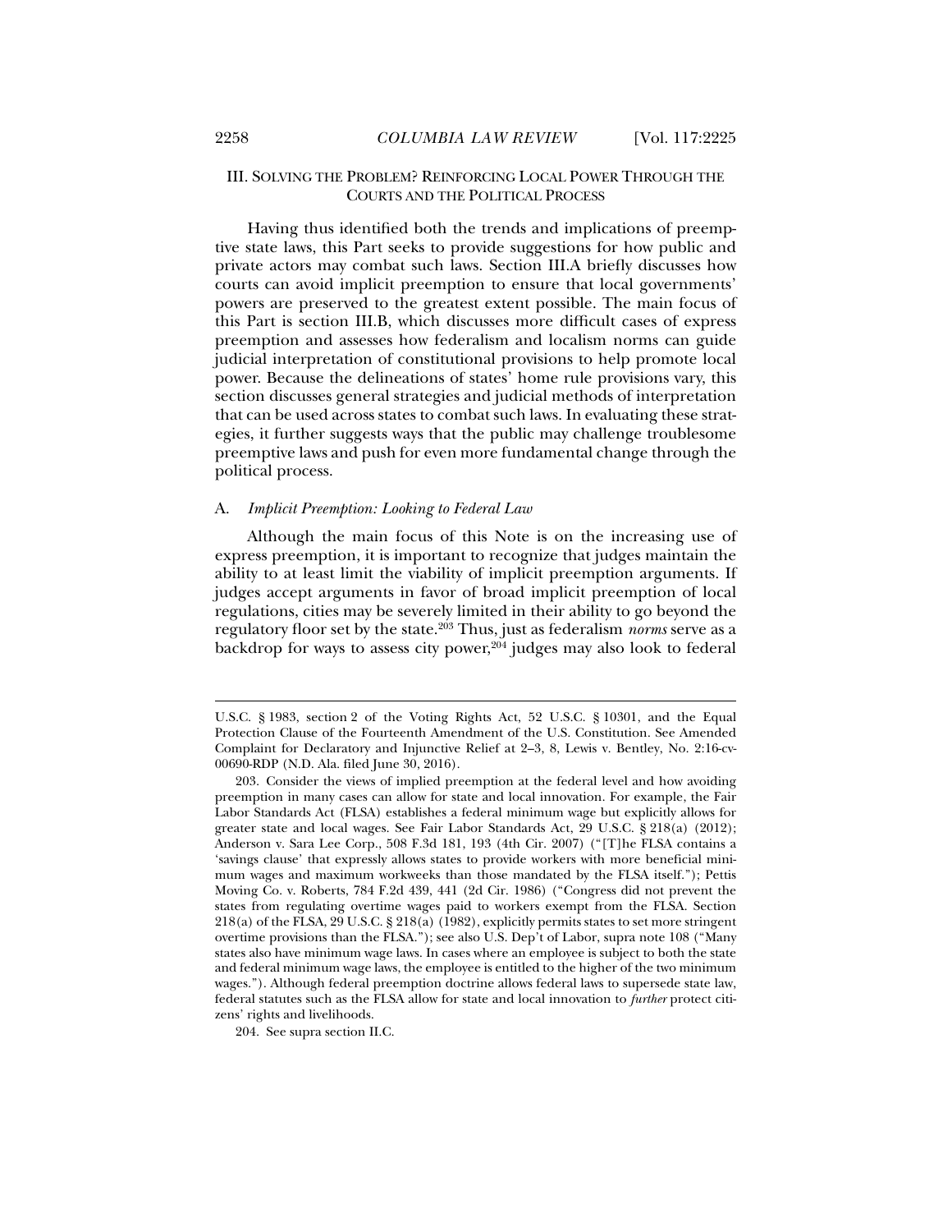## III. Solving the Problem? Reinforcing Local Power Through the Courts and the Political Process

Having thus identified both the trends and implications of preemptive state laws, this Part seeks to provide suggestions for how public and private actors may combat such laws. Section III.A briefly discusses how courts can avoid implicit preemption to ensure that local governments' powers are preserved to the greatest extent possible. The main focus of this Part is section III.B, which discusses more difficult cases of express preemption and assesses how federalism and localism norms can guide judicial interpretation of constitutional provisions to help promote local power. Because the delineations of states' home rule provisions vary, this section discusses general strategies and judicial methods of interpretation that can be used across states to combat such laws. In evaluating these strategies, it further suggests ways that the public may challenge troublesome preemptive laws and push for even more fundamental change through the political process.

### A. *Implicit Preemption: Looking to Federal Law*

Although the main focus of this Note is on the increasing use of express preemption, it is important to recognize that judges maintain the ability to at least limit the viability of implicit preemption arguments. If judges accept arguments in favor of broad implicit preemption of local regulations, cities may be severely limited in their ability to go beyond the regulatory floor set by the state.[203] Thus, just as federalism *norms* serve as a backdrop for ways to assess city power,[204] judges may also look to federal

---

U.S.C. § 1983, section 2 of the Voting Rights Act, 52 U.S.C. § 10301, and the Equal Protection Clause of the Fourteenth Amendment of the U.S. Constitution. See Amended Complaint for Declaratory and Injunctive Relief at 2–3, 8, Lewis v. Bentley, No. 2:16-cv-00690-RDP (N.D. Ala. filed June 30, 2016).

203. Consider the views of implied preemption at the federal level and how avoiding preemption in many cases can allow for state and local innovation. For example, the Fair Labor Standards Act (FLSA) establishes a federal minimum wage but explicitly allows for greater state and local wages. See Fair Labor Standards Act, 29 U.S.C. § 218(a) (2012); Anderson v. Sara Lee Corp., 508 F.3d 181, 193 (4th Cir. 2007) ("[T]he FLSA contains a 'savings clause' that expressly allows states to provide workers with more beneficial minimum wages and maximum workweeks than those mandated by the FLSA itself."); Pettis Moving Co. v. Roberts, 784 F.2d 439, 441 (2d Cir. 1986) ("Congress did not prevent the states from regulating overtime wages paid to workers exempt from the FLSA. Section 218(a) of the FLSA, 29 U.S.C. § 218(a) (1982), explicitly permits states to set more stringent overtime provisions than the FLSA."); see also U.S. Dep't of Labor, supra note 108 ("Many states also have minimum wage laws. In cases where an employee is subject to both the state and federal minimum wage laws, the employee is entitled to the higher of the two minimum wages."). Although federal preemption doctrine allows federal laws to supersede state law, federal statutes such as the FLSA allow for state and local innovation to *further* protect citizens' rights and livelihoods.

204. See supra section II.C.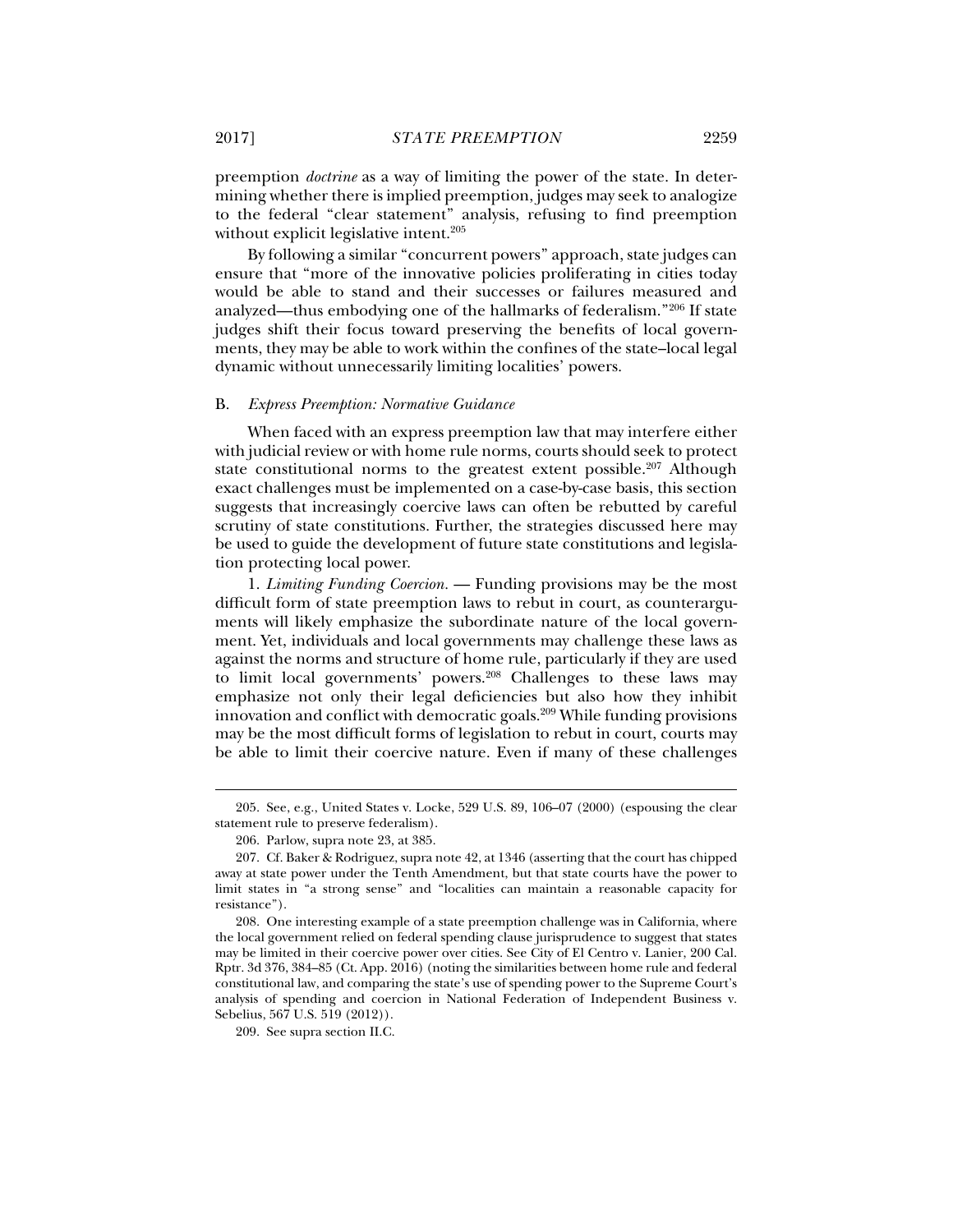preemption *doctrine* as a way of limiting the power of the state. In determining whether there is implied preemption, judges may seek to analogize to the federal "clear statement" analysis, refusing to find preemption without explicit legislative intent.[205]

By following a similar "concurrent powers" approach, state judges can ensure that "more of the innovative policies proliferating in cities today would be able to stand and their successes or failures measured and analyzed—thus embodying one of the hallmarks of federalism."[206] If state judges shift their focus toward preserving the benefits of local governments, they may be able to work within the confines of the state–local legal dynamic without unnecessarily limiting localities' powers.

### B. *Express Preemption: Normative Guidance*

When faced with an express preemption law that may interfere either with judicial review or with home rule norms, courts should seek to protect state constitutional norms to the greatest extent possible.[207] Although exact challenges must be implemented on a case-by-case basis, this section suggests that increasingly coercive laws can often be rebutted by careful scrutiny of state constitutions. Further, the strategies discussed here may be used to guide the development of future state constitutions and legislation protecting local power.

1. *Limiting Funding Coercion.* — Funding provisions may be the most difficult form of state preemption laws to rebut in court, as counterarguments will likely emphasize the subordinate nature of the local government. Yet, individuals and local governments may challenge these laws as against the norms and structure of home rule, particularly if they are used to limit local governments' powers.[208] Challenges to these laws may emphasize not only their legal deficiencies but also how they inhibit innovation and conflict with democratic goals.[209] While funding provisions may be the most difficult forms of legislation to rebut in court, courts may be able to limit their coercive nature. Even if many of these challenges

---

205. See, e.g., United States v. Locke, 529 U.S. 89, 106–07 (2000) (espousing the clear statement rule to preserve federalism).

206. Parlow, supra note 23, at 385.

207. Cf. Baker & Rodriguez, supra note 42, at 1346 (asserting that the court has chipped away at state power under the Tenth Amendment, but that state courts have the power to limit states in "a strong sense" and "localities can maintain a reasonable capacity for resistance").

208. One interesting example of a state preemption challenge was in California, where the local government relied on federal spending clause jurisprudence to suggest that states may be limited in their coercive power over cities. See City of El Centro v. Lanier, 200 Cal. Rptr. 3d 376, 384–85 (Ct. App. 2016) (noting the similarities between home rule and federal constitutional law, and comparing the state's use of spending power to the Supreme Court's analysis of spending and coercion in National Federation of Independent Business v. Sebelius, 567 U.S. 519 (2012)).

209. See supra section II.C.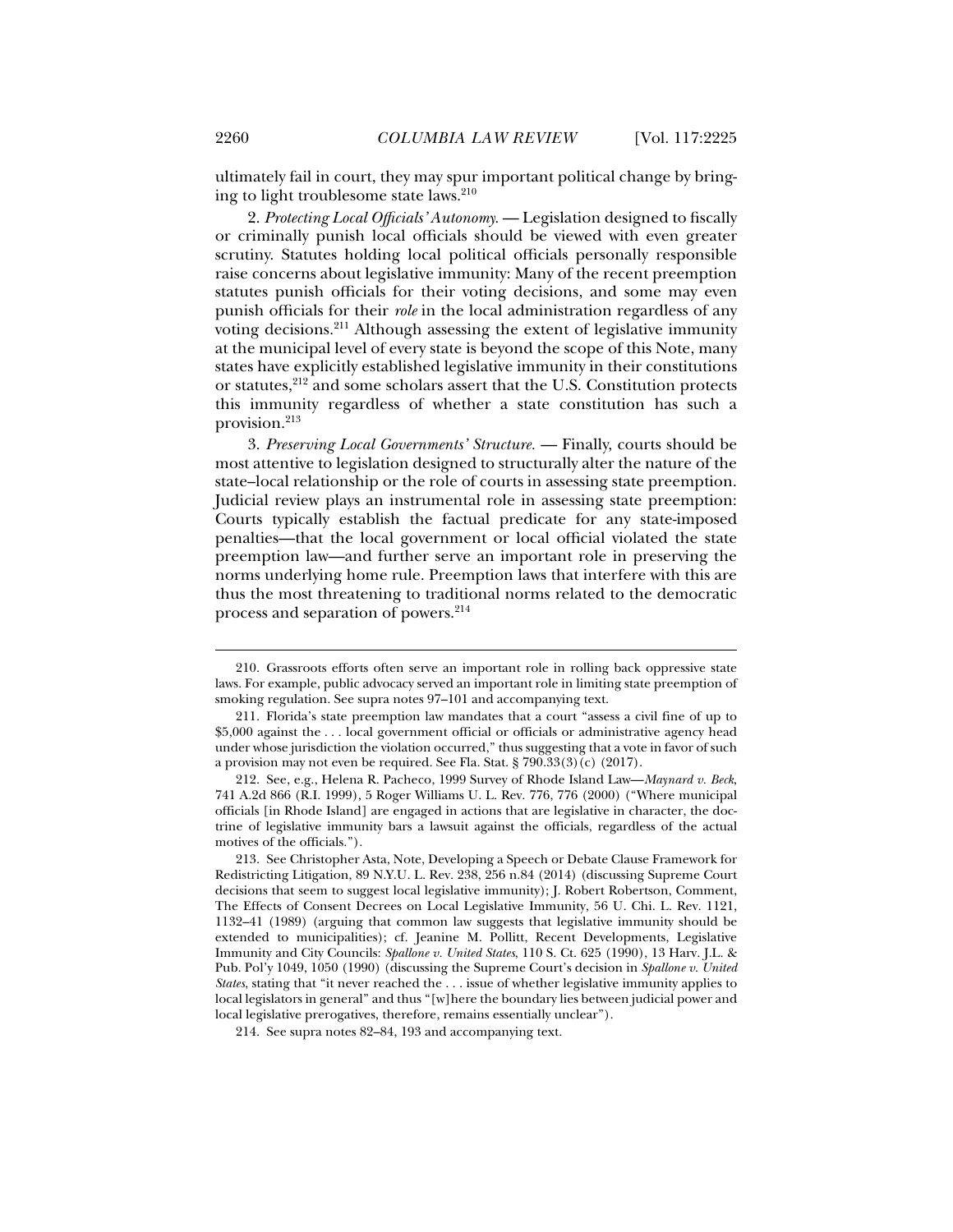ultimately fail in court, they may spur important political change by bringing to light troublesome state laws.[210]

2. *Protecting Local Officials' Autonomy*. — Legislation designed to fiscally or criminally punish local officials should be viewed with even greater scrutiny. Statutes holding local political officials personally responsible raise concerns about legislative immunity: Many of the recent preemption statutes punish officials for their voting decisions, and some may even punish officials for their *role* in the local administration regardless of any voting decisions.[211] Although assessing the extent of legislative immunity at the municipal level of every state is beyond the scope of this Note, many states have explicitly established legislative immunity in their constitutions or statutes,[212] and some scholars assert that the U.S. Constitution protects this immunity regardless of whether a state constitution has such a provision.[213]

3. *Preserving Local Governments' Structure*. — Finally, courts should be most attentive to legislation designed to structurally alter the nature of the state–local relationship or the role of courts in assessing state preemption. Judicial review plays an instrumental role in assessing state preemption: Courts typically establish the factual predicate for any state-imposed penalties—that the local government or local official violated the state preemption law—and further serve an important role in preserving the norms underlying home rule. Preemption laws that interfere with this are thus the most threatening to traditional norms related to the democratic process and separation of powers.[214]

---

210. Grassroots efforts often serve an important role in rolling back oppressive state laws. For example, public advocacy served an important role in limiting state preemption of smoking regulation. See supra notes 97–101 and accompanying text.

211. Florida's state preemption law mandates that a court "assess a civil fine of up to $5,000 against the . . . local government official or officials or administrative agency head under whose jurisdiction the violation occurred," thus suggesting that a vote in favor of such a provision may not even be required. See Fla. Stat. § 790.33(3)(c) (2017).

212. See, e.g., Helena R. Pacheco, 1999 Survey of Rhode Island Law—*Maynard v. Beck*, 741 A.2d 866 (R.I. 1999), 5 Roger Williams U. L. Rev. 776, 776 (2000) ("Where municipal officials [in Rhode Island] are engaged in actions that are legislative in character, the doctrine of legislative immunity bars a lawsuit against the officials, regardless of the actual motives of the officials.").

213. See Christopher Asta, Note, Developing a Speech or Debate Clause Framework for Redistricting Litigation, 89 N.Y.U. L. Rev. 238, 256 n.84 (2014) (discussing Supreme Court decisions that seem to suggest local legislative immunity); J. Robert Robertson, Comment, The Effects of Consent Decrees on Local Legislative Immunity, 56 U. Chi. L. Rev. 1121, 1132–41 (1989) (arguing that common law suggests that legislative immunity should be extended to municipalities); cf. Jeanine M. Pollitt, Recent Developments, Legislative Immunity and City Councils: *Spallone v. United States*, 110 S. Ct. 625 (1990), 13 Harv. J.L. & Pub. Pol'y 1049, 1050 (1990) (discussing the Supreme Court's decision in *Spallone v. United States*, stating that "it never reached the . . . issue of whether legislative immunity applies to local legislators in general" and thus "[w]here the boundary lies between judicial power and local legislative prerogatives, therefore, remains essentially unclear").

214. See supra notes 82–84, 193 and accompanying text.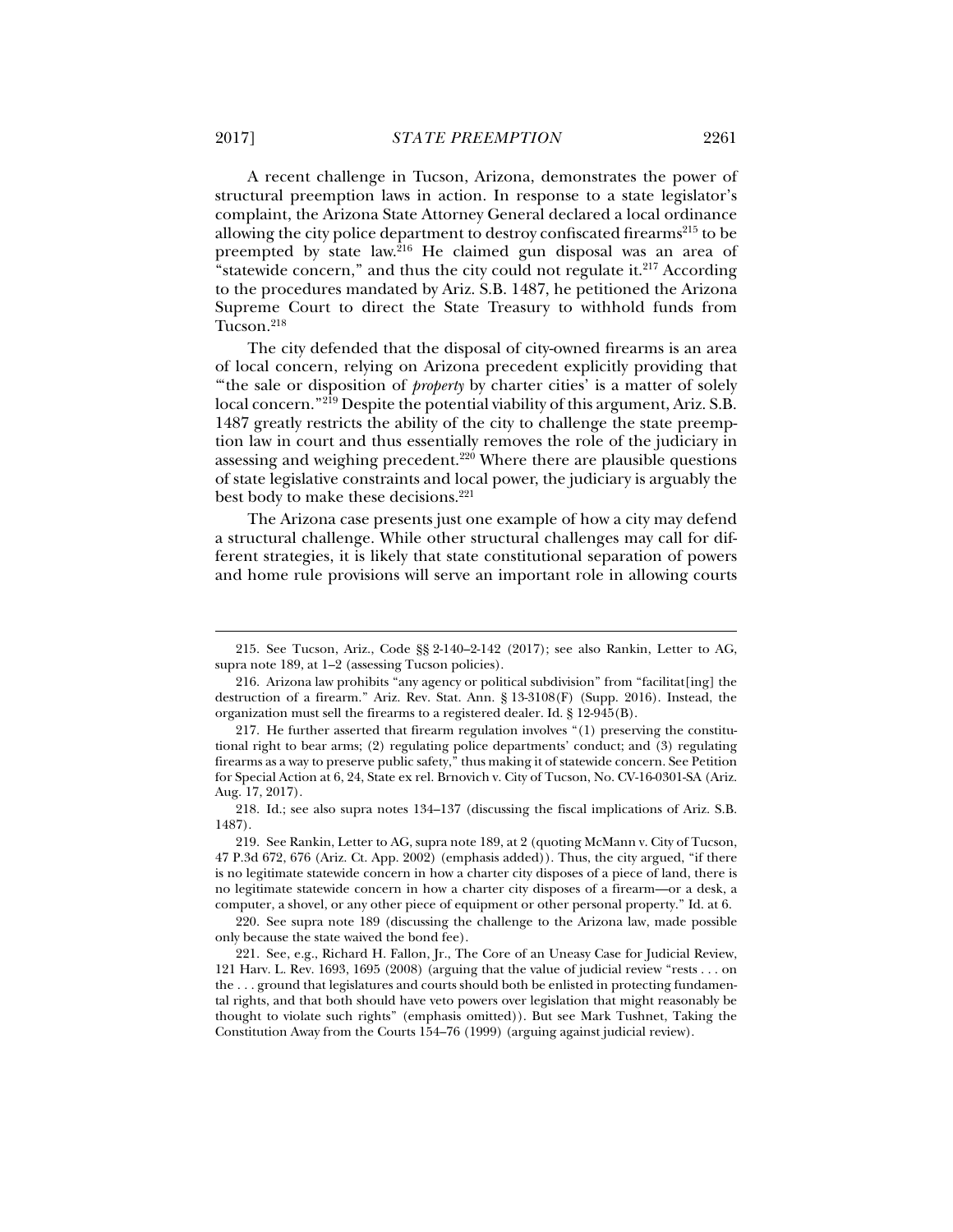A recent challenge in Tucson, Arizona, demonstrates the power of structural preemption laws in action. In response to a state legislator's complaint, the Arizona State Attorney General declared a local ordinance allowing the city police department to destroy confiscated firearms[215] to be preempted by state law.[216] He claimed gun disposal was an area of "statewide concern," and thus the city could not regulate it.[217] According to the procedures mandated by Ariz. S.B. 1487, he petitioned the Arizona Supreme Court to direct the State Treasury to withhold funds from Tucson.[218]

The city defended that the disposal of city-owned firearms is an area of local concern, relying on Arizona precedent explicitly providing that "'the sale or disposition of *property* by charter cities' is a matter of solely local concern."[219] Despite the potential viability of this argument, Ariz. S.B. 1487 greatly restricts the ability of the city to challenge the state preemption law in court and thus essentially removes the role of the judiciary in assessing and weighing precedent.[220] Where there are plausible questions of state legislative constraints and local power, the judiciary is arguably the best body to make these decisions.[221]

The Arizona case presents just one example of how a city may defend a structural challenge. While other structural challenges may call for different strategies, it is likely that state constitutional separation of powers and home rule provisions will serve an important role in allowing courts

---

215. See Tucson, Ariz., Code §§ 2-140–2-142 (2017); see also Rankin, Letter to AG, supra note 189, at 1–2 (assessing Tucson policies).

216. Arizona law prohibits "any agency or political subdivision" from "facilitat[ing] the destruction of a firearm." Ariz. Rev. Stat. Ann. § 13-3108(F) (Supp. 2016). Instead, the organization must sell the firearms to a registered dealer. Id. § 12-945(B).

217. He further asserted that firearm regulation involves "(1) preserving the constitutional right to bear arms; (2) regulating police departments' conduct; and (3) regulating firearms as a way to preserve public safety," thus making it of statewide concern. See Petition for Special Action at 6, 24, State ex rel. Brnovich v. City of Tucson, No. CV-16-0301-SA (Ariz. Aug. 17, 2017).

218. Id.; see also supra notes 134–137 (discussing the fiscal implications of Ariz. S.B. 1487).

219. See Rankin, Letter to AG, supra note 189, at 2 (quoting McMann v. City of Tucson, 47 P.3d 672, 676 (Ariz. Ct. App. 2002) (emphasis added)). Thus, the city argued, "if there is no legitimate statewide concern in how a charter city disposes of a piece of land, there is no legitimate statewide concern in how a charter city disposes of a firearm—or a desk, a computer, a shovel, or any other piece of equipment or other personal property." Id. at 6.

220. See supra note 189 (discussing the challenge to the Arizona law, made possible only because the state waived the bond fee).

221. See, e.g., Richard H. Fallon, Jr., The Core of an Uneasy Case for Judicial Review, 121 Harv. L. Rev. 1693, 1695 (2008) (arguing that the value of judicial review "rests . . . on the . . . ground that legislatures and courts should both be enlisted in protecting fundamental rights, and that both should have veto powers over legislation that might reasonably be thought to violate such rights" (emphasis omitted)). But see Mark Tushnet, Taking the Constitution Away from the Courts 154–76 (1999) (arguing against judicial review).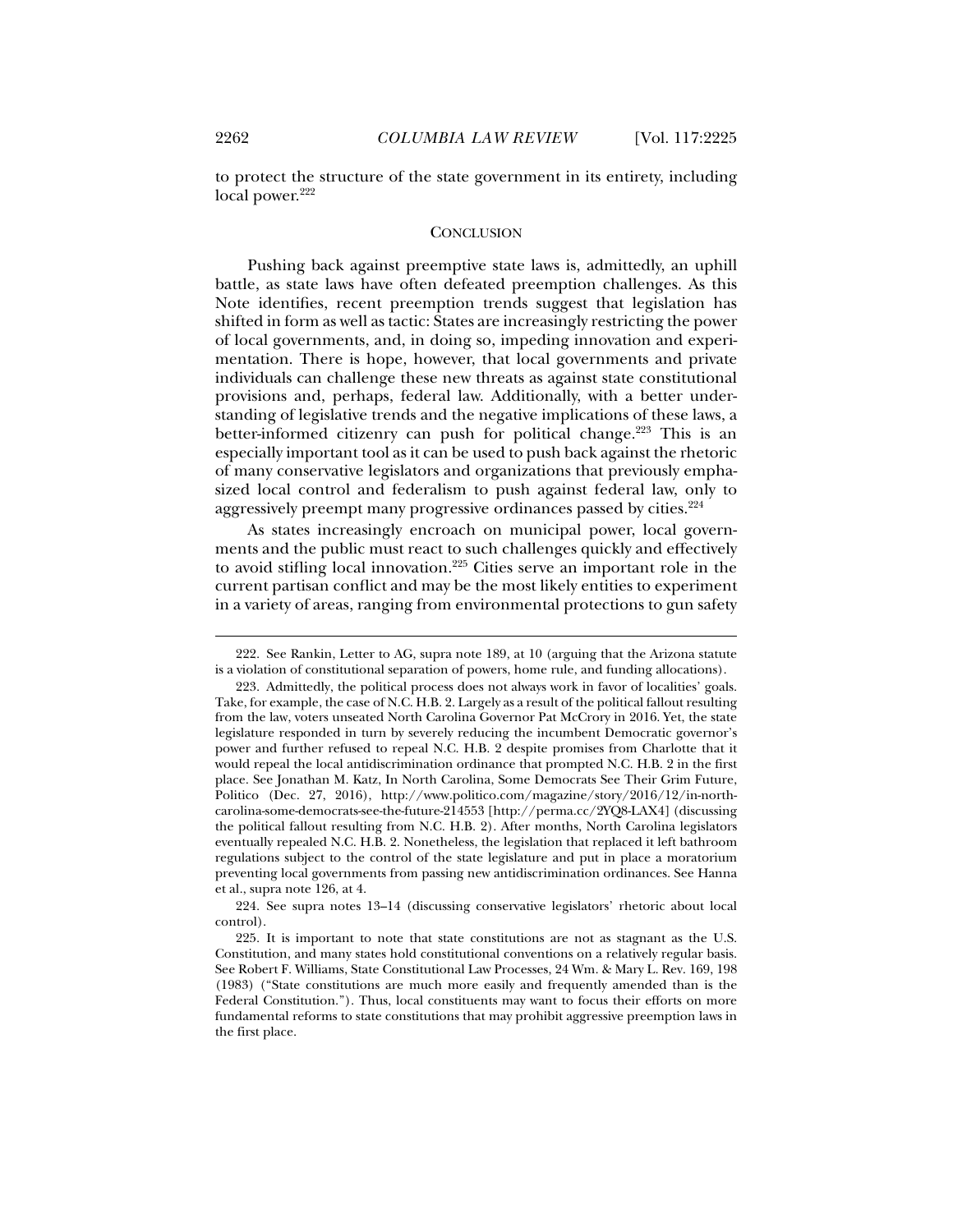to protect the structure of the state government in its entirety, including local power.[222]

## CONCLUSION

Pushing back against preemptive state laws is, admittedly, an uphill battle, as state laws have often defeated preemption challenges. As this Note identifies, recent preemption trends suggest that legislation has shifted in form as well as tactic: States are increasingly restricting the power of local governments, and, in doing so, impeding innovation and experimentation. There is hope, however, that local governments and private individuals can challenge these new threats as against state constitutional provisions and, perhaps, federal law. Additionally, with a better understanding of legislative trends and the negative implications of these laws, a better-informed citizenry can push for political change.[223] This is an especially important tool as it can be used to push back against the rhetoric of many conservative legislators and organizations that previously emphasized local control and federalism to push against federal law, only to aggressively preempt many progressive ordinances passed by cities.[224]

As states increasingly encroach on municipal power, local governments and the public must react to such challenges quickly and effectively to avoid stifling local innovation.[225] Cities serve an important role in the current partisan conflict and may be the most likely entities to experiment in a variety of areas, ranging from environmental protections to gun safety

---

222. See Rankin, Letter to AG, supra note 189, at 10 (arguing that the Arizona statute is a violation of constitutional separation of powers, home rule, and funding allocations).

223. Admittedly, the political process does not always work in favor of localities' goals. Take, for example, the case of N.C. H.B. 2. Largely as a result of the political fallout resulting from the law, voters unseated North Carolina Governor Pat McCrory in 2016. Yet, the state legislature responded in turn by severely reducing the incumbent Democratic governor's power and further refused to repeal N.C. H.B. 2 despite promises from Charlotte that it would repeal the local antidiscrimination ordinance that prompted N.C. H.B. 2 in the first place. See Jonathan M. Katz, In North Carolina, Some Democrats See Their Grim Future, Politico (Dec. 27, 2016), http://www.politico.com/magazine/story/2016/12/in-north-carolina-some-democrats-see-the-future-214553 [http://perma.cc/2YQ8-LAX4] (discussing the political fallout resulting from N.C. H.B. 2). After months, North Carolina legislators eventually repealed N.C. H.B. 2. Nonetheless, the legislation that replaced it left bathroom regulations subject to the control of the state legislature and put in place a moratorium preventing local governments from passing new antidiscrimination ordinances. See Hanna et al., supra note 126, at 4.

224. See supra notes 13–14 (discussing conservative legislators' rhetoric about local control).

225. It is important to note that state constitutions are not as stagnant as the U.S. Constitution, and many states hold constitutional conventions on a relatively regular basis. See Robert F. Williams, State Constitutional Law Processes, 24 Wm. & Mary L. Rev. 169, 198 (1983) ("State constitutions are much more easily and frequently amended than is the Federal Constitution."). Thus, local constituents may want to focus their efforts on more fundamental reforms to state constitutions that may prohibit aggressive preemption laws in the first place.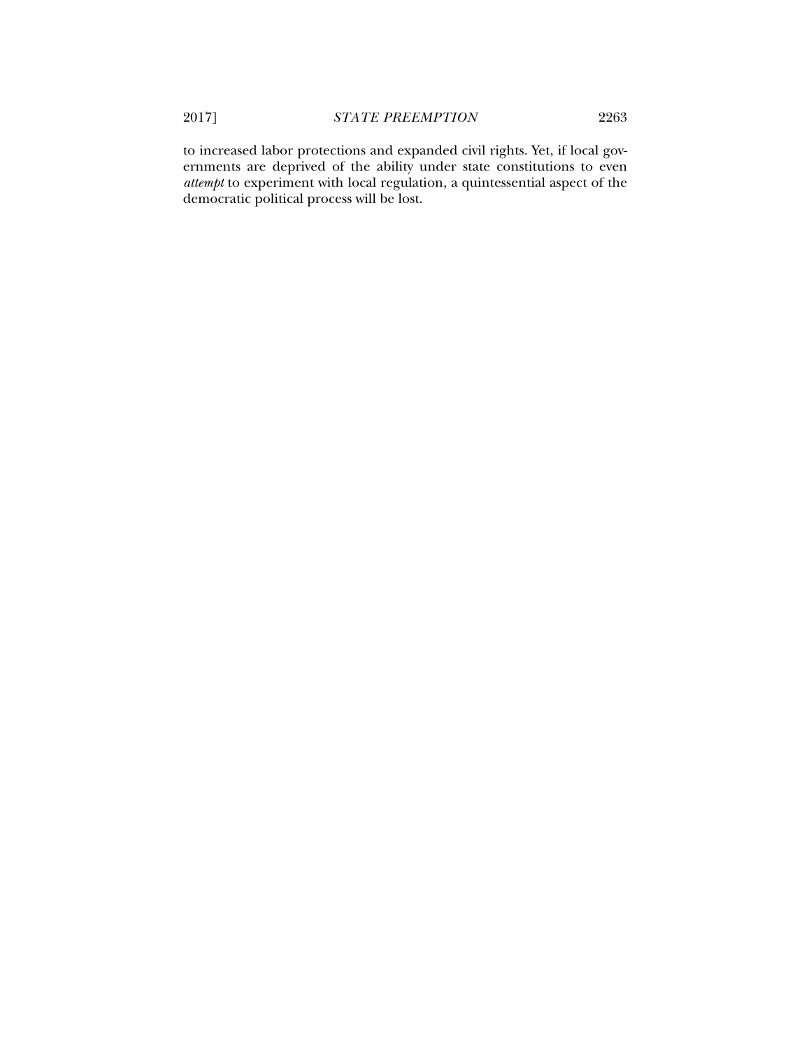to increased labor protections and expanded civil rights. Yet, if local governments are deprived of the ability under state constitutions to even *attempt* to experiment with local regulation, a quintessential aspect of the democratic political process will be lost.